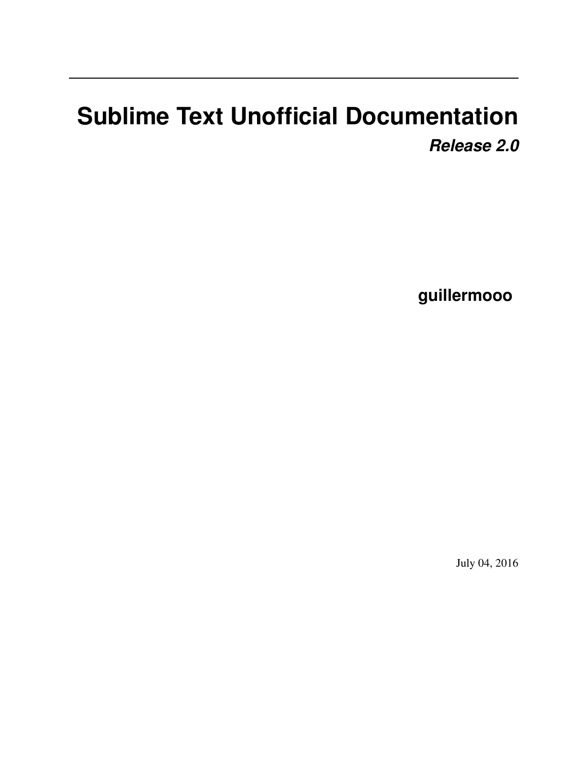# Sublime Text Unofficial Documentation

***Release 2.0***

**guillermooo**

July 04, 2016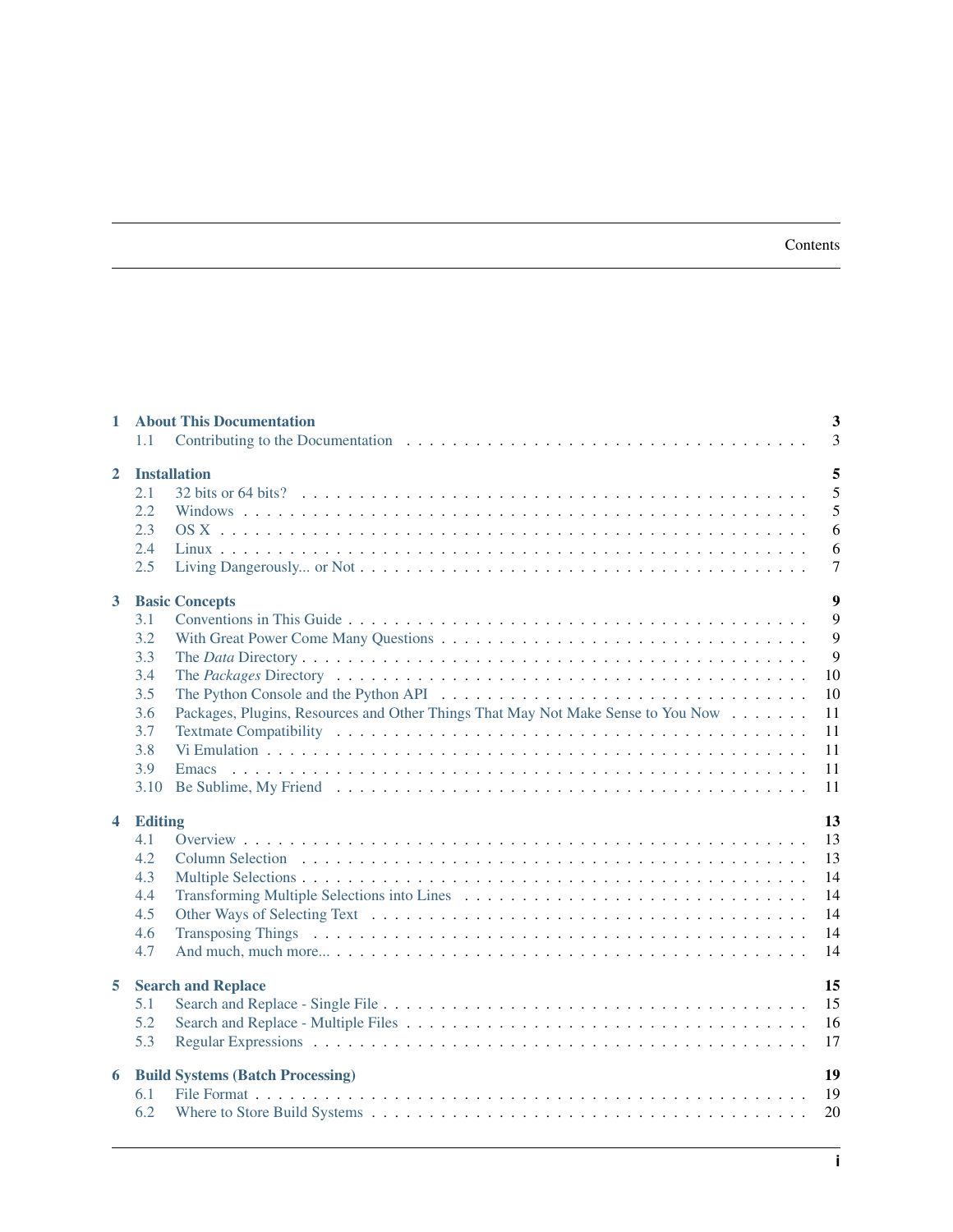# Contents

- **1 About This Documentation** — 3
  - 1.1 Contributing to the Documentation — 3
- **2 Installation** — 5
  - 2.1 32 bits or 64 bits? — 5
  - 2.2 Windows — 5
  - 2.3 OS X — 6
  - 2.4 Linux — 6
  - 2.5 Living Dangerously... or Not — 7
- **3 Basic Concepts** — 9
  - 3.1 Conventions in This Guide — 9
  - 3.2 With Great Power Come Many Questions — 9
  - 3.3 The *Data* Directory — 9
  - 3.4 The *Packages* Directory — 10
  - 3.5 The Python Console and the Python API — 10
  - 3.6 Packages, Plugins, Resources and Other Things That May Not Make Sense to You Now — 11
  - 3.7 Textmate Compatibility — 11
  - 3.8 Vi Emulation — 11
  - 3.9 Emacs — 11
  - 3.10 Be Sublime, My Friend — 11
- **4 Editing** — 13
  - 4.1 Overview — 13
  - 4.2 Column Selection — 13
  - 4.3 Multiple Selections — 14
  - 4.4 Transforming Multiple Selections into Lines — 14
  - 4.5 Other Ways of Selecting Text — 14
  - 4.6 Transposing Things — 14
  - 4.7 And much, much more... — 14
- **5 Search and Replace** — 15
  - 5.1 Search and Replace - Single File — 15
  - 5.2 Search and Replace - Multiple Files — 16
  - 5.3 Regular Expressions — 17
- **6 Build Systems (Batch Processing)** — 19
  - 6.1 File Format — 19
  - 6.2 Where to Store Build Systems — 20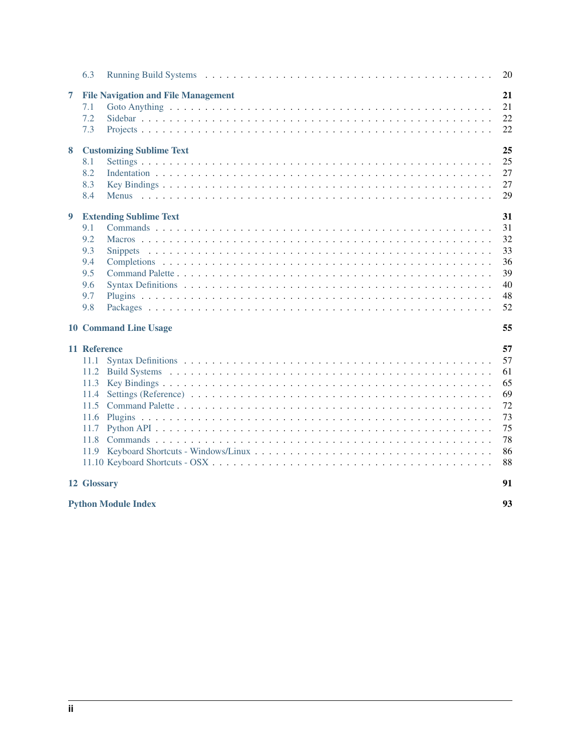- 6.3 Running Build Systems ... 20

**7 File Navigation and File Management** ... **21**

- 7.1 Goto Anything ... 21
- 7.2 Sidebar ... 22
- 7.3 Projects ... 22

**8 Customizing Sublime Text** ... **25**

- 8.1 Settings ... 25
- 8.2 Indentation ... 27
- 8.3 Key Bindings ... 27
- 8.4 Menus ... 29

**9 Extending Sublime Text** ... **31**

- 9.1 Commands ... 31
- 9.2 Macros ... 32
- 9.3 Snippets ... 33
- 9.4 Completions ... 36
- 9.5 Command Palette ... 39
- 9.6 Syntax Definitions ... 40
- 9.7 Plugins ... 48
- 9.8 Packages ... 52

**10 Command Line Usage** ... **55**

**11 Reference** ... **57**

- 11.1 Syntax Definitions ... 57
- 11.2 Build Systems ... 61
- 11.3 Key Bindings ... 65
- 11.4 Settings (Reference) ... 69
- 11.5 Command Palette ... 72
- 11.6 Plugins ... 73
- 11.7 Python API ... 75
- 11.8 Commands ... 78
- 11.9 Keyboard Shortcuts - Windows/Linux ... 86
- 11.10 Keyboard Shortcuts - OSX ... 88

**12 Glossary** ... **91**

**Python Module Index** ... **93**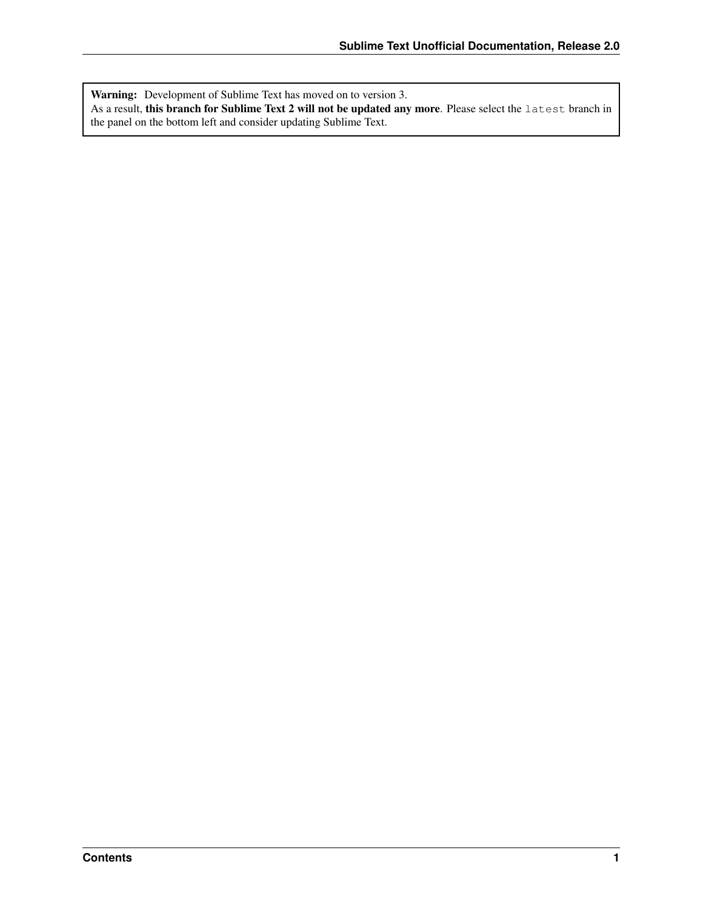**Warning:** Development of Sublime Text has moved on to version 3.
As a result, **this branch for Sublime Text 2 will not be updated any more**. Please select the `latest` branch in the panel on the bottom left and consider updating Sublime Text.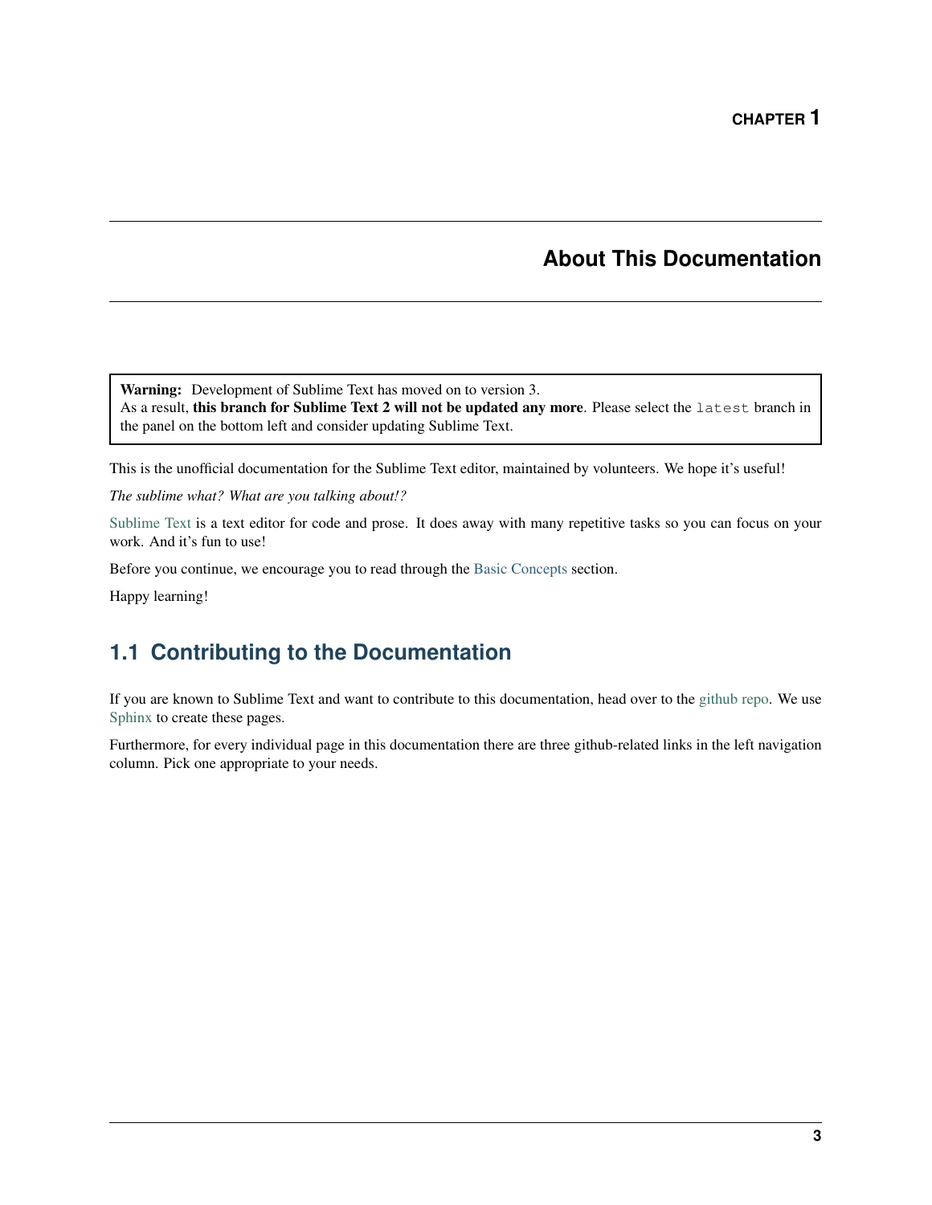# CHAPTER 1

# About This Documentation

> **Warning:** Development of Sublime Text has moved on to version 3.
> As a result, **this branch for Sublime Text 2 will not be updated any more**. Please select the `latest` branch in the panel on the bottom left and consider updating Sublime Text.

This is the unofficial documentation for the Sublime Text editor, maintained by volunteers. We hope it's useful!

*The sublime what? What are you talking about!?*

Sublime Text is a text editor for code and prose. It does away with many repetitive tasks so you can focus on your work. And it's fun to use!

Before you continue, we encourage you to read through the Basic Concepts section.

Happy learning!

## 1.1 Contributing to the Documentation

If you are known to Sublime Text and want to contribute to this documentation, head over to the github repo. We use Sphinx to create these pages.

Furthermore, for every individual page in this documentation there are three github-related links in the left navigation column. Pick one appropriate to your needs.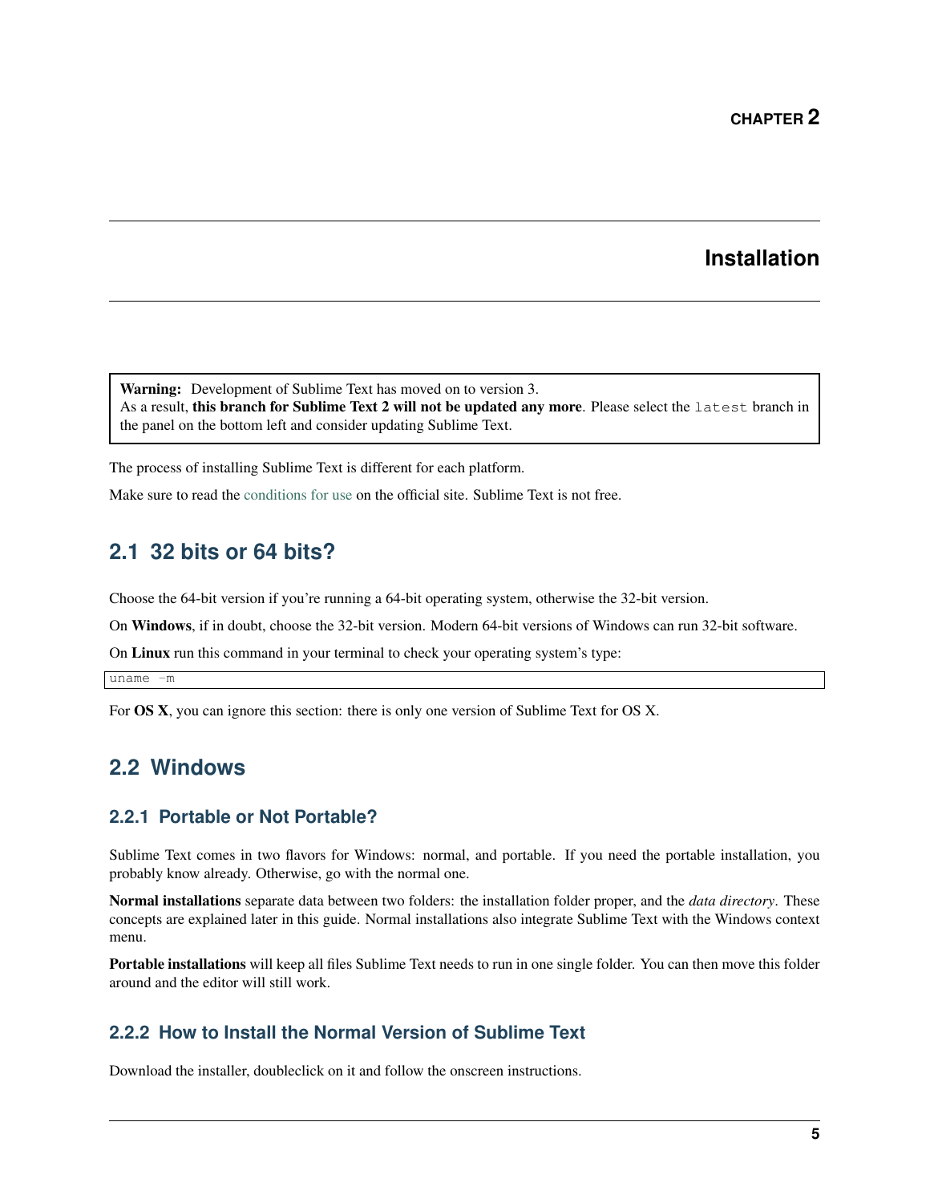# CHAPTER 2

# Installation

> **Warning:** Development of Sublime Text has moved on to version 3.
> As a result, **this branch for Sublime Text 2 will not be updated any more**. Please select the `latest` branch in the panel on the bottom left and consider updating Sublime Text.

The process of installing Sublime Text is different for each platform.

Make sure to read the conditions for use on the official site. Sublime Text is not free.

## 2.1 32 bits or 64 bits?

Choose the 64-bit version if you're running a 64-bit operating system, otherwise the 32-bit version.

On **Windows**, if in doubt, choose the 32-bit version. Modern 64-bit versions of Windows can run 32-bit software.

On **Linux** run this command in your terminal to check your operating system's type:

```
uname -m
```

For **OS X**, you can ignore this section: there is only one version of Sublime Text for OS X.

## 2.2 Windows

### 2.2.1 Portable or Not Portable?

Sublime Text comes in two flavors for Windows: normal, and portable. If you need the portable installation, you probably know already. Otherwise, go with the normal one.

**Normal installations** separate data between two folders: the installation folder proper, and the *data directory*. These concepts are explained later in this guide. Normal installations also integrate Sublime Text with the Windows context menu.

**Portable installations** will keep all files Sublime Text needs to run in one single folder. You can then move this folder around and the editor will still work.

### 2.2.2 How to Install the Normal Version of Sublime Text

Download the installer, doubleclick on it and follow the onscreen instructions.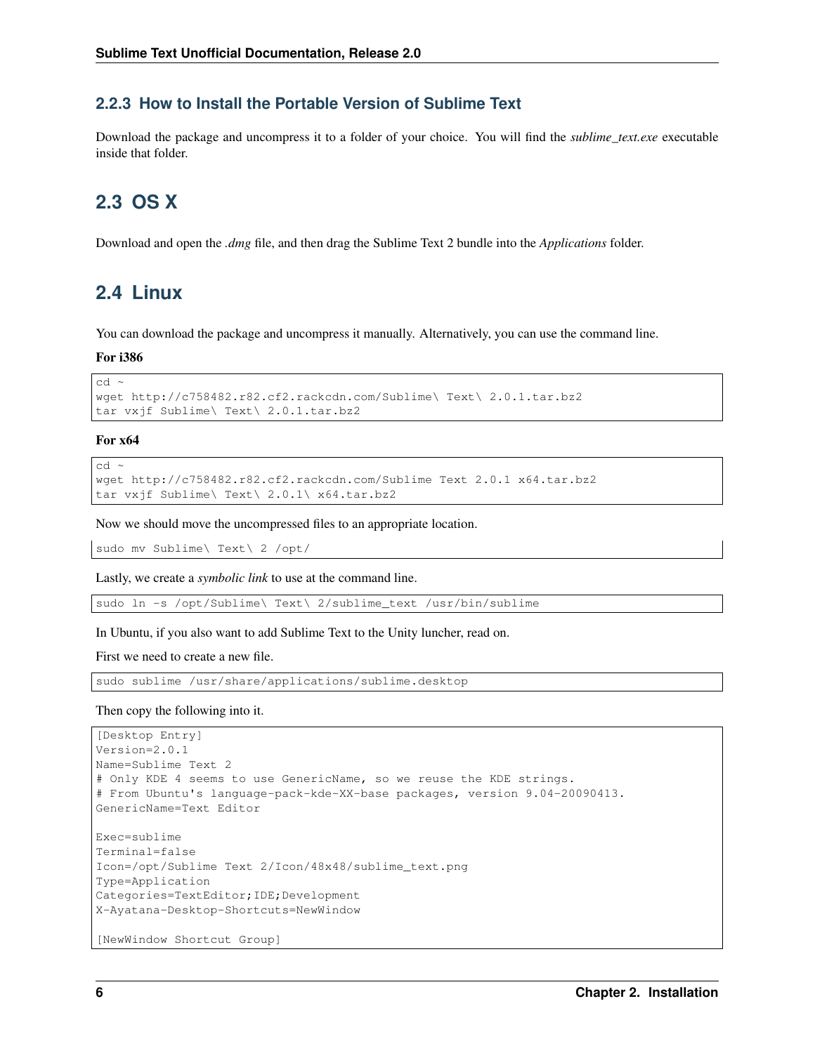### 2.2.3 How to Install the Portable Version of Sublime Text

Download the package and uncompress it to a folder of your choice. You will find the *sublime_text.exe* executable inside that folder.

## 2.3 OS X

Download and open the *.dmg* file, and then drag the Sublime Text 2 bundle into the *Applications* folder.

## 2.4 Linux

You can download the package and uncompress it manually. Alternatively, you can use the command line.

**For i386**

```
cd ~
wget http://c758482.r82.cf2.rackcdn.com/Sublime\ Text\ 2.0.1.tar.bz2
tar vxjf Sublime\ Text\ 2.0.1.tar.bz2
```

**For x64**

```
cd ~
wget http://c758482.r82.cf2.rackcdn.com/Sublime Text 2.0.1 x64.tar.bz2
tar vxjf Sublime\ Text\ 2.0.1\ x64.tar.bz2
```

Now we should move the uncompressed files to an appropriate location.

```
sudo mv Sublime\ Text\ 2 /opt/
```

Lastly, we create a *symbolic link* to use at the command line.

```
sudo ln -s /opt/Sublime\ Text\ 2/sublime_text /usr/bin/sublime
```

In Ubuntu, if you also want to add Sublime Text to the Unity luncher, read on.

First we need to create a new file.

```
sudo sublime /usr/share/applications/sublime.desktop
```

Then copy the following into it.

```
[Desktop Entry]
Version=2.0.1
Name=Sublime Text 2
# Only KDE 4 seems to use GenericName, so we reuse the KDE strings.
# From Ubuntu's language-pack-kde-XX-base packages, version 9.04-20090413.
GenericName=Text Editor

Exec=sublime
Terminal=false
Icon=/opt/Sublime Text 2/Icon/48x48/sublime_text.png
Type=Application
Categories=TextEditor;IDE;Development
X-Ayatana-Desktop-Shortcuts=NewWindow

[NewWindow Shortcut Group]
```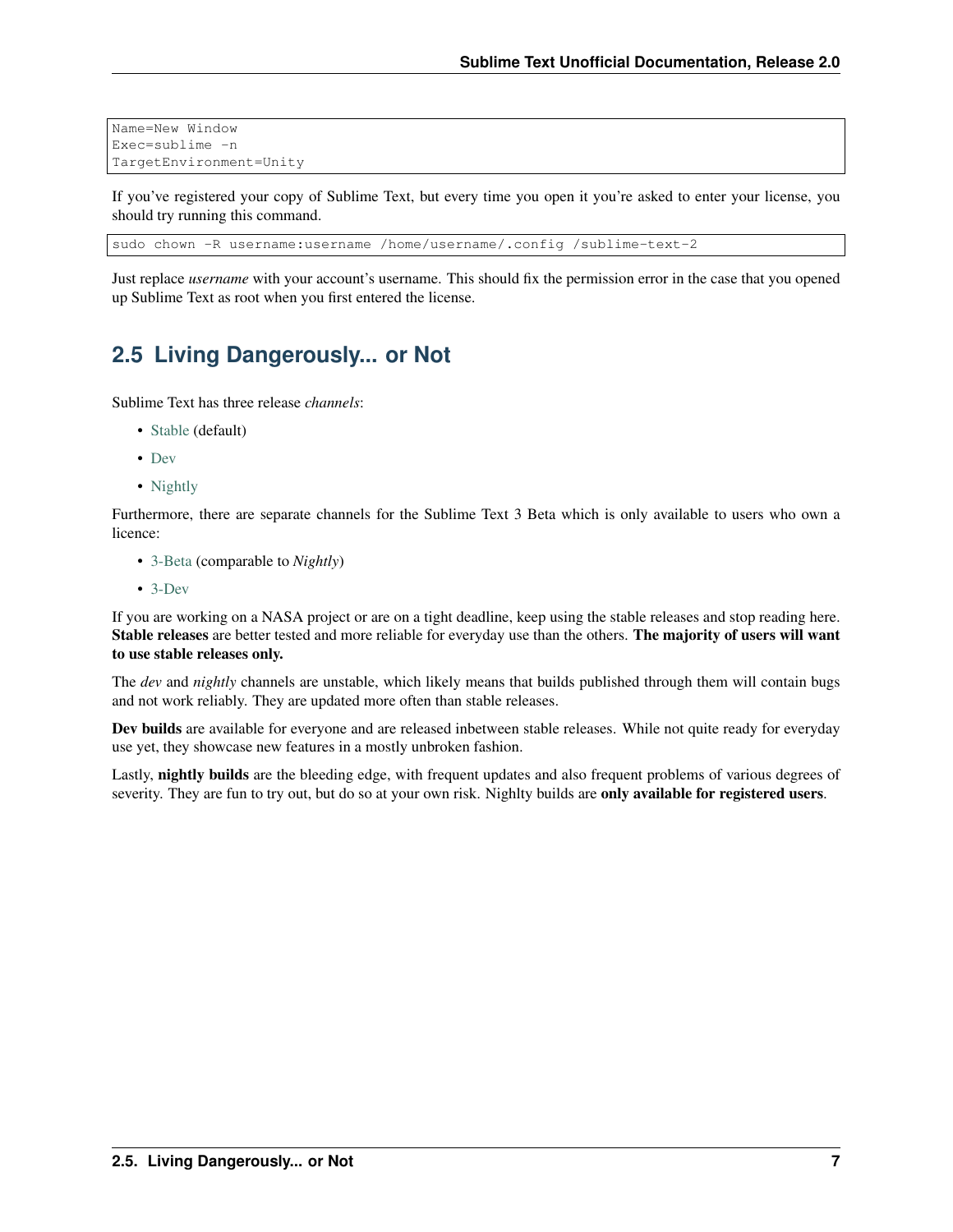```
Name=New Window
Exec=sublime -n
TargetEnvironment=Unity
```

If you've registered your copy of Sublime Text, but every time you open it you're asked to enter your license, you should try running this command.

```
sudo chown -R username:username /home/username/.config /sublime-text-2
```

Just replace *username* with your account's username. This should fix the permission error in the case that you opened up Sublime Text as root when you first entered the license.

## 2.5 Living Dangerously... or Not

Sublime Text has three release *channels*:

- Stable (default)
- Dev
- Nightly

Furthermore, there are separate channels for the Sublime Text 3 Beta which is only available to users who own a licence:

- 3-Beta (comparable to *Nightly*)
- 3-Dev

If you are working on a NASA project or are on a tight deadline, keep using the stable releases and stop reading here. **Stable releases** are better tested and more reliable for everyday use than the others. **The majority of users will want to use stable releases only.**

The *dev* and *nightly* channels are unstable, which likely means that builds published through them will contain bugs and not work reliably. They are updated more often than stable releases.

**Dev builds** are available for everyone and are released inbetween stable releases. While not quite ready for everyday use yet, they showcase new features in a mostly unbroken fashion.

Lastly, **nightly builds** are the bleeding edge, with frequent updates and also frequent problems of various degrees of severity. They are fun to try out, but do so at your own risk. Nighlty builds are **only available for registered users**.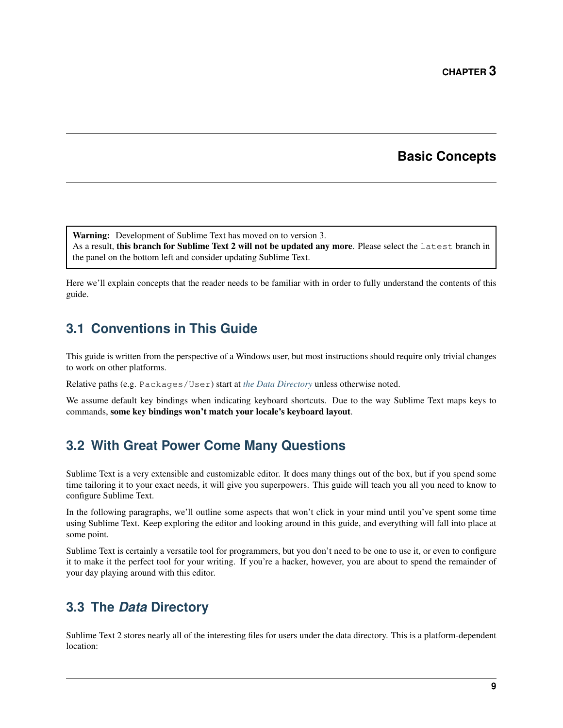# CHAPTER 3

# Basic Concepts

> **Warning:** Development of Sublime Text has moved on to version 3.
> As a result, **this branch for Sublime Text 2 will not be updated any more**. Please select the `latest` branch in the panel on the bottom left and consider updating Sublime Text.

Here we'll explain concepts that the reader needs to be familiar with in order to fully understand the contents of this guide.

## 3.1 Conventions in This Guide

This guide is written from the perspective of a Windows user, but most instructions should require only trivial changes to work on other platforms.

Relative paths (e.g. `Packages/User`) start at *the Data Directory* unless otherwise noted.

We assume default key bindings when indicating keyboard shortcuts. Due to the way Sublime Text maps keys to commands, **some key bindings won't match your locale's keyboard layout**.

## 3.2 With Great Power Come Many Questions

Sublime Text is a very extensible and customizable editor. It does many things out of the box, but if you spend some time tailoring it to your exact needs, it will give you superpowers. This guide will teach you all you need to know to configure Sublime Text.

In the following paragraphs, we'll outline some aspects that won't click in your mind until you've spent some time using Sublime Text. Keep exploring the editor and looking around in this guide, and everything will fall into place at some point.

Sublime Text is certainly a versatile tool for programmers, but you don't need to be one to use it, or even to configure it to make it the perfect tool for your writing. If you're a hacker, however, you are about to spend the remainder of your day playing around with this editor.

## 3.3 The *Data* Directory

Sublime Text 2 stores nearly all of the interesting files for users under the data directory. This is a platform-dependent location: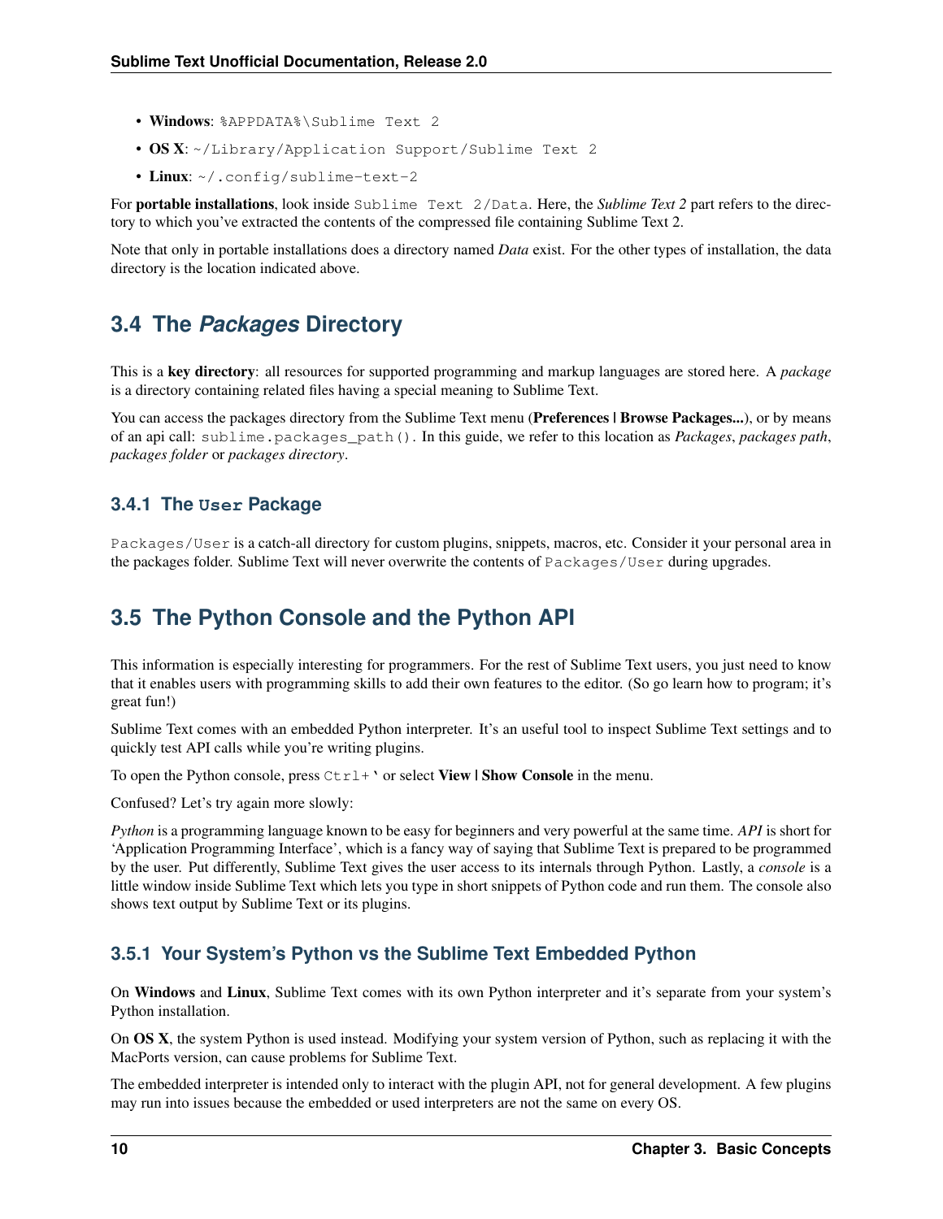- **Windows**: `%APPDATA%\Sublime Text 2`
- **OS X**: `~/Library/Application Support/Sublime Text 2`
- **Linux**: `~/.config/sublime-text-2`

For **portable installations**, look inside `Sublime Text 2/Data`. Here, the *Sublime Text 2* part refers to the directory to which you've extracted the contents of the compressed file containing Sublime Text 2.

Note that only in portable installations does a directory named *Data* exist. For the other types of installation, the data directory is the location indicated above.

## 3.4 The *Packages* Directory

This is a **key directory**: all resources for supported programming and markup languages are stored here. A *package* is a directory containing related files having a special meaning to Sublime Text.

You can access the packages directory from the Sublime Text menu (**Preferences | Browse Packages...**), or by means of an api call: `sublime.packages_path()`. In this guide, we refer to this location as *Packages*, *packages path*, *packages folder* or *packages directory*.

### 3.4.1 The `User` Package

`Packages/User` is a catch-all directory for custom plugins, snippets, macros, etc. Consider it your personal area in the packages folder. Sublime Text will never overwrite the contents of `Packages/User` during upgrades.

## 3.5 The Python Console and the Python API

This information is especially interesting for programmers. For the rest of Sublime Text users, you just need to know that it enables users with programming skills to add their own features to the editor. (So go learn how to program; it's great fun!)

Sublime Text comes with an embedded Python interpreter. It's an useful tool to inspect Sublime Text settings and to quickly test API calls while you're writing plugins.

To open the Python console, press `Ctrl+`` or select **View | Show Console** in the menu.

Confused? Let's try again more slowly:

*Python* is a programming language known to be easy for beginners and very powerful at the same time. *API* is short for 'Application Programming Interface', which is a fancy way of saying that Sublime Text is prepared to be programmed by the user. Put differently, Sublime Text gives the user access to its internals through Python. Lastly, a *console* is a little window inside Sublime Text which lets you type in short snippets of Python code and run them. The console also shows text output by Sublime Text or its plugins.

### 3.5.1 Your System's Python vs the Sublime Text Embedded Python

On **Windows** and **Linux**, Sublime Text comes with its own Python interpreter and it's separate from your system's Python installation.

On **OS X**, the system Python is used instead. Modifying your system version of Python, such as replacing it with the MacPorts version, can cause problems for Sublime Text.

The embedded interpreter is intended only to interact with the plugin API, not for general development. A few plugins may run into issues because the embedded or used interpreters are not the same on every OS.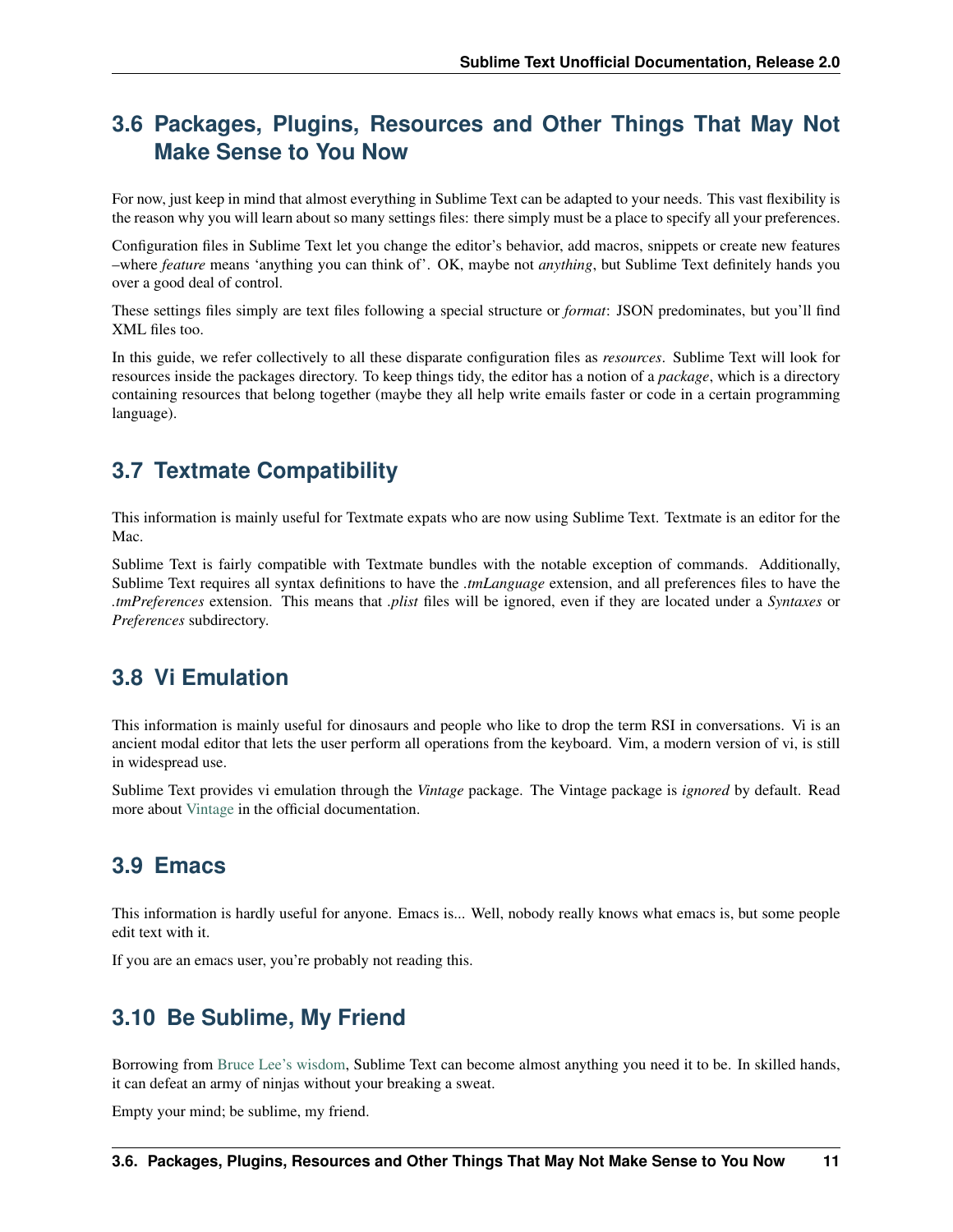## 3.6 Packages, Plugins, Resources and Other Things That May Not Make Sense to You Now

For now, just keep in mind that almost everything in Sublime Text can be adapted to your needs. This vast flexibility is the reason why you will learn about so many settings files: there simply must be a place to specify all your preferences.

Configuration files in Sublime Text let you change the editor's behavior, add macros, snippets or create new features –where *feature* means 'anything you can think of'. OK, maybe not *anything*, but Sublime Text definitely hands you over a good deal of control.

These settings files simply are text files following a special structure or *format*: JSON predominates, but you'll find XML files too.

In this guide, we refer collectively to all these disparate configuration files as *resources*. Sublime Text will look for resources inside the packages directory. To keep things tidy, the editor has a notion of a *package*, which is a directory containing resources that belong together (maybe they all help write emails faster or code in a certain programming language).

## 3.7 Textmate Compatibility

This information is mainly useful for Textmate expats who are now using Sublime Text. Textmate is an editor for the Mac.

Sublime Text is fairly compatible with Textmate bundles with the notable exception of commands. Additionally, Sublime Text requires all syntax definitions to have the *.tmLanguage* extension, and all preferences files to have the *.tmPreferences* extension. This means that *.plist* files will be ignored, even if they are located under a *Syntaxes* or *Preferences* subdirectory.

## 3.8 Vi Emulation

This information is mainly useful for dinosaurs and people who like to drop the term RSI in conversations. Vi is an ancient modal editor that lets the user perform all operations from the keyboard. Vim, a modern version of vi, is still in widespread use.

Sublime Text provides vi emulation through the *Vintage* package. The Vintage package is *ignored* by default. Read more about Vintage in the official documentation.

## 3.9 Emacs

This information is hardly useful for anyone. Emacs is... Well, nobody really knows what emacs is, but some people edit text with it.

If you are an emacs user, you're probably not reading this.

## 3.10 Be Sublime, My Friend

Borrowing from Bruce Lee's wisdom, Sublime Text can become almost anything you need it to be. In skilled hands, it can defeat an army of ninjas without your breaking a sweat.

Empty your mind; be sublime, my friend.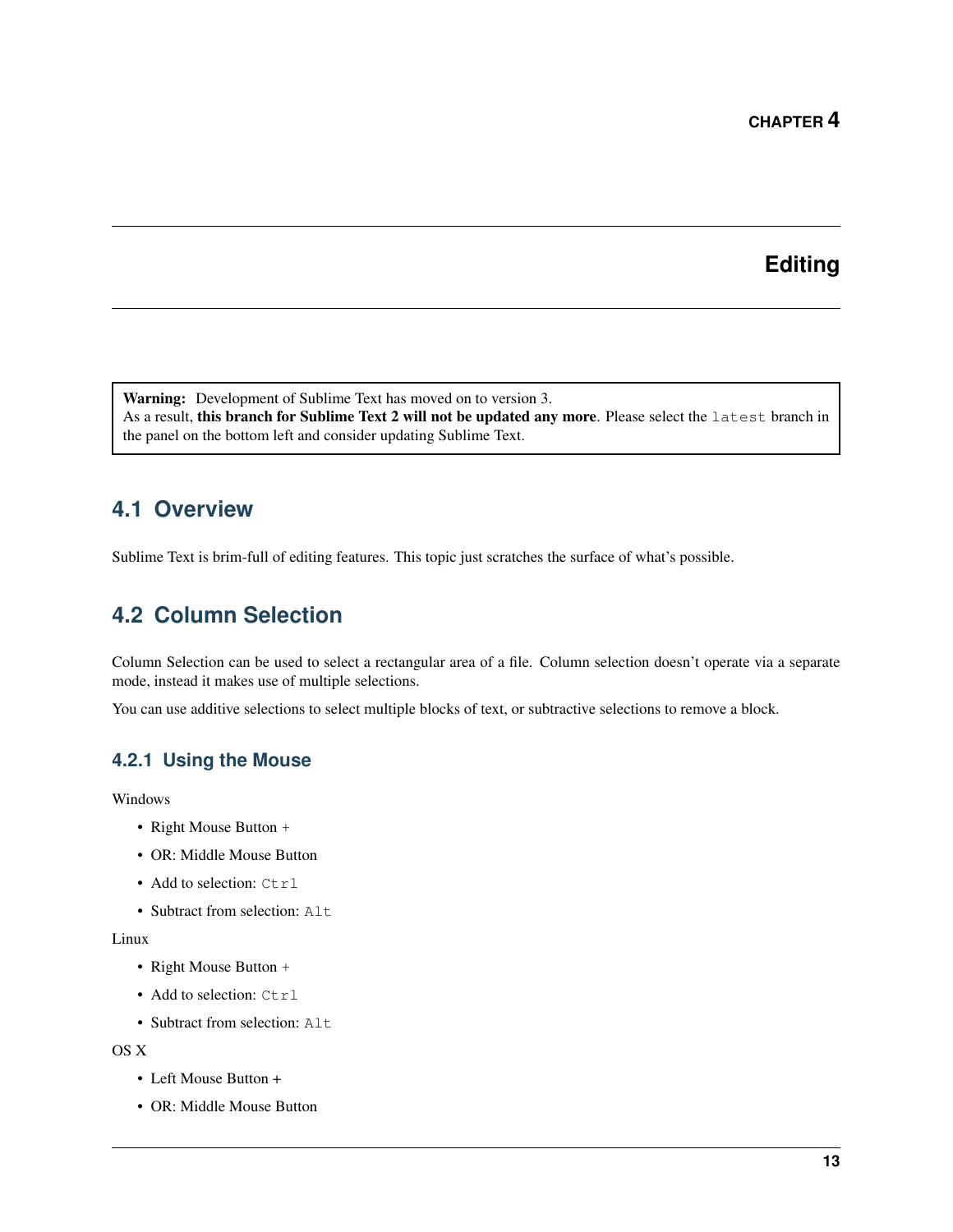CHAPTER 4

# Editing

> **Warning:** Development of Sublime Text has moved on to version 3.
> As a result, **this branch for Sublime Text 2 will not be updated any more**. Please select the `latest` branch in the panel on the bottom left and consider updating Sublime Text.

## 4.1 Overview

Sublime Text is brim-full of editing features. This topic just scratches the surface of what's possible.

## 4.2 Column Selection

Column Selection can be used to select a rectangular area of a file. Column selection doesn't operate via a separate mode, instead it makes use of multiple selections.

You can use additive selections to select multiple blocks of text, or subtractive selections to remove a block.

### 4.2.1 Using the Mouse

Windows

- Right Mouse Button +
- OR: Middle Mouse Button
- Add to selection: `Ctrl`
- Subtract from selection: `Alt`

Linux

- Right Mouse Button +
- Add to selection: `Ctrl`
- Subtract from selection: `Alt`

OS X

- Left Mouse Button +
- OR: Middle Mouse Button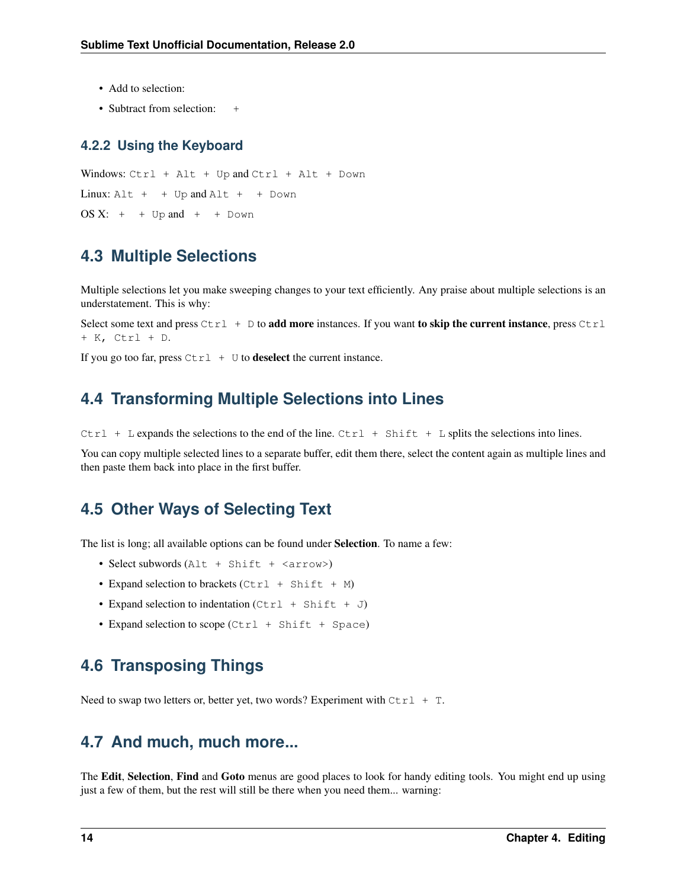- Add to selection:
- Subtract from selection:  +

### 4.2.2 Using the Keyboard

Windows: `Ctrl + Alt + Up` and `Ctrl + Alt + Down`

Linux: `Alt +  + Up` and `Alt +  + Down`

OS X: ` +  + Up` and ` +  + Down`

## 4.3 Multiple Selections

Multiple selections let you make sweeping changes to your text efficiently. Any praise about multiple selections is an understatement. This is why:

Select some text and press `Ctrl + D` to **add more** instances. If you want **to skip the current instance**, press `Ctrl + K, Ctrl + D`.

If you go too far, press `Ctrl + U` to **deselect** the current instance.

## 4.4 Transforming Multiple Selections into Lines

`Ctrl + L` expands the selections to the end of the line. `Ctrl + Shift + L` splits the selections into lines.

You can copy multiple selected lines to a separate buffer, edit them there, select the content again as multiple lines and then paste them back into place in the first buffer.

## 4.5 Other Ways of Selecting Text

The list is long; all available options can be found under **Selection**. To name a few:

- Select subwords (`Alt + Shift + <arrow>`)
- Expand selection to brackets (`Ctrl + Shift + M`)
- Expand selection to indentation (`Ctrl + Shift + J`)
- Expand selection to scope (`Ctrl + Shift + Space`)

## 4.6 Transposing Things

Need to swap two letters or, better yet, two words? Experiment with `Ctrl + T`.

## 4.7 And much, much more...

The **Edit**, **Selection**, **Find** and **Goto** menus are good places to look for handy editing tools. You might end up using just a few of them, but the rest will still be there when you need them... warning: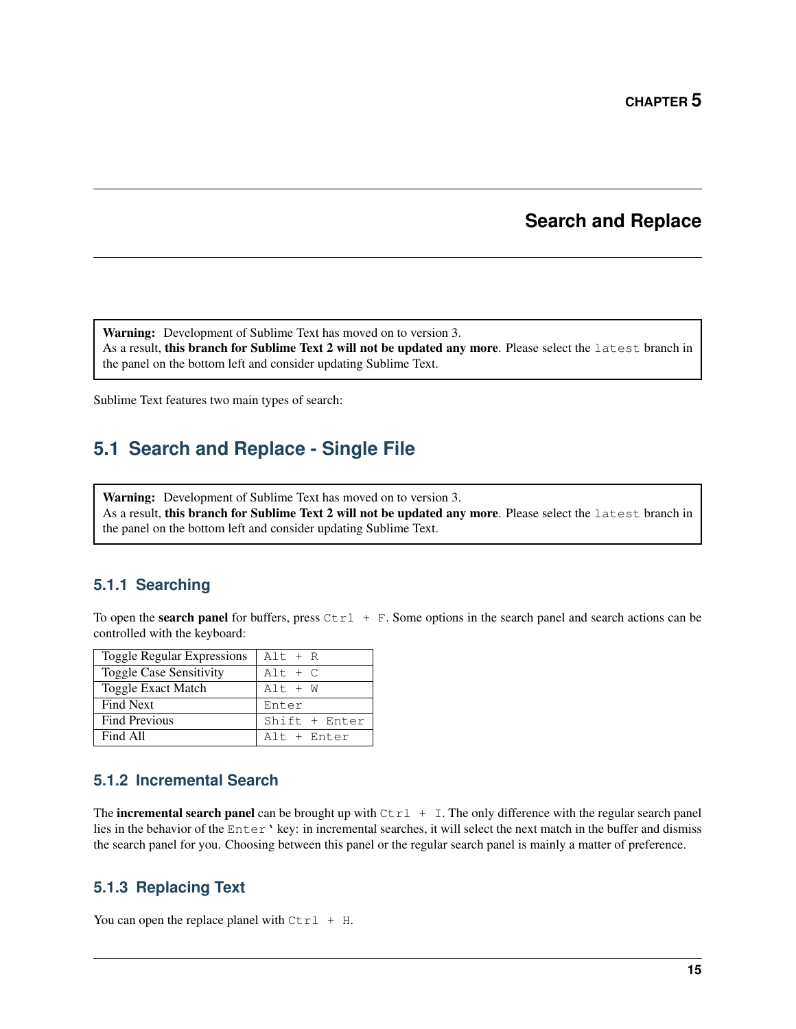# Chapter 5

# Search and Replace

> **Warning:** Development of Sublime Text has moved on to version 3.
> As a result, **this branch for Sublime Text 2 will not be updated any more**. Please select the `latest` branch in the panel on the bottom left and consider updating Sublime Text.

Sublime Text features two main types of search:

## 5.1 Search and Replace - Single File

> **Warning:** Development of Sublime Text has moved on to version 3.
> As a result, **this branch for Sublime Text 2 will not be updated any more**. Please select the `latest` branch in the panel on the bottom left and consider updating Sublime Text.

### 5.1.1 Searching

To open the **search panel** for buffers, press `Ctrl + F`. Some options in the search panel and search actions can be controlled with the keyboard:

| | |
|---|---|
| Toggle Regular Expressions | `Alt + R` |
| Toggle Case Sensitivity | `Alt + C` |
| Toggle Exact Match | `Alt + W` |
| Find Next | `Enter` |
| Find Previous | `Shift + Enter` |
| Find All | `Alt + Enter` |

### 5.1.2 Incremental Search

The **incremental search panel** can be brought up with `Ctrl + I`. The only difference with the regular search panel lies in the behavior of the `Enter`' key: in incremental searches, it will select the next match in the buffer and dismiss the search panel for you. Choosing between this panel or the regular search panel is mainly a matter of preference.

### 5.1.3 Replacing Text

You can open the replace planel with `Ctrl + H`.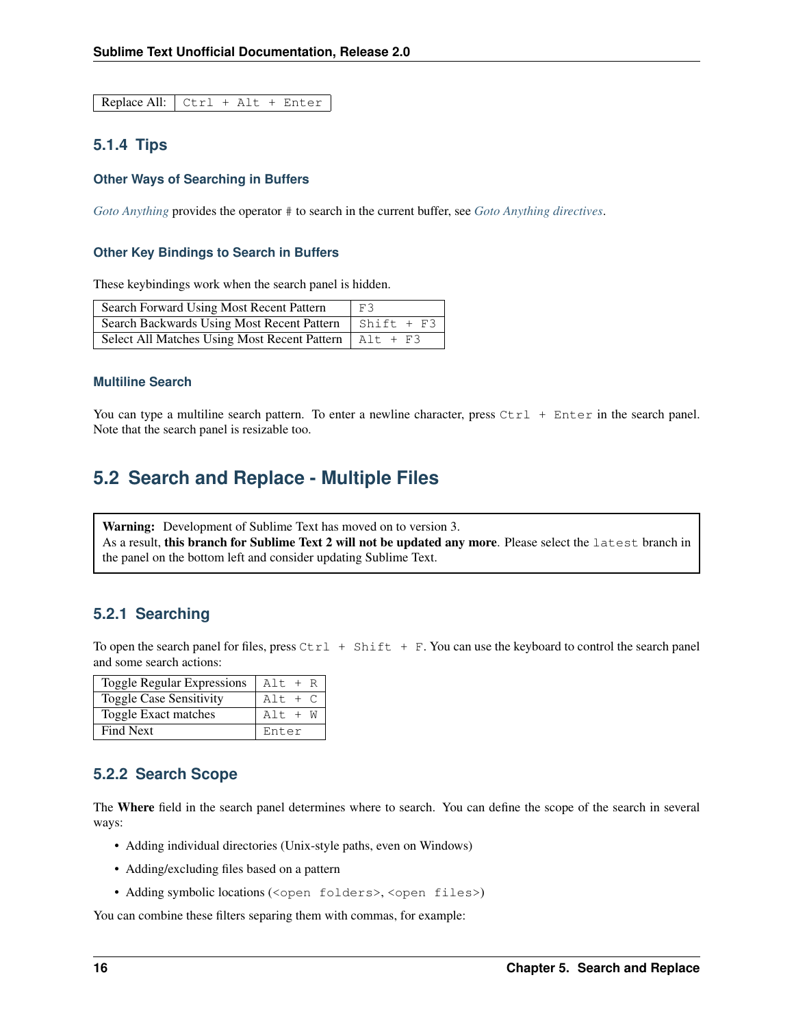| Replace All: | `Ctrl + Alt + Enter` |
|---|---|

### 5.1.4 Tips

#### Other Ways of Searching in Buffers

*Goto Anything* provides the operator `#` to search in the current buffer, see *Goto Anything directives*.

#### Other Key Bindings to Search in Buffers

These keybindings work when the search panel is hidden.

| Search Forward Using Most Recent Pattern | `F3` |
|---|---|
| Search Backwards Using Most Recent Pattern | `Shift + F3` |
| Select All Matches Using Most Recent Pattern | `Alt + F3` |

#### Multiline Search

You can type a multiline search pattern. To enter a newline character, press `Ctrl + Enter` in the search panel. Note that the search panel is resizable too.

## 5.2 Search and Replace - Multiple Files

> **Warning:** Development of Sublime Text has moved on to version 3.
> As a result, **this branch for Sublime Text 2 will not be updated any more**. Please select the `latest` branch in the panel on the bottom left and consider updating Sublime Text.

### 5.2.1 Searching

To open the search panel for files, press `Ctrl + Shift + F`. You can use the keyboard to control the search panel and some search actions:

| Toggle Regular Expressions | `Alt + R` |
|---|---|
| Toggle Case Sensitivity | `Alt + C` |
| Toggle Exact matches | `Alt + W` |
| Find Next | `Enter` |

### 5.2.2 Search Scope

The **Where** field in the search panel determines where to search. You can define the scope of the search in several ways:

- Adding individual directories (Unix-style paths, even on Windows)
- Adding/excluding files based on a pattern
- Adding symbolic locations (`<open folders>`, `<open files>`)

You can combine these filters separing them with commas, for example: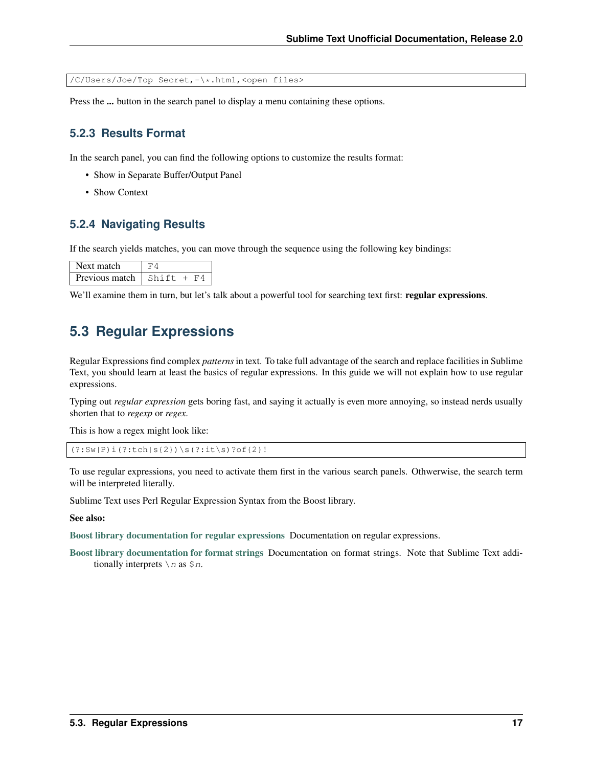```
/C/Users/Joe/Top Secret,-\*.html,<open files>
```

Press the **...** button in the search panel to display a menu containing these options.

### 5.2.3 Results Format

In the search panel, you can find the following options to customize the results format:

- Show in Separate Buffer/Output Panel
- Show Context

### 5.2.4 Navigating Results

If the search yields matches, you can move through the sequence using the following key bindings:

| Next match | `F4` |
|---|---|
| Previous match | `Shift + F4` |

We'll examine them in turn, but let's talk about a powerful tool for searching text first: **regular expressions**.

## 5.3 Regular Expressions

Regular Expressions find complex *patterns* in text. To take full advantage of the search and replace facilities in Sublime Text, you should learn at least the basics of regular expressions. In this guide we will not explain how to use regular expressions.

Typing out *regular expression* gets boring fast, and saying it actually is even more annoying, so instead nerds usually shorten that to *regexp* or *regex*.

This is how a regex might look like:

```
(?:Sw|P)i(?:tch|s{2})\s(?:it\s)?of{2}!
```

To use regular expressions, you need to activate them first in the various search panels. Othwerwise, the search term will be interpreted literally.

Sublime Text uses Perl Regular Expression Syntax from the Boost library.

**See also:**

**Boost library documentation for regular expressions** Documentation on regular expressions.

**Boost library documentation for format strings** Documentation on format strings. Note that Sublime Text additionally interprets `\n` as `$n`.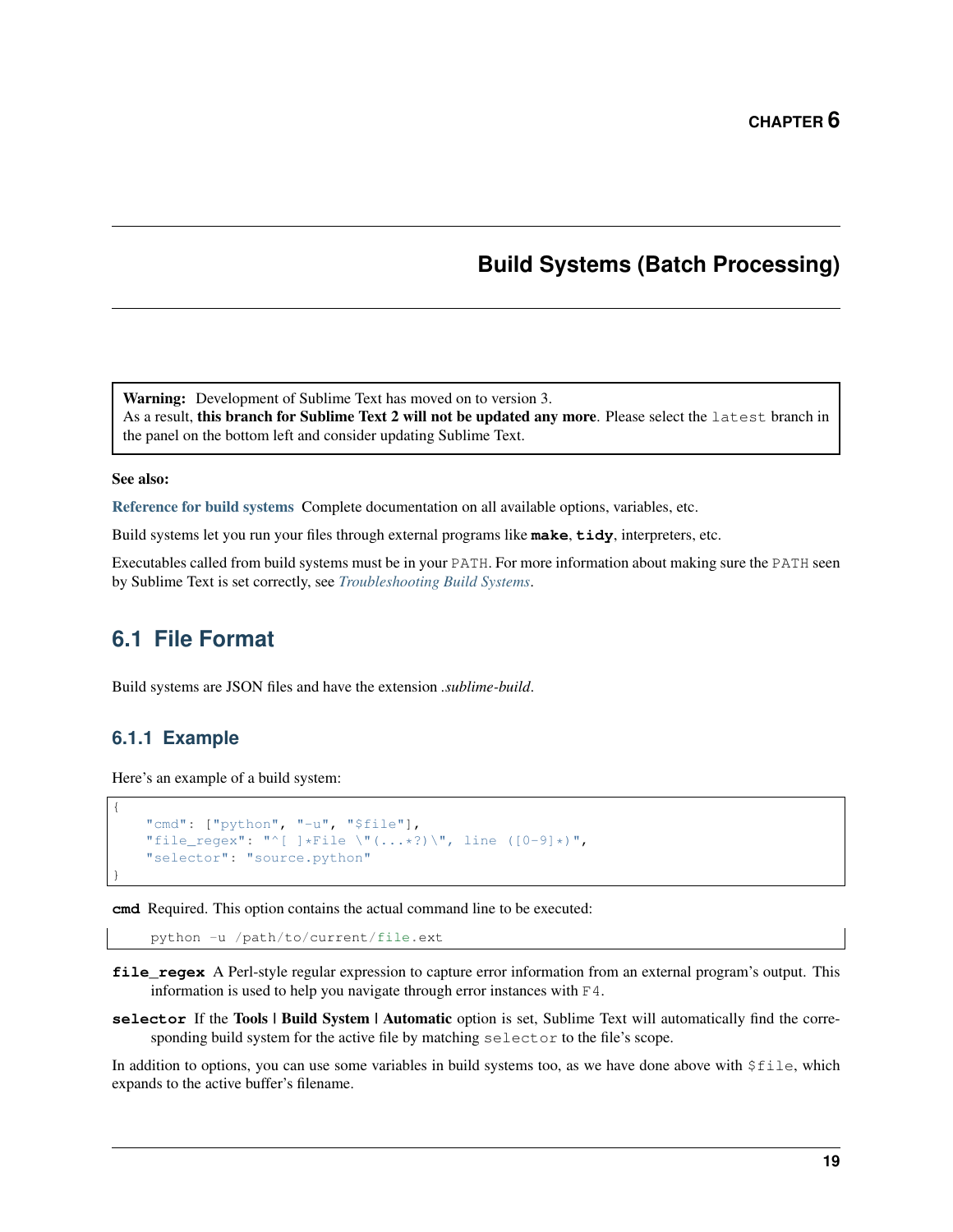# CHAPTER 6

# Build Systems (Batch Processing)

> **Warning:** Development of Sublime Text has moved on to version 3.
> As a result, **this branch for Sublime Text 2 will not be updated any more**. Please select the `latest` branch in the panel on the bottom left and consider updating Sublime Text.

**See also:**

**Reference for build systems** Complete documentation on all available options, variables, etc.

Build systems let you run your files through external programs like **make**, **tidy**, interpreters, etc.

Executables called from build systems must be in your `PATH`. For more information about making sure the `PATH` seen by Sublime Text is set correctly, see *Troubleshooting Build Systems*.

## 6.1 File Format

Build systems are JSON files and have the extension *.sublime-build*.

### 6.1.1 Example

Here's an example of a build system:

```
{
    "cmd": ["python", "-u", "$file"],
    "file_regex": "^[ ]*File \"(...*?)\", line ([0-9]*)",
    "selector": "source.python"
}
```

**cmd** Required. This option contains the actual command line to be executed:

```
python -u /path/to/current/file.ext
```

**file_regex** A Perl-style regular expression to capture error information from an external program's output. This information is used to help you navigate through error instances with `F4`.

**selector** If the **Tools | Build System | Automatic** option is set, Sublime Text will automatically find the corresponding build system for the active file by matching `selector` to the file's scope.

In addition to options, you can use some variables in build systems too, as we have done above with `$file`, which expands to the active buffer's filename.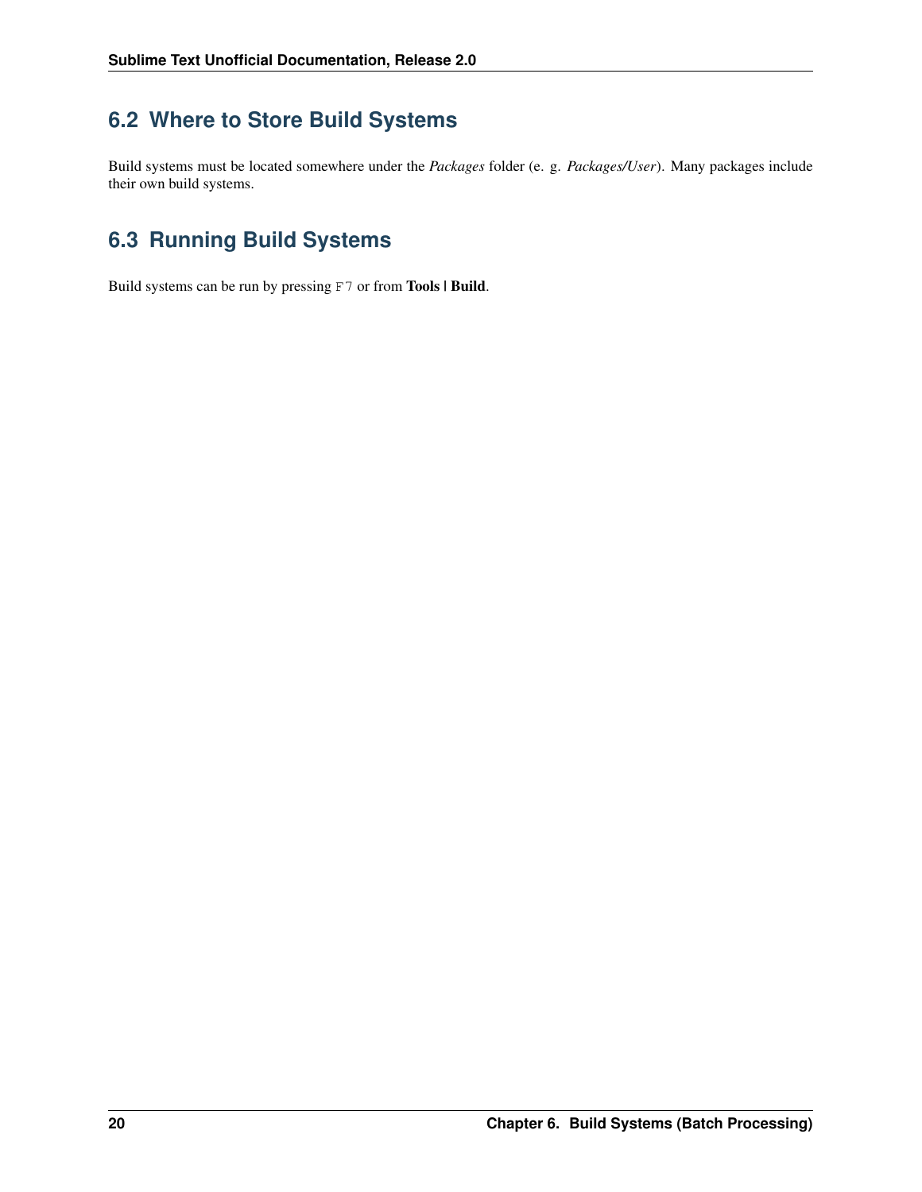## 6.2 Where to Store Build Systems

Build systems must be located somewhere under the *Packages* folder (e. g. *Packages/User*). Many packages include their own build systems.

## 6.3 Running Build Systems

Build systems can be run by pressing `F7` or from **Tools | Build**.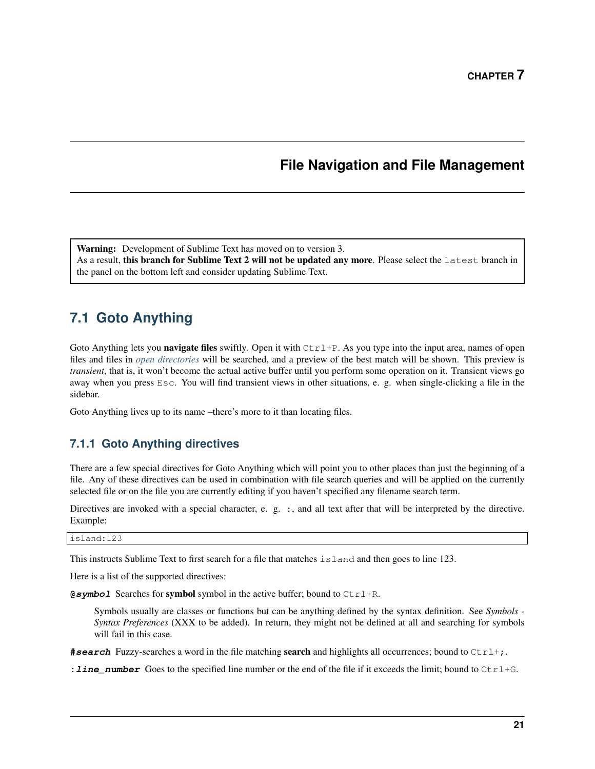# CHAPTER 7

## File Navigation and File Management

> **Warning:** Development of Sublime Text has moved on to version 3.
> As a result, **this branch for Sublime Text 2 will not be updated any more**. Please select the `latest` branch in the panel on the bottom left and consider updating Sublime Text.

## 7.1 Goto Anything

Goto Anything lets you **navigate files** swiftly. Open it with `Ctrl+P`. As you type into the input area, names of open files and files in *open directories* will be searched, and a preview of the best match will be shown. This preview is *transient*, that is, it won't become the actual active buffer until you perform some operation on it. Transient views go away when you press `Esc`. You will find transient views in other situations, e. g. when single-clicking a file in the sidebar.

Goto Anything lives up to its name –there's more to it than locating files.

### 7.1.1 Goto Anything directives

There are a few special directives for Goto Anything which will point you to other places than just the beginning of a file. Any of these directives can be used in combination with file search queries and will be applied on the currently selected file or on the file you are currently editing if you haven't specified any filename search term.

Directives are invoked with a special character, e. g. `:`, and all text after that will be interpreted by the directive. Example:

```
island:123
```

This instructs Sublime Text to first search for a file that matches `island` and then goes to line 123.

Here is a list of the supported directives:

**@*symbol*** Searches for **symbol** symbol in the active buffer; bound to `Ctrl+R`.

> Symbols usually are classes or functions but can be anything defined by the syntax definition. See *Symbols - Syntax Preferences* (XXX to be added). In return, they might not be defined at all and searching for symbols will fail in this case.

**#*search*** Fuzzy-searches a word in the file matching **search** and highlights all occurrences; bound to `Ctrl+;`.

**:*line_number*** Goes to the specified line number or the end of the file if it exceeds the limit; bound to `Ctrl+G`.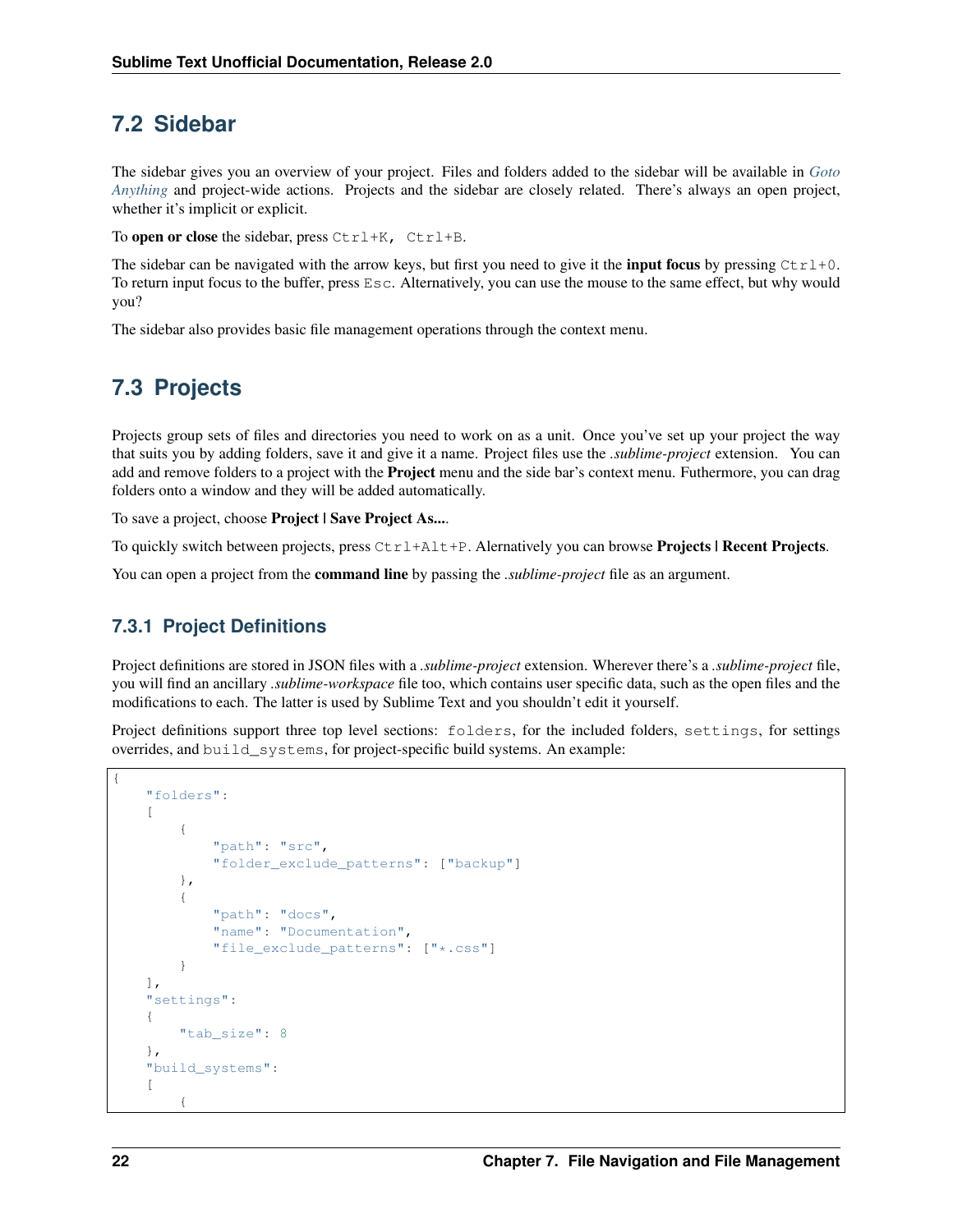## 7.2 Sidebar

The sidebar gives you an overview of your project. Files and folders added to the sidebar will be available in *Goto Anything* and project-wide actions. Projects and the sidebar are closely related. There's always an open project, whether it's implicit or explicit.

To **open or close** the sidebar, press `Ctrl+K, Ctrl+B`.

The sidebar can be navigated with the arrow keys, but first you need to give it the **input focus** by pressing `Ctrl+0`. To return input focus to the buffer, press `Esc`. Alternatively, you can use the mouse to the same effect, but why would you?

The sidebar also provides basic file management operations through the context menu.

## 7.3 Projects

Projects group sets of files and directories you need to work on as a unit. Once you've set up your project the way that suits you by adding folders, save it and give it a name. Project files use the *.sublime-project* extension. You can add and remove folders to a project with the **Project** menu and the side bar's context menu. Futhermore, you can drag folders onto a window and they will be added automatically.

To save a project, choose **Project | Save Project As...**.

To quickly switch between projects, press `Ctrl+Alt+P`. Alernatively you can browse **Projects | Recent Projects**.

You can open a project from the **command line** by passing the *.sublime-project* file as an argument.

### 7.3.1 Project Definitions

Project definitions are stored in JSON files with a *.sublime-project* extension. Wherever there's a *.sublime-project* file, you will find an ancillary *.sublime-workspace* file too, which contains user specific data, such as the open files and the modifications to each. The latter is used by Sublime Text and you shouldn't edit it yourself.

Project definitions support three top level sections: `folders`, for the included folders, `settings`, for settings overrides, and `build_systems`, for project-specific build systems. An example:

```
{
    "folders":
    [
        {
            "path": "src",
            "folder_exclude_patterns": ["backup"]
        },
        {
            "path": "docs",
            "name": "Documentation",
            "file_exclude_patterns": ["*.css"]
        }
    ],
    "settings":
    {
        "tab_size": 8
    },
    "build_systems":
    [
        {
```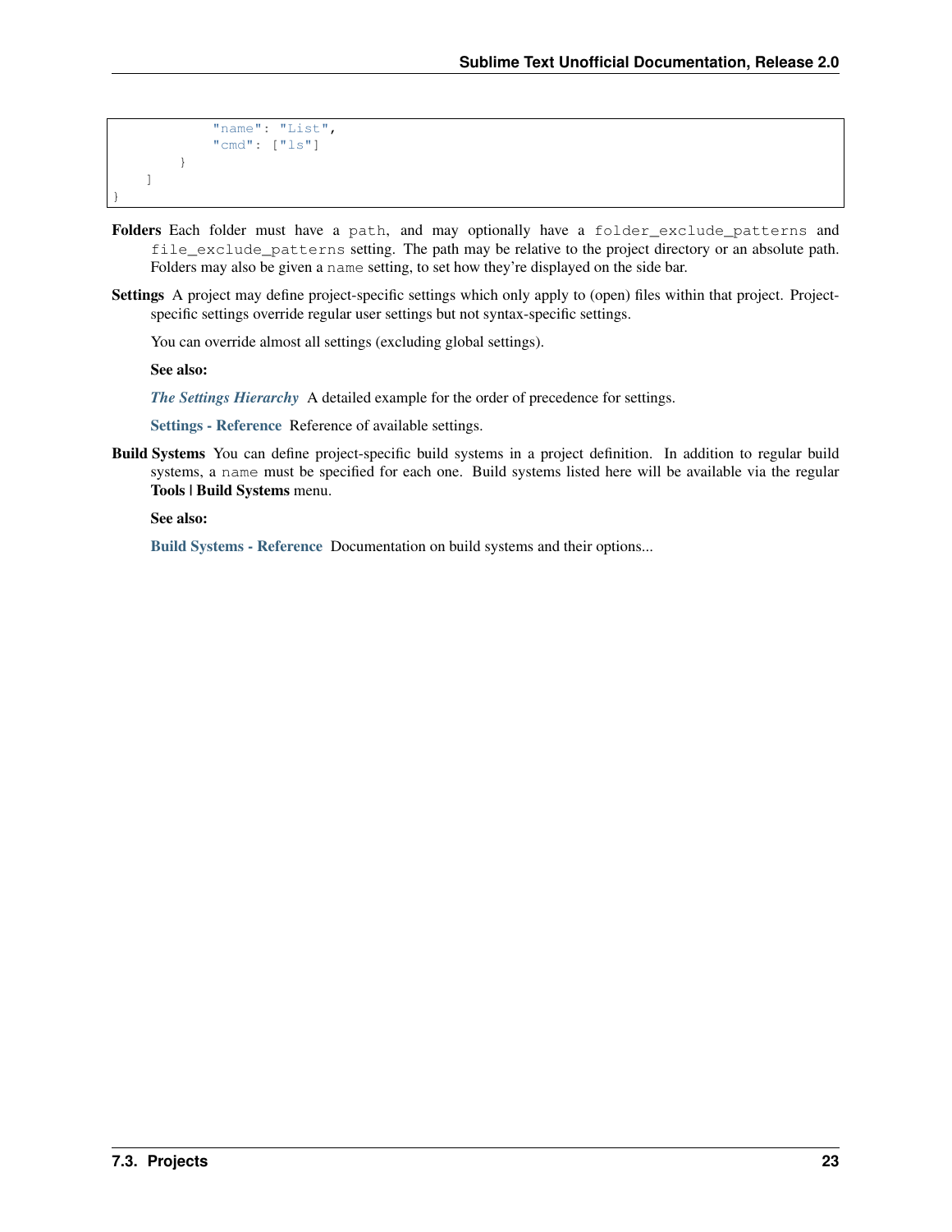```
            "name": "List",
            "cmd": ["ls"]
        }
    ]
}
```

**Folders** Each folder must have a `path`, and may optionally have a `folder_exclude_patterns` and `file_exclude_patterns` setting. The path may be relative to the project directory or an absolute path. Folders may also be given a `name` setting, to set how they're displayed on the side bar.

**Settings** A project may define project-specific settings which only apply to (open) files within that project. Project-specific settings override regular user settings but not syntax-specific settings.

You can override almost all settings (excluding global settings).

**See also:**

***The Settings Hierarchy*** A detailed example for the order of precedence for settings.

**Settings - Reference** Reference of available settings.

**Build Systems** You can define project-specific build systems in a project definition. In addition to regular build systems, a `name` must be specified for each one. Build systems listed here will be available via the regular **Tools | Build Systems** menu.

**See also:**

**Build Systems - Reference** Documentation on build systems and their options...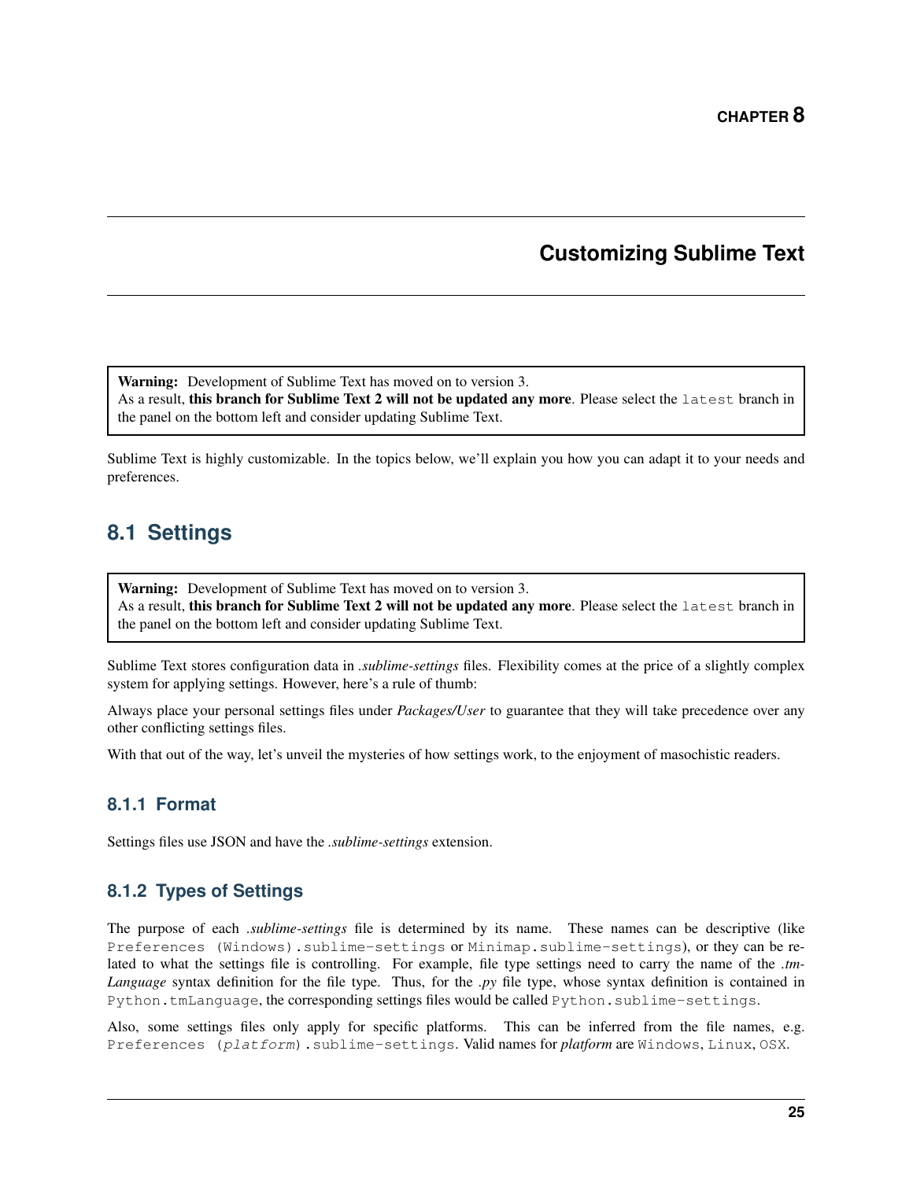# CHAPTER 8

# Customizing Sublime Text

> **Warning:** Development of Sublime Text has moved on to version 3.
> As a result, **this branch for Sublime Text 2 will not be updated any more**. Please select the `latest` branch in the panel on the bottom left and consider updating Sublime Text.

Sublime Text is highly customizable. In the topics below, we'll explain you how you can adapt it to your needs and preferences.

## 8.1 Settings

> **Warning:** Development of Sublime Text has moved on to version 3.
> As a result, **this branch for Sublime Text 2 will not be updated any more**. Please select the `latest` branch in the panel on the bottom left and consider updating Sublime Text.

Sublime Text stores configuration data in *.sublime-settings* files. Flexibility comes at the price of a slightly complex system for applying settings. However, here's a rule of thumb:

Always place your personal settings files under *Packages/User* to guarantee that they will take precedence over any other conflicting settings files.

With that out of the way, let's unveil the mysteries of how settings work, to the enjoyment of masochistic readers.

### 8.1.1 Format

Settings files use JSON and have the *.sublime-settings* extension.

### 8.1.2 Types of Settings

The purpose of each *.sublime-settings* file is determined by its name. These names can be descriptive (like `Preferences (Windows).sublime-settings` or `Minimap.sublime-settings`), or they can be related to what the settings file is controlling. For example, file type settings need to carry the name of the *.tmLanguage* syntax definition for the file type. Thus, for the *.py* file type, whose syntax definition is contained in `Python.tmLanguage`, the corresponding settings files would be called `Python.sublime-settings`.

Also, some settings files only apply for specific platforms. This can be inferred from the file names, e.g. `Preferences (platform).sublime-settings`. Valid names for *platform* are `Windows`, `Linux`, `OSX`.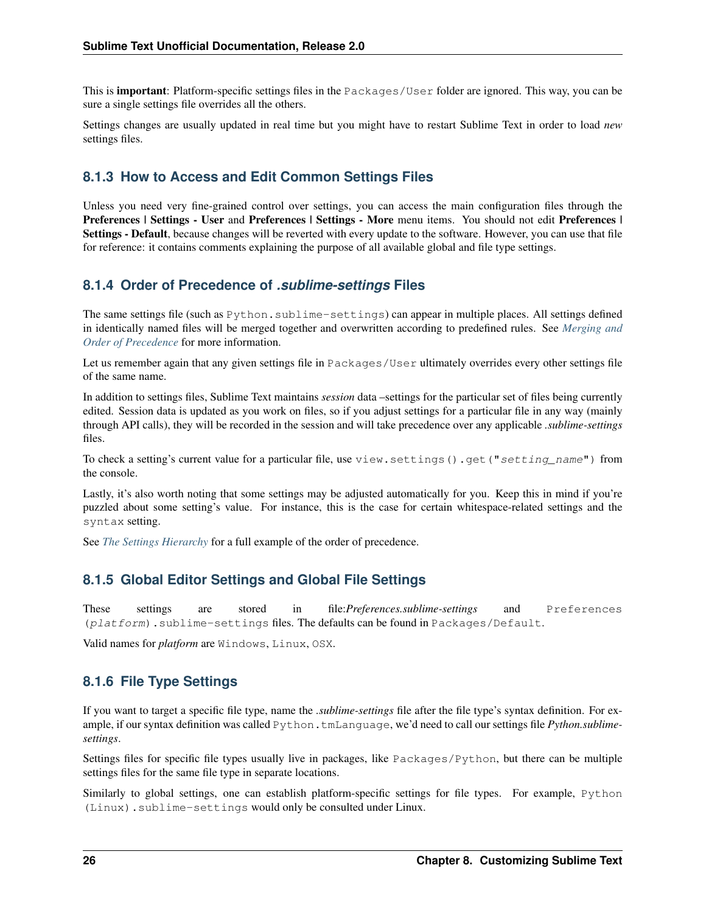This is **important**: Platform-specific settings files in the `Packages/User` folder are ignored. This way, you can be sure a single settings file overrides all the others.

Settings changes are usually updated in real time but you might have to restart Sublime Text in order to load *new* settings files.

### 8.1.3 How to Access and Edit Common Settings Files

Unless you need very fine-grained control over settings, you can access the main configuration files through the **Preferences | Settings - User** and **Preferences | Settings - More** menu items. You should not edit **Preferences | Settings - Default**, because changes will be reverted with every update to the software. However, you can use that file for reference: it contains comments explaining the purpose of all available global and file type settings.

### 8.1.4 Order of Precedence of *.sublime-settings* Files

The same settings file (such as `Python.sublime-settings`) can appear in multiple places. All settings defined in identically named files will be merged together and overwritten according to predefined rules. See *Merging and Order of Precedence* for more information.

Let us remember again that any given settings file in `Packages/User` ultimately overrides every other settings file of the same name.

In addition to settings files, Sublime Text maintains *session* data –settings for the particular set of files being currently edited. Session data is updated as you work on files, so if you adjust settings for a particular file in any way (mainly through API calls), they will be recorded in the session and will take precedence over any applicable *.sublime-settings* files.

To check a setting's current value for a particular file, use `view.settings().get("setting_name")` from the console.

Lastly, it's also worth noting that some settings may be adjusted automatically for you. Keep this in mind if you're puzzled about some setting's value. For instance, this is the case for certain whitespace-related settings and the `syntax` setting.

See *The Settings Hierarchy* for a full example of the order of precedence.

### 8.1.5 Global Editor Settings and Global File Settings

These settings are stored in file:*Preferences.sublime-settings* and `Preferences (platform).sublime-settings` files. The defaults can be found in `Packages/Default`.

Valid names for *platform* are `Windows`, `Linux`, `OSX`.

### 8.1.6 File Type Settings

If you want to target a specific file type, name the *.sublime-settings* file after the file type's syntax definition. For example, if our syntax definition was called `Python.tmLanguage`, we'd need to call our settings file *Python.sublime-settings*.

Settings files for specific file types usually live in packages, like `Packages/Python`, but there can be multiple settings files for the same file type in separate locations.

Similarly to global settings, one can establish platform-specific settings for file types. For example, `Python (Linux).sublime-settings` would only be consulted under Linux.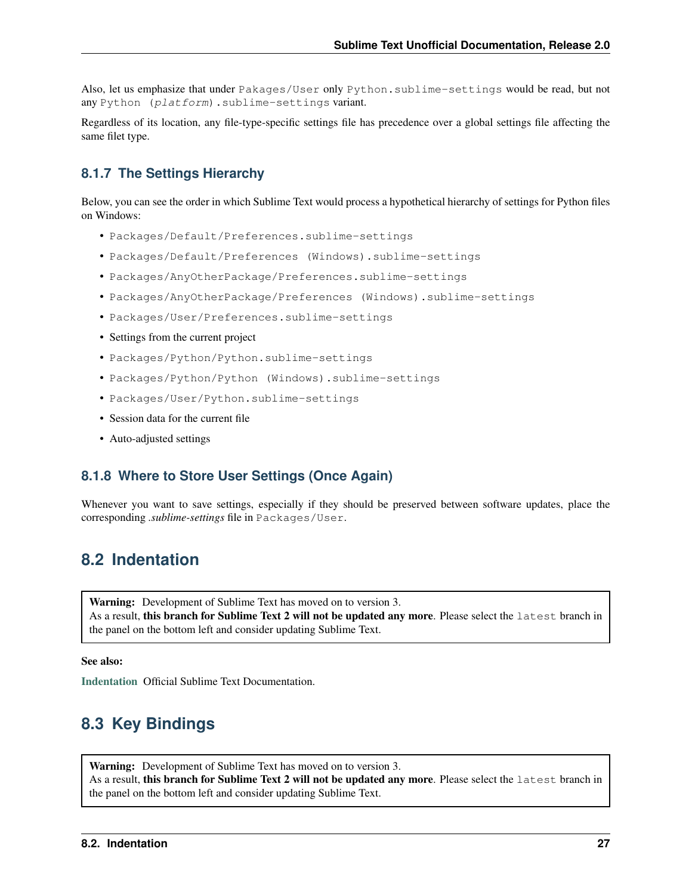Also, let us emphasize that under `Pakages/User` only `Python.sublime-settings` would be read, but not any `Python (platform).sublime-settings` variant.

Regardless of its location, any file-type-specific settings file has precedence over a global settings file affecting the same filet type.

### 8.1.7 The Settings Hierarchy

Below, you can see the order in which Sublime Text would process a hypothetical hierarchy of settings for Python files on Windows:

- `Packages/Default/Preferences.sublime-settings`
- `Packages/Default/Preferences (Windows).sublime-settings`
- `Packages/AnyOtherPackage/Preferences.sublime-settings`
- `Packages/AnyOtherPackage/Preferences (Windows).sublime-settings`
- `Packages/User/Preferences.sublime-settings`
- Settings from the current project
- `Packages/Python/Python.sublime-settings`
- `Packages/Python/Python (Windows).sublime-settings`
- `Packages/User/Python.sublime-settings`
- Session data for the current file
- Auto-adjusted settings

### 8.1.8 Where to Store User Settings (Once Again)

Whenever you want to save settings, especially if they should be preserved between software updates, place the corresponding *.sublime-settings* file in `Packages/User`.

## 8.2 Indentation

> **Warning:** Development of Sublime Text has moved on to version 3.
> As a result, **this branch for Sublime Text 2 will not be updated any more**. Please select the `latest` branch in the panel on the bottom left and consider updating Sublime Text.

**See also:**

**Indentation** Official Sublime Text Documentation.

## 8.3 Key Bindings

> **Warning:** Development of Sublime Text has moved on to version 3.
> As a result, **this branch for Sublime Text 2 will not be updated any more**. Please select the `latest` branch in the panel on the bottom left and consider updating Sublime Text.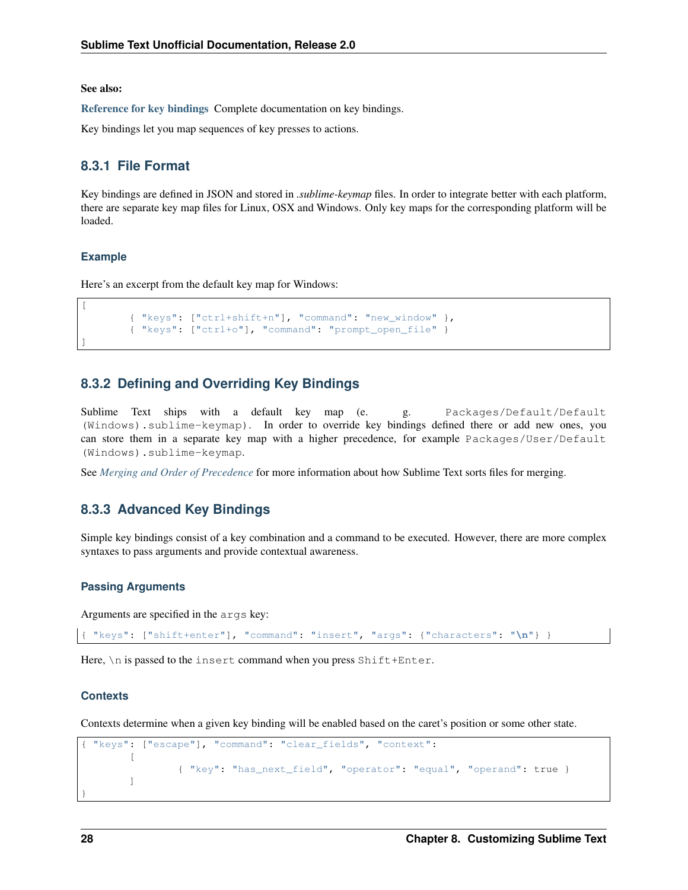**See also:**

**Reference for key bindings** Complete documentation on key bindings.

Key bindings let you map sequences of key presses to actions.

### 8.3.1 File Format

Key bindings are defined in JSON and stored in *.sublime-keymap* files. In order to integrate better with each platform, there are separate key map files for Linux, OSX and Windows. Only key maps for the corresponding platform will be loaded.

#### Example

Here's an excerpt from the default key map for Windows:

```
[
        { "keys": ["ctrl+shift+n"], "command": "new_window" },
        { "keys": ["ctrl+o"], "command": "prompt_open_file" }
]
```

### 8.3.2 Defining and Overriding Key Bindings

Sublime Text ships with a default key map (e. g. `Packages/Default/Default (Windows).sublime-keymap`). In order to override key bindings defined there or add new ones, you can store them in a separate key map with a higher precedence, for example `Packages/User/Default (Windows).sublime-keymap`.

See *Merging and Order of Precedence* for more information about how Sublime Text sorts files for merging.

### 8.3.3 Advanced Key Bindings

Simple key bindings consist of a key combination and a command to be executed. However, there are more complex syntaxes to pass arguments and provide contextual awareness.

#### Passing Arguments

Arguments are specified in the `args` key:

```
{ "keys": ["shift+enter"], "command": "insert", "args": {"characters": "\n"} }
```

Here, `\n` is passed to the `insert` command when you press `Shift+Enter`.

#### Contexts

Contexts determine when a given key binding will be enabled based on the caret's position or some other state.

```
{ "keys": ["escape"], "command": "clear_fields", "context":
        [
                { "key": "has_next_field", "operator": "equal", "operand": true }
        ]
}
```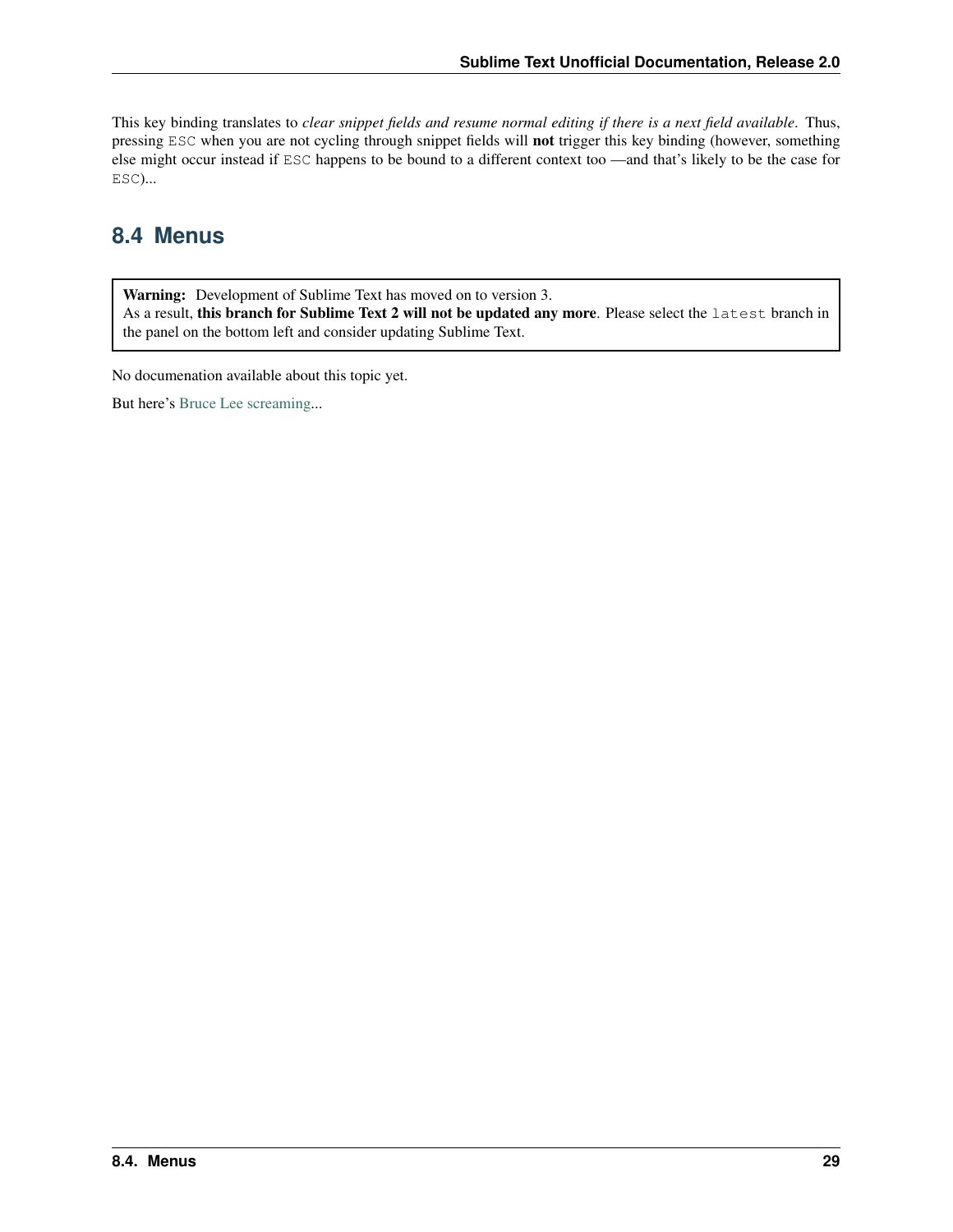This key binding translates to *clear snippet fields and resume normal editing if there is a next field available*. Thus, pressing `ESC` when you are not cycling through snippet fields will **not** trigger this key binding (however, something else might occur instead if `ESC` happens to be bound to a different context too —and that's likely to be the case for `ESC`)...

## 8.4 Menus

> **Warning:** Development of Sublime Text has moved on to version 3.
> As a result, **this branch for Sublime Text 2 will not be updated any more**. Please select the `latest` branch in the panel on the bottom left and consider updating Sublime Text.

No documenation available about this topic yet.

But here's Bruce Lee screaming...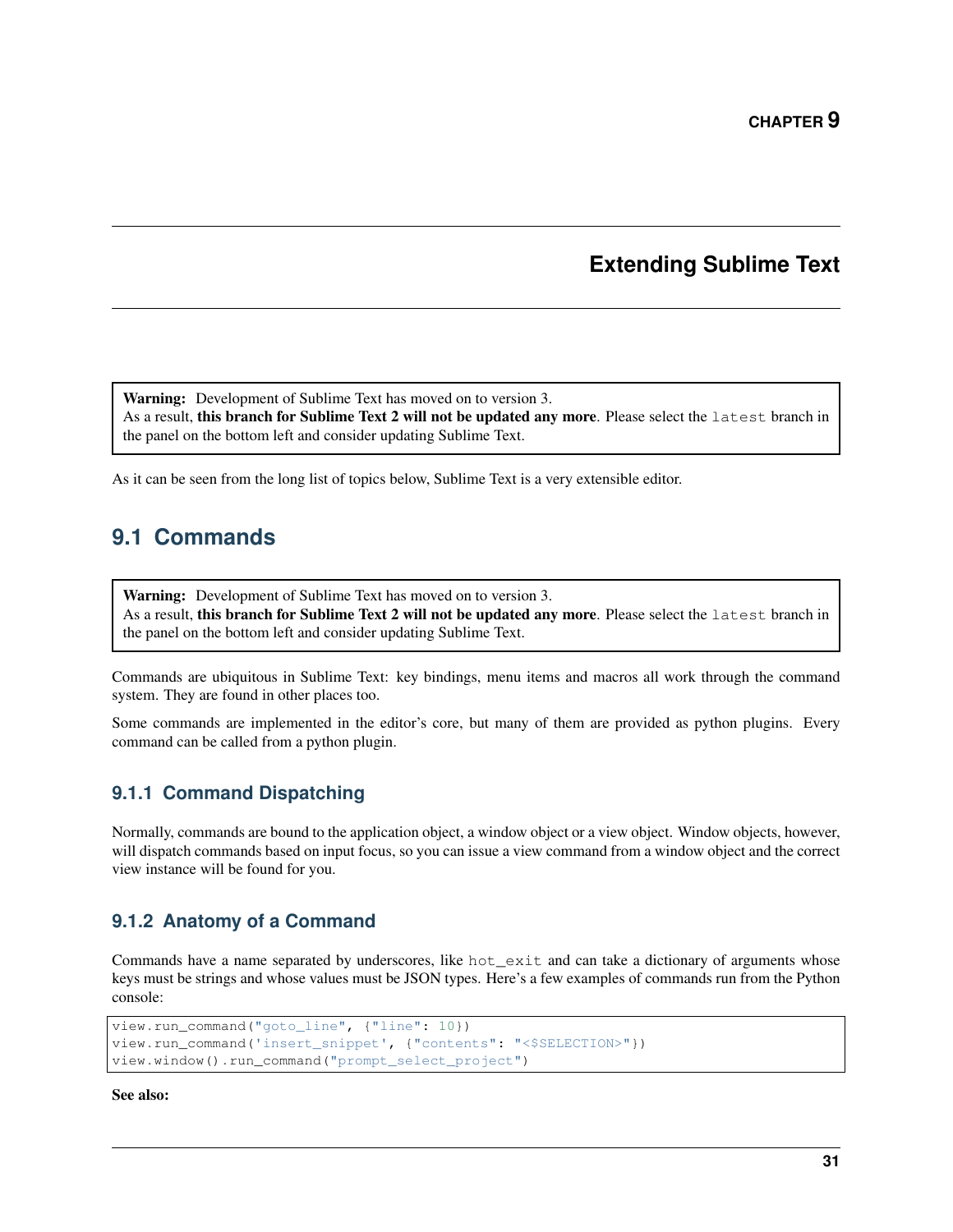# CHAPTER 9

# Extending Sublime Text

> **Warning:** Development of Sublime Text has moved on to version 3.
> As a result, **this branch for Sublime Text 2 will not be updated any more**. Please select the `latest` branch in the panel on the bottom left and consider updating Sublime Text.

As it can be seen from the long list of topics below, Sublime Text is a very extensible editor.

## 9.1 Commands

> **Warning:** Development of Sublime Text has moved on to version 3.
> As a result, **this branch for Sublime Text 2 will not be updated any more**. Please select the `latest` branch in the panel on the bottom left and consider updating Sublime Text.

Commands are ubiquitous in Sublime Text: key bindings, menu items and macros all work through the command system. They are found in other places too.

Some commands are implemented in the editor's core, but many of them are provided as python plugins. Every command can be called from a python plugin.

### 9.1.1 Command Dispatching

Normally, commands are bound to the application object, a window object or a view object. Window objects, however, will dispatch commands based on input focus, so you can issue a view command from a window object and the correct view instance will be found for you.

### 9.1.2 Anatomy of a Command

Commands have a name separated by underscores, like `hot_exit` and can take a dictionary of arguments whose keys must be strings and whose values must be JSON types. Here's a few examples of commands run from the Python console:

```
view.run_command("goto_line", {"line": 10})
view.run_command('insert_snippet', {"contents": "<$SELECTION>"})
view.window().run_command("prompt_select_project")
```

**See also:**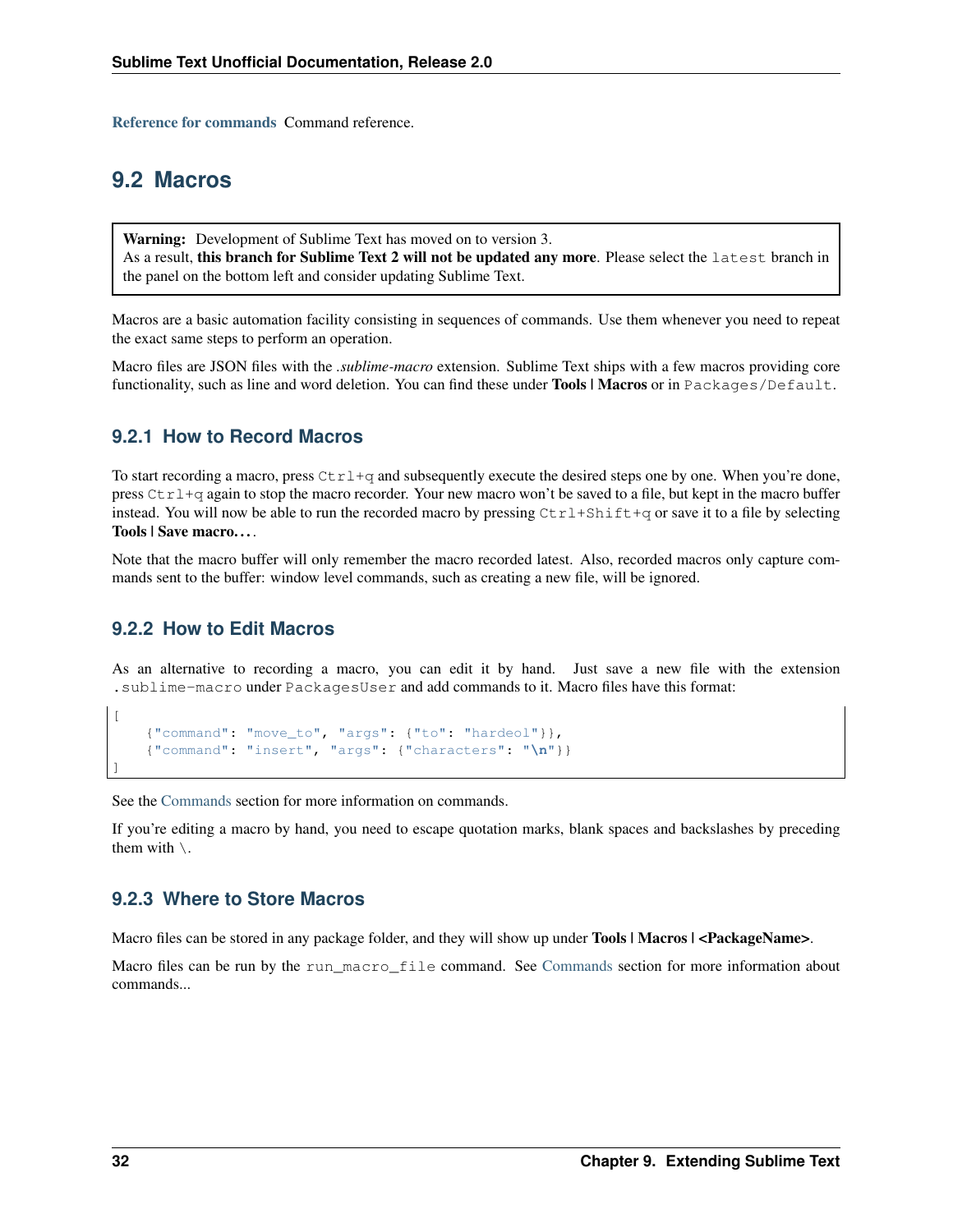**Reference for commands** Command reference.

## 9.2 Macros

> **Warning:** Development of Sublime Text has moved on to version 3.
> As a result, **this branch for Sublime Text 2 will not be updated any more**. Please select the `latest` branch in the panel on the bottom left and consider updating Sublime Text.

Macros are a basic automation facility consisting in sequences of commands. Use them whenever you need to repeat the exact same steps to perform an operation.

Macro files are JSON files with the *.sublime-macro* extension. Sublime Text ships with a few macros providing core functionality, such as line and word deletion. You can find these under **Tools | Macros** or in `Packages/Default`.

### 9.2.1 How to Record Macros

To start recording a macro, press `Ctrl+q` and subsequently execute the desired steps one by one. When you're done, press `Ctrl+q` again to stop the macro recorder. Your new macro won't be saved to a file, but kept in the macro buffer instead. You will now be able to run the recorded macro by pressing `Ctrl+Shift+q` or save it to a file by selecting **Tools | Save macro...**.

Note that the macro buffer will only remember the macro recorded latest. Also, recorded macros only capture commands sent to the buffer: window level commands, such as creating a new file, will be ignored.

### 9.2.2 How to Edit Macros

As an alternative to recording a macro, you can edit it by hand. Just save a new file with the extension `.sublime-macro` under `PackagesUser` and add commands to it. Macro files have this format:

```
[
    {"command": "move_to", "args": {"to": "hardeol"}},
    {"command": "insert", "args": {"characters": "\n"}}
]
```

See the Commands section for more information on commands.

If you're editing a macro by hand, you need to escape quotation marks, blank spaces and backslashes by preceding them with `\`.

### 9.2.3 Where to Store Macros

Macro files can be stored in any package folder, and they will show up under **Tools | Macros | <PackageName>**.

Macro files can be run by the `run_macro_file` command. See Commands section for more information about commands...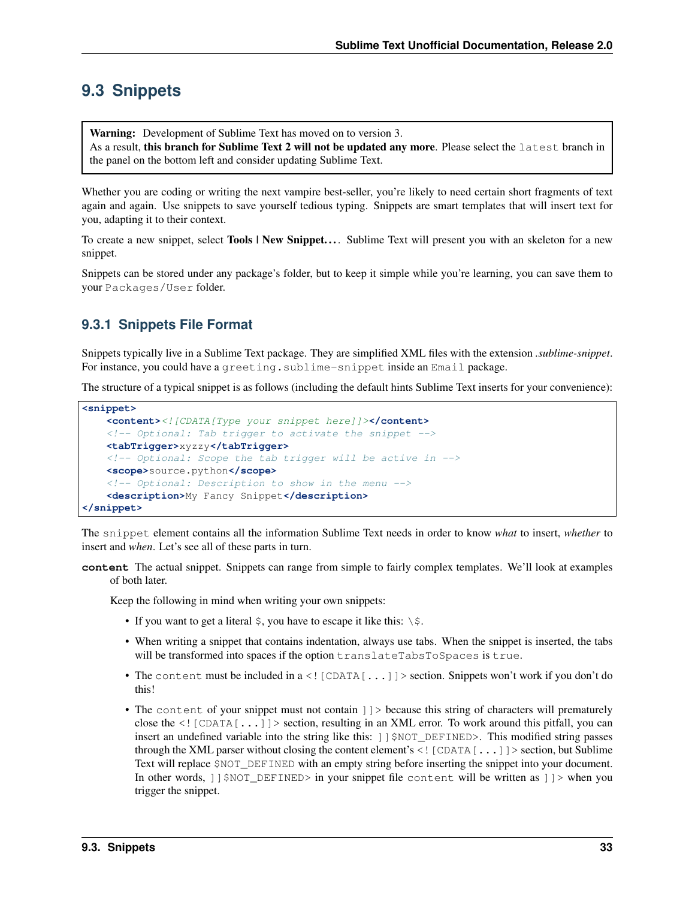## 9.3 Snippets

> **Warning:** Development of Sublime Text has moved on to version 3.
> As a result, **this branch for Sublime Text 2 will not be updated any more**. Please select the `latest` branch in the panel on the bottom left and consider updating Sublime Text.

Whether you are coding or writing the next vampire best-seller, you're likely to need certain short fragments of text again and again. Use snippets to save yourself tedious typing. Snippets are smart templates that will insert text for you, adapting it to their context.

To create a new snippet, select **Tools | New Snippet. . .**. Sublime Text will present you with an skeleton for a new snippet.

Snippets can be stored under any package's folder, but to keep it simple while you're learning, you can save them to your `Packages/User` folder.

### 9.3.1 Snippets File Format

Snippets typically live in a Sublime Text package. They are simplified XML files with the extension *.sublime-snippet*. For instance, you could have a `greeting.sublime-snippet` inside an `Email` package.

The structure of a typical snippet is as follows (including the default hints Sublime Text inserts for your convenience):

```
<snippet>
    <content><![CDATA[Type your snippet here]]></content>
    <!-- Optional: Tab trigger to activate the snippet -->
    <tabTrigger>xyzzy</tabTrigger>
    <!-- Optional: Scope the tab trigger will be active in -->
    <scope>source.python</scope>
    <!-- Optional: Description to show in the menu -->
    <description>My Fancy Snippet</description>
</snippet>
```

The `snippet` element contains all the information Sublime Text needs in order to know *what* to insert, *whether* to insert and *when*. Let's see all of these parts in turn.

**content** The actual snippet. Snippets can range from simple to fairly complex templates. We'll look at examples of both later.

Keep the following in mind when writing your own snippets:

- If you want to get a literal `$`, you have to escape it like this: `\$`.
- When writing a snippet that contains indentation, always use tabs. When the snippet is inserted, the tabs will be transformed into spaces if the option `translateTabsToSpaces` is `true`.
- The `content` must be included in a `<![CDATA[...]]>` section. Snippets won't work if you don't do this!
- The `content` of your snippet must not contain `]]>` because this string of characters will prematurely close the `<![CDATA[...]]>` section, resulting in an XML error. To work around this pitfall, you can insert an undefined variable into the string like this: `]]$NOT_DEFINED>`. This modified string passes through the XML parser without closing the content element's `<![CDATA[...]]>` section, but Sublime Text will replace `$NOT_DEFINED` with an empty string before inserting the snippet into your document. In other words, `]]$NOT_DEFINED>` in your snippet file `content` will be written as `]]>` when you trigger the snippet.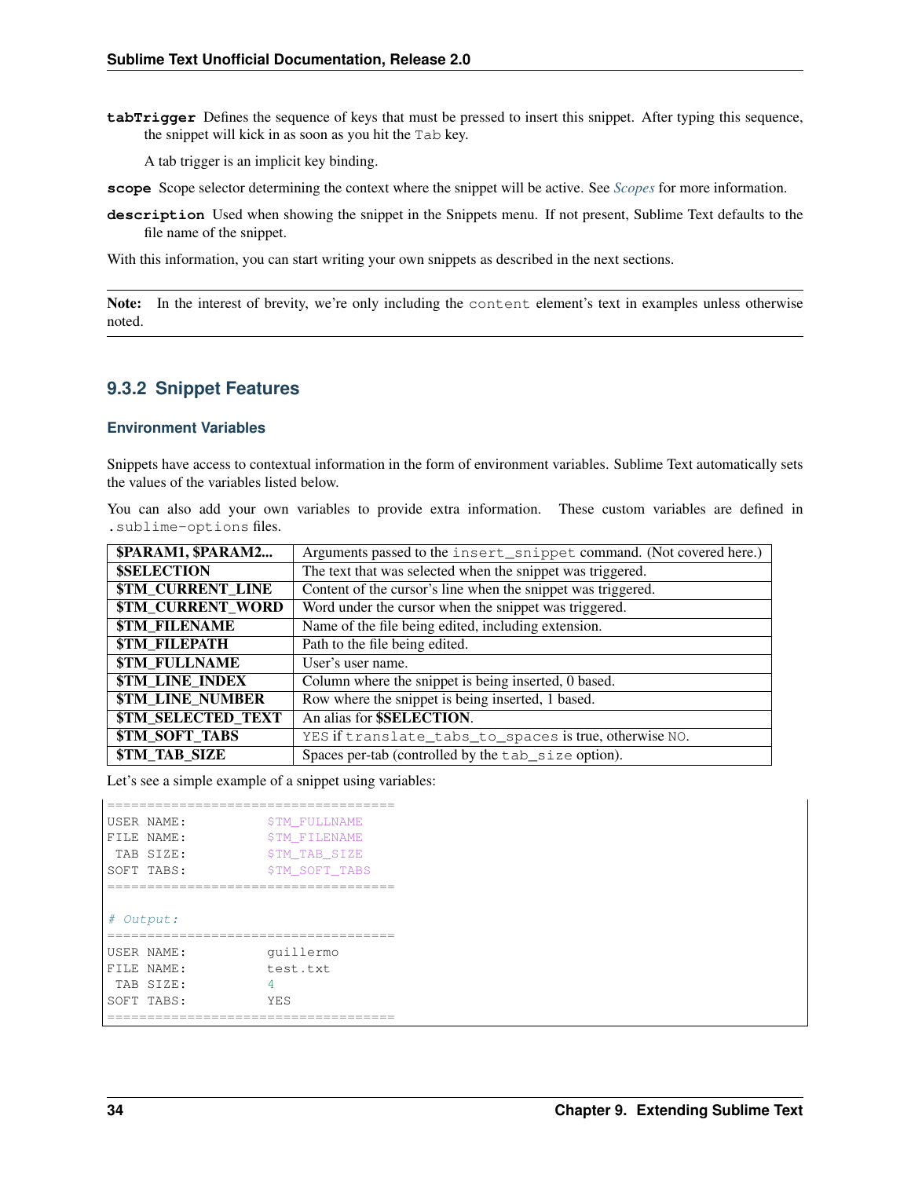**tabTrigger** Defines the sequence of keys that must be pressed to insert this snippet. After typing this sequence, the snippet will kick in as soon as you hit the `Tab` key.

A tab trigger is an implicit key binding.

**scope** Scope selector determining the context where the snippet will be active. See *Scopes* for more information.

**description** Used when showing the snippet in the Snippets menu. If not present, Sublime Text defaults to the file name of the snippet.

With this information, you can start writing your own snippets as described in the next sections.

---

**Note:** In the interest of brevity, we're only including the `content` element's text in examples unless otherwise noted.

---

### 9.3.2 Snippet Features

#### Environment Variables

Snippets have access to contextual information in the form of environment variables. Sublime Text automatically sets the values of the variables listed below.

You can also add your own variables to provide extra information. These custom variables are defined in `.sublime-options` files.

| | |
|---|---|
| **$PARAM1, $PARAM2...** | Arguments passed to the `insert_snippet` command. (Not covered here.) |
| **$SELECTION** | The text that was selected when the snippet was triggered. |
| **$TM_CURRENT_LINE** | Content of the cursor's line when the snippet was triggered. |
| **$TM_CURRENT_WORD** | Word under the cursor when the snippet was triggered. |
| **$TM_FILENAME** | Name of the file being edited, including extension. |
| **$TM_FILEPATH** | Path to the file being edited. |
| **$TM_FULLNAME** | User's user name. |
| **$TM_LINE_INDEX** | Column where the snippet is being inserted, 0 based. |
| **$TM_LINE_NUMBER** | Row where the snippet is being inserted, 1 based. |
| **$TM_SELECTED_TEXT** | An alias for **$SELECTION**. |
| **$TM_SOFT_TABS** | `YES` if `translate_tabs_to_spaces` is true, otherwise `NO`. |
| **$TM_TAB_SIZE** | Spaces per-tab (controlled by the `tab_size` option). |

Let's see a simple example of a snippet using variables:

```
====================================
USER NAME:          $TM_FULLNAME
FILE NAME:          $TM_FILENAME
 TAB SIZE:          $TM_TAB_SIZE
SOFT TABS:          $TM_SOFT_TABS
====================================

# Output:
====================================
USER NAME:          guillermo
FILE NAME:          test.txt
 TAB SIZE:          4
SOFT TABS:          YES
====================================
```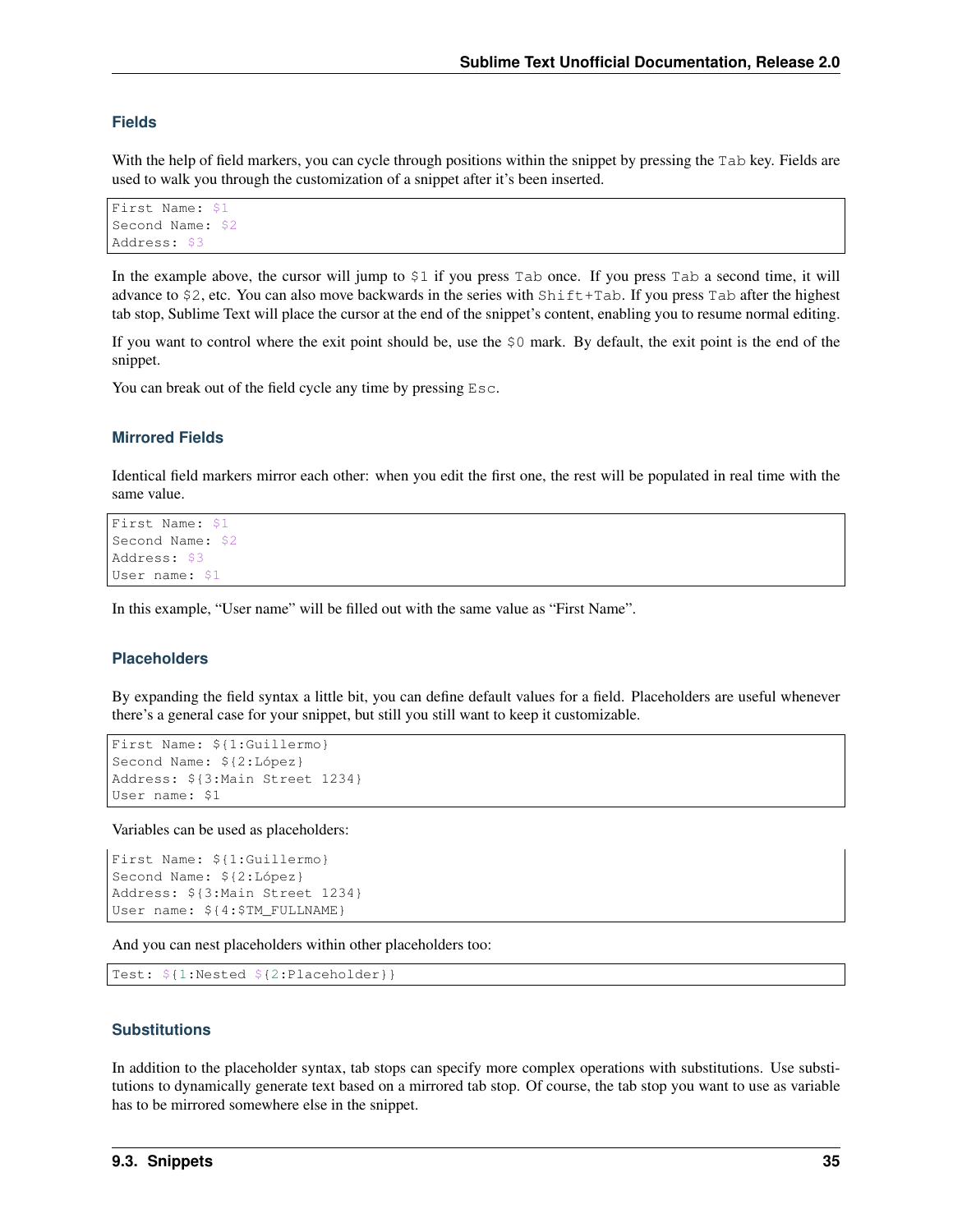### Fields

With the help of field markers, you can cycle through positions within the snippet by pressing the `Tab` key. Fields are used to walk you through the customization of a snippet after it's been inserted.

```
First Name: $1
Second Name: $2
Address: $3
```

In the example above, the cursor will jump to `$1` if you press `Tab` once. If you press `Tab` a second time, it will advance to `$2`, etc. You can also move backwards in the series with `Shift+Tab`. If you press `Tab` after the highest tab stop, Sublime Text will place the cursor at the end of the snippet's content, enabling you to resume normal editing.

If you want to control where the exit point should be, use the `$0` mark. By default, the exit point is the end of the snippet.

You can break out of the field cycle any time by pressing `Esc`.

### Mirrored Fields

Identical field markers mirror each other: when you edit the first one, the rest will be populated in real time with the same value.

```
First Name: $1
Second Name: $2
Address: $3
User name: $1
```

In this example, "User name" will be filled out with the same value as "First Name".

### Placeholders

By expanding the field syntax a little bit, you can define default values for a field. Placeholders are useful whenever there's a general case for your snippet, but still you still want to keep it customizable.

```
First Name: ${1:Guillermo}
Second Name: ${2:López}
Address: ${3:Main Street 1234}
User name: $1
```

Variables can be used as placeholders:

```
First Name: ${1:Guillermo}
Second Name: ${2:López}
Address: ${3:Main Street 1234}
User name: ${4:$TM_FULLNAME}
```

And you can nest placeholders within other placeholders too:

```
Test: ${1:Nested ${2:Placeholder}}
```

### Substitutions

In addition to the placeholder syntax, tab stops can specify more complex operations with substitutions. Use substitutions to dynamically generate text based on a mirrored tab stop. Of course, the tab stop you want to use as variable has to be mirrored somewhere else in the snippet.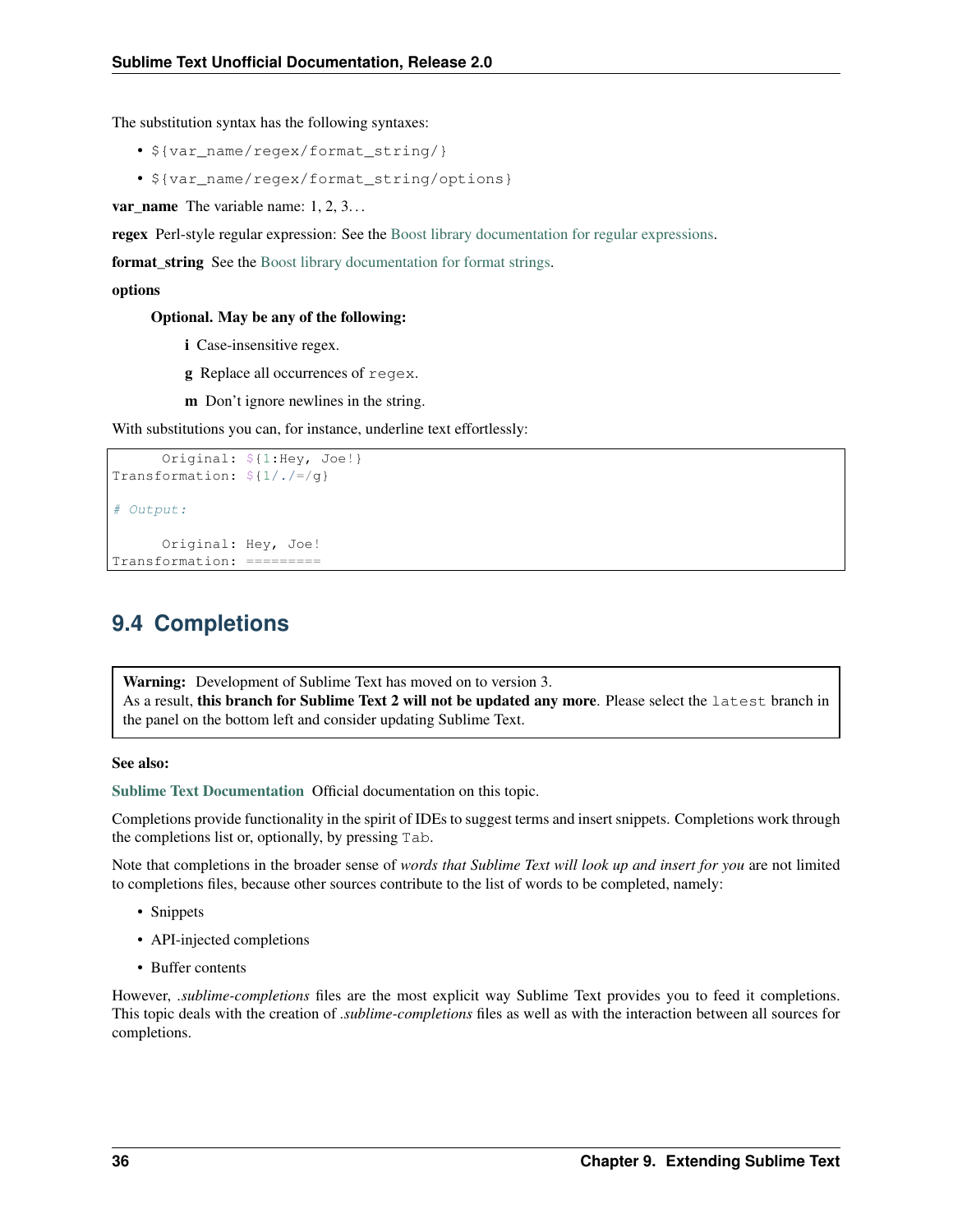The substitution syntax has the following syntaxes:

- `${var_name/regex/format_string/}`
- `${var_name/regex/format_string/options}`

**var_name** The variable name: 1, 2, 3…

**regex** Perl-style regular expression: See the Boost library documentation for regular expressions.

**format_string** See the Boost library documentation for format strings.

**options**

**Optional. May be any of the following:**

- **i** Case-insensitive regex.
- **g** Replace all occurrences of `regex`.
- **m** Don't ignore newlines in the string.

With substitutions you can, for instance, underline text effortlessly:

```
      Original: ${1:Hey, Joe!}
Transformation: ${1/./=/g}

# Output:

      Original: Hey, Joe!
Transformation: =========
```

## 9.4 Completions

> **Warning:** Development of Sublime Text has moved on to version 3.
> As a result, **this branch for Sublime Text 2 will not be updated any more**. Please select the `latest` branch in the panel on the bottom left and consider updating Sublime Text.

**See also:**

**Sublime Text Documentation** Official documentation on this topic.

Completions provide functionality in the spirit of IDEs to suggest terms and insert snippets. Completions work through the completions list or, optionally, by pressing `Tab`.

Note that completions in the broader sense of *words that Sublime Text will look up and insert for you* are not limited to completions files, because other sources contribute to the list of words to be completed, namely:

- Snippets
- API-injected completions
- Buffer contents

However, *.sublime-completions* files are the most explicit way Sublime Text provides you to feed it completions. This topic deals with the creation of *.sublime-completions* files as well as with the interaction between all sources for completions.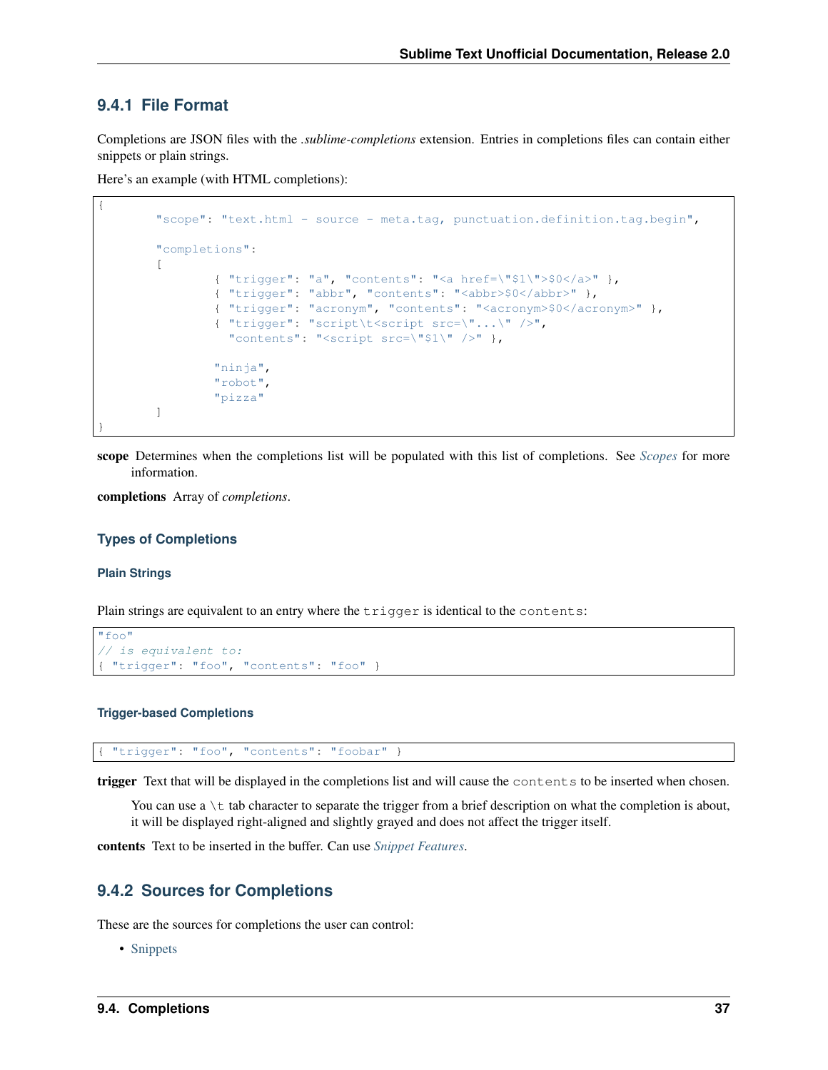## 9.4.1 File Format

Completions are JSON files with the *.sublime-completions* extension. Entries in completions files can contain either snippets or plain strings.

Here's an example (with HTML completions):

```
{
        "scope": "text.html - source - meta.tag, punctuation.definition.tag.begin",

        "completions":
        [
                { "trigger": "a", "contents": "<a href=\"$1\">$0</a>" },
                { "trigger": "abbr", "contents": "<abbr>$0</abbr>" },
                { "trigger": "acronym", "contents": "<acronym>$0</acronym>" },
                { "trigger": "script\t<script src=\"...\" />",
                  "contents": "<script src=\"$1\" />" },

                "ninja",
                "robot",
                "pizza"
        ]
}
```

**scope** Determines when the completions list will be populated with this list of completions. See *Scopes* for more information.

**completions** Array of *completions*.

### Types of Completions

#### Plain Strings

Plain strings are equivalent to an entry where the `trigger` is identical to the `contents`:

```
"foo"
// is equivalent to:
{ "trigger": "foo", "contents": "foo" }
```

#### Trigger-based Completions

```
{ "trigger": "foo", "contents": "foobar" }
```

**trigger** Text that will be displayed in the completions list and will cause the `contents` to be inserted when chosen.

You can use a `\t` tab character to separate the trigger from a brief description on what the completion is about, it will be displayed right-aligned and slightly grayed and does not affect the trigger itself.

**contents** Text to be inserted in the buffer. Can use *Snippet Features*.

## 9.4.2 Sources for Completions

These are the sources for completions the user can control:

- Snippets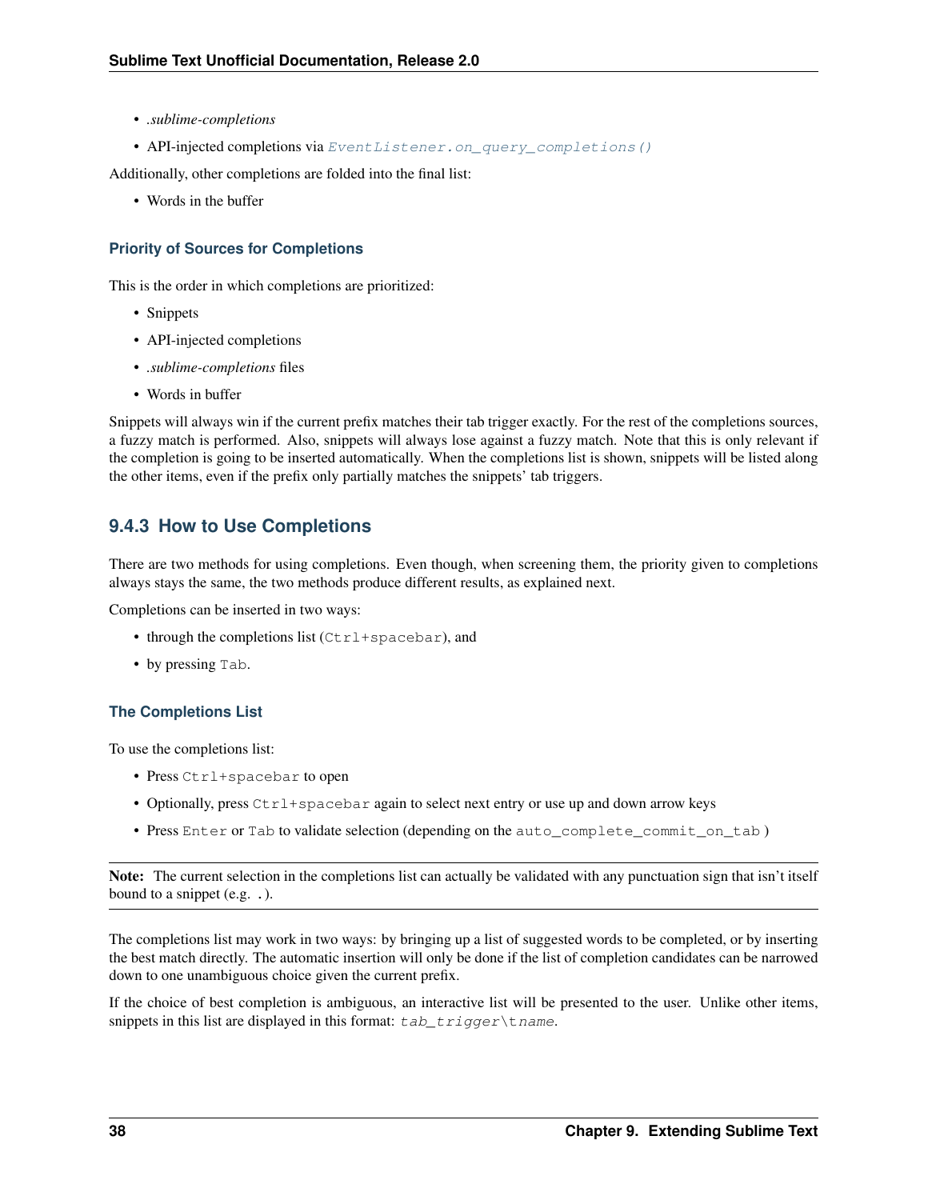- *.sublime-completions*
- API-injected completions via `EventListener.on_query_completions()`

Additionally, other completions are folded into the final list:

- Words in the buffer

### Priority of Sources for Completions

This is the order in which completions are prioritized:

- Snippets
- API-injected completions
- *.sublime-completions* files
- Words in buffer

Snippets will always win if the current prefix matches their tab trigger exactly. For the rest of the completions sources, a fuzzy match is performed. Also, snippets will always lose against a fuzzy match. Note that this is only relevant if the completion is going to be inserted automatically. When the completions list is shown, snippets will be listed along the other items, even if the prefix only partially matches the snippets' tab triggers.

## 9.4.3 How to Use Completions

There are two methods for using completions. Even though, when screening them, the priority given to completions always stays the same, the two methods produce different results, as explained next.

Completions can be inserted in two ways:

- through the completions list (`Ctrl+spacebar`), and
- by pressing `Tab`.

### The Completions List

To use the completions list:

- Press `Ctrl+spacebar` to open
- Optionally, press `Ctrl+spacebar` again to select next entry or use up and down arrow keys
- Press `Enter` or `Tab` to validate selection (depending on the `auto_complete_commit_on_tab` )

**Note:** The current selection in the completions list can actually be validated with any punctuation sign that isn't itself bound to a snippet (e.g. `.`).

The completions list may work in two ways: by bringing up a list of suggested words to be completed, or by inserting the best match directly. The automatic insertion will only be done if the list of completion candidates can be narrowed down to one unambiguous choice given the current prefix.

If the choice of best completion is ambiguous, an interactive list will be presented to the user. Unlike other items, snippets in this list are displayed in this format: `tab_trigger\tname`.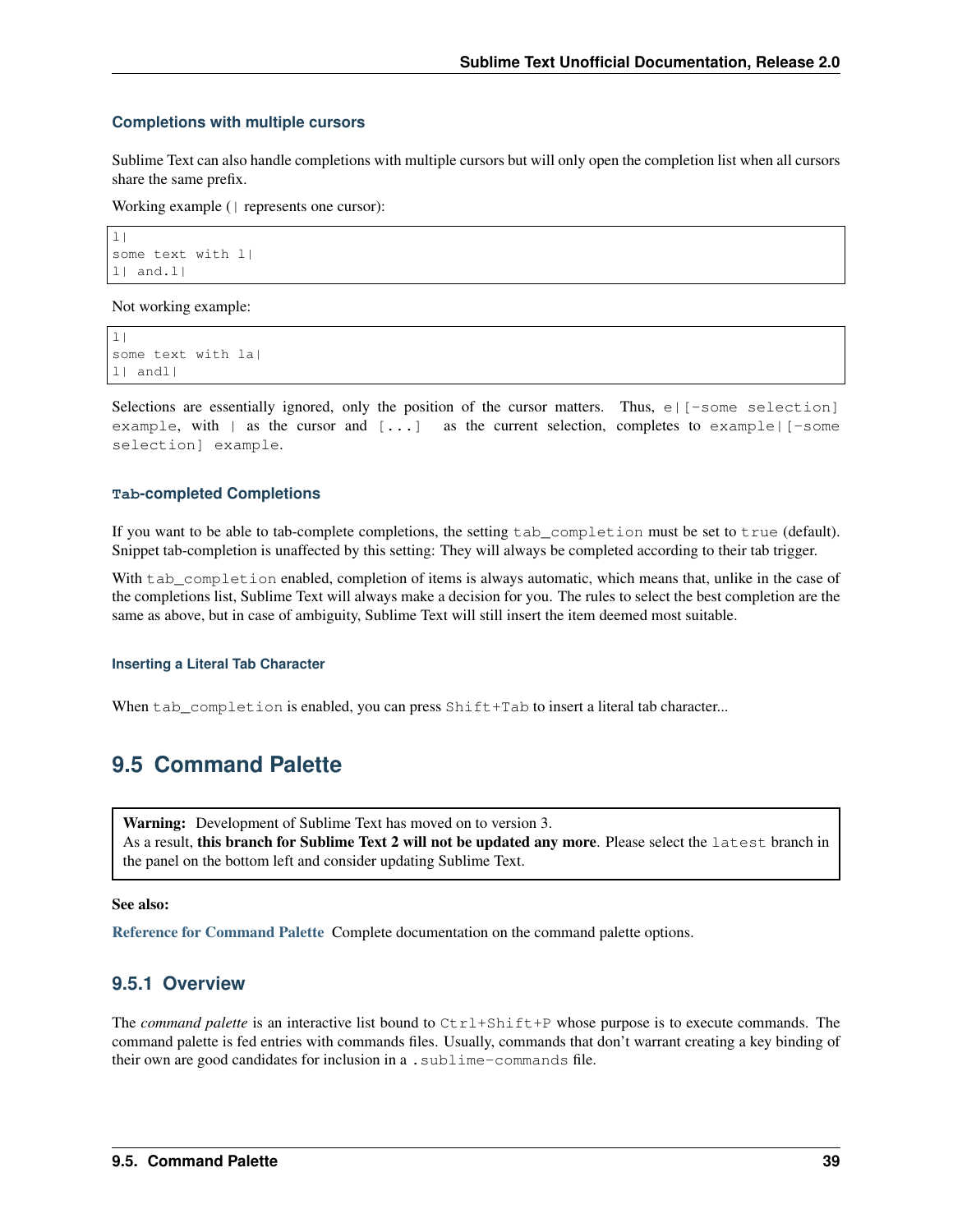### Completions with multiple cursors

Sublime Text can also handle completions with multiple cursors but will only open the completion list when all cursors share the same prefix.

Working example (`|` represents one cursor):

```
l|
some text with l|
l| and.l|
```

Not working example:

```
l|
some text with la|
l| andl|
```

Selections are essentially ignored, only the position of the cursor matters. Thus, `e|[-some selection] example`, with `|` as the cursor and `[...]` as the current selection, completes to `example|[-some selection] example`.

### Tab-completed Completions

If you want to be able to tab-complete completions, the setting `tab_completion` must be set to `true` (default). Snippet tab-completion is unaffected by this setting: They will always be completed according to their tab trigger.

With `tab_completion` enabled, completion of items is always automatic, which means that, unlike in the case of the completions list, Sublime Text will always make a decision for you. The rules to select the best completion are the same as above, but in case of ambiguity, Sublime Text will still insert the item deemed most suitable.

#### Inserting a Literal Tab Character

When `tab_completion` is enabled, you can press `Shift+Tab` to insert a literal tab character...

## 9.5 Command Palette

> **Warning:** Development of Sublime Text has moved on to version 3.
> As a result, **this branch for Sublime Text 2 will not be updated any more**. Please select the `latest` branch in the panel on the bottom left and consider updating Sublime Text.

**See also:**

**Reference for Command Palette** Complete documentation on the command palette options.

### 9.5.1 Overview

The *command palette* is an interactive list bound to `Ctrl+Shift+P` whose purpose is to execute commands. The command palette is fed entries with commands files. Usually, commands that don't warrant creating a key binding of their own are good candidates for inclusion in a `.sublime-commands` file.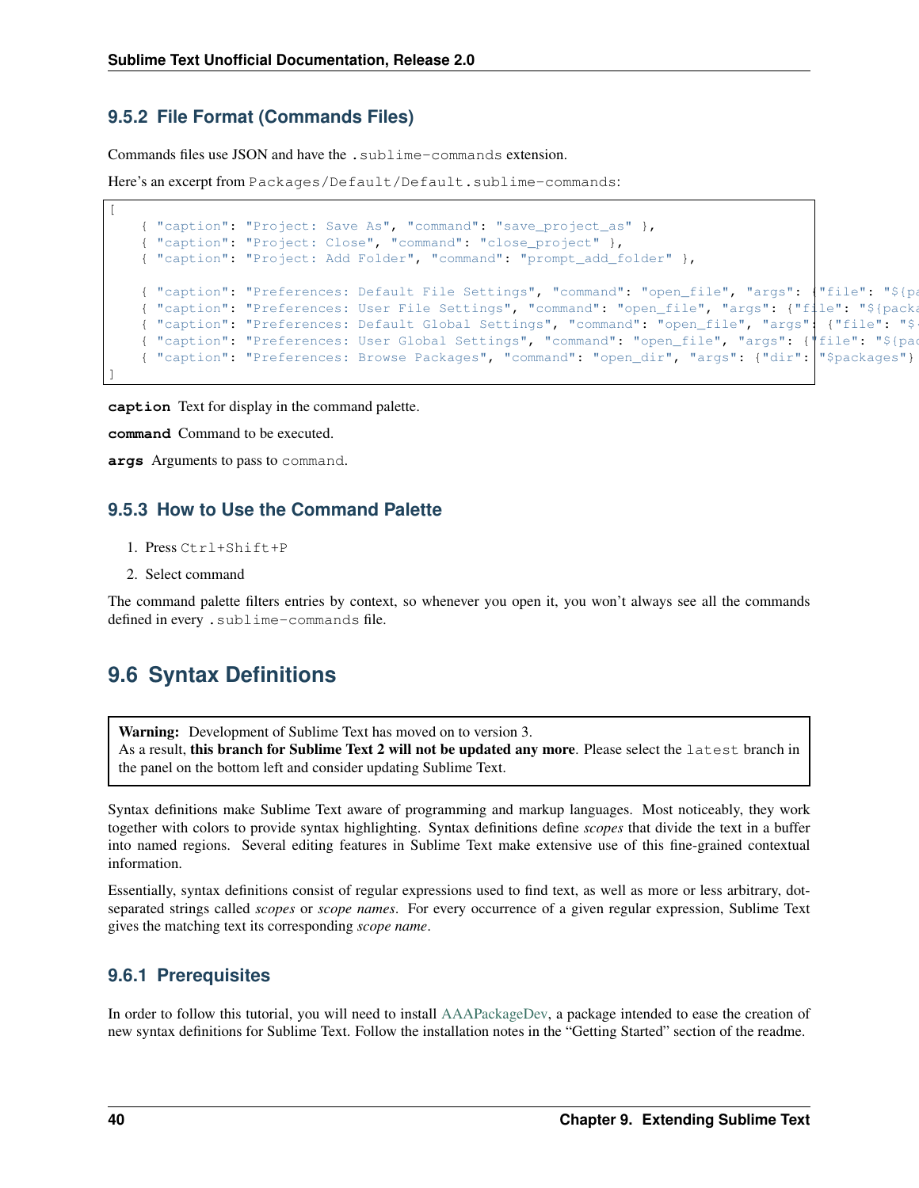### 9.5.2 File Format (Commands Files)

Commands files use JSON and have the `.sublime-commands` extension.

Here's an excerpt from `Packages/Default/Default.sublime-commands`:

```
[
    { "caption": "Project: Save As", "command": "save_project_as" },
    { "caption": "Project: Close", "command": "close_project" },
    { "caption": "Project: Add Folder", "command": "prompt_add_folder" },

    { "caption": "Preferences: Default File Settings", "command": "open_file", "args": {"file": "${pa
    { "caption": "Preferences: User File Settings", "command": "open_file", "args": {"file": "${packa
    { "caption": "Preferences: Default Global Settings", "command": "open_file", "args": {"file": "$
    { "caption": "Preferences: User Global Settings", "command": "open_file", "args": {"file": "${pac
    { "caption": "Preferences: Browse Packages", "command": "open_dir", "args": {"dir": "$packages"}
]
```

**caption** Text for display in the command palette.

**command** Command to be executed.

**args** Arguments to pass to `command`.

### 9.5.3 How to Use the Command Palette

1. Press `Ctrl+Shift+P`
2. Select command

The command palette filters entries by context, so whenever you open it, you won't always see all the commands defined in every `.sublime-commands` file.

## 9.6 Syntax Definitions

> **Warning:** Development of Sublime Text has moved on to version 3.
> As a result, **this branch for Sublime Text 2 will not be updated any more**. Please select the `latest` branch in the panel on the bottom left and consider updating Sublime Text.

Syntax definitions make Sublime Text aware of programming and markup languages. Most noticeably, they work together with colors to provide syntax highlighting. Syntax definitions define *scopes* that divide the text in a buffer into named regions. Several editing features in Sublime Text make extensive use of this fine-grained contextual information.

Essentially, syntax definitions consist of regular expressions used to find text, as well as more or less arbitrary, dot-separated strings called *scopes* or *scope names*. For every occurrence of a given regular expression, Sublime Text gives the matching text its corresponding *scope name*.

### 9.6.1 Prerequisites

In order to follow this tutorial, you will need to install AAAPackageDev, a package intended to ease the creation of new syntax definitions for Sublime Text. Follow the installation notes in the "Getting Started" section of the readme.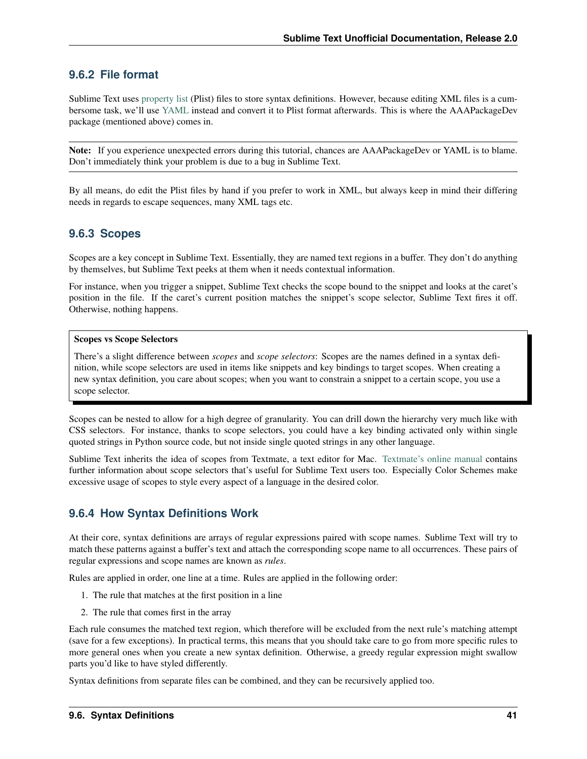### 9.6.2 File format

Sublime Text uses property list (Plist) files to store syntax definitions. However, because editing XML files is a cumbersome task, we'll use YAML instead and convert it to Plist format afterwards. This is where the AAAPackageDev package (mentioned above) comes in.

**Note:** If you experience unexpected errors during this tutorial, chances are AAAPackageDev or YAML is to blame. Don't immediately think your problem is due to a bug in Sublime Text.

By all means, do edit the Plist files by hand if you prefer to work in XML, but always keep in mind their differing needs in regards to escape sequences, many XML tags etc.

### 9.6.3 Scopes

Scopes are a key concept in Sublime Text. Essentially, they are named text regions in a buffer. They don't do anything by themselves, but Sublime Text peeks at them when it needs contextual information.

For instance, when you trigger a snippet, Sublime Text checks the scope bound to the snippet and looks at the caret's position in the file. If the caret's current position matches the snippet's scope selector, Sublime Text fires it off. Otherwise, nothing happens.

**Scopes vs Scope Selectors**

There's a slight difference between *scopes* and *scope selectors*: Scopes are the names defined in a syntax definition, while scope selectors are used in items like snippets and key bindings to target scopes. When creating a new syntax definition, you care about scopes; when you want to constrain a snippet to a certain scope, you use a scope selector.

Scopes can be nested to allow for a high degree of granularity. You can drill down the hierarchy very much like with CSS selectors. For instance, thanks to scope selectors, you could have a key binding activated only within single quoted strings in Python source code, but not inside single quoted strings in any other language.

Sublime Text inherits the idea of scopes from Textmate, a text editor for Mac. Textmate's online manual contains further information about scope selectors that's useful for Sublime Text users too. Especially Color Schemes make excessive usage of scopes to style every aspect of a language in the desired color.

### 9.6.4 How Syntax Definitions Work

At their core, syntax definitions are arrays of regular expressions paired with scope names. Sublime Text will try to match these patterns against a buffer's text and attach the corresponding scope name to all occurrences. These pairs of regular expressions and scope names are known as *rules*.

Rules are applied in order, one line at a time. Rules are applied in the following order:

1. The rule that matches at the first position in a line
2. The rule that comes first in the array

Each rule consumes the matched text region, which therefore will be excluded from the next rule's matching attempt (save for a few exceptions). In practical terms, this means that you should take care to go from more specific rules to more general ones when you create a new syntax definition. Otherwise, a greedy regular expression might swallow parts you'd like to have styled differently.

Syntax definitions from separate files can be combined, and they can be recursively applied too.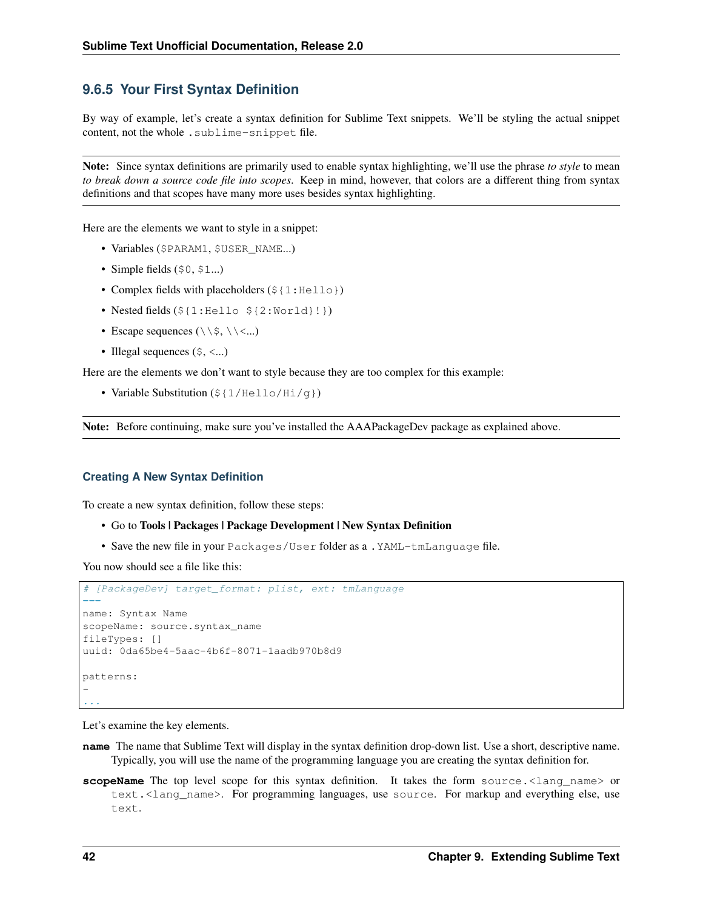## 9.6.5 Your First Syntax Definition

By way of example, let's create a syntax definition for Sublime Text snippets. We'll be styling the actual snippet content, not the whole `.sublime-snippet` file.

**Note:** Since syntax definitions are primarily used to enable syntax highlighting, we'll use the phrase *to style* to mean *to break down a source code file into scopes*. Keep in mind, however, that colors are a different thing from syntax definitions and that scopes have many more uses besides syntax highlighting.

Here are the elements we want to style in a snippet:

- Variables (`$PARAM1`, `$USER_NAME`...)
- Simple fields (`$0`, `$1`...)
- Complex fields with placeholders (`${1:Hello}`)
- Nested fields (`${1:Hello ${2:World}!}`)
- Escape sequences (`\\$`, `\\<`...)
- Illegal sequences (`$`, `<`...)

Here are the elements we don't want to style because they are too complex for this example:

- Variable Substitution (`${1/Hello/Hi/g}`)

**Note:** Before continuing, make sure you've installed the AAAPackageDev package as explained above.

### Creating A New Syntax Definition

To create a new syntax definition, follow these steps:

- Go to **Tools | Packages | Package Development | New Syntax Definition**
- Save the new file in your `Packages/User` folder as a `.YAML-tmLanguage` file.

You now should see a file like this:

```
# [PackageDev] target_format: plist, ext: tmLanguage
---
name: Syntax Name
scopeName: source.syntax_name
fileTypes: []
uuid: 0da65be4-5aac-4b6f-8071-1aadb970b8d9

patterns:
-
...
```

Let's examine the key elements.

**name** The name that Sublime Text will display in the syntax definition drop-down list. Use a short, descriptive name. Typically, you will use the name of the programming language you are creating the syntax definition for.

**scopeName** The top level scope for this syntax definition. It takes the form `source.<lang_name>` or `text.<lang_name>`. For programming languages, use `source`. For markup and everything else, use `text`.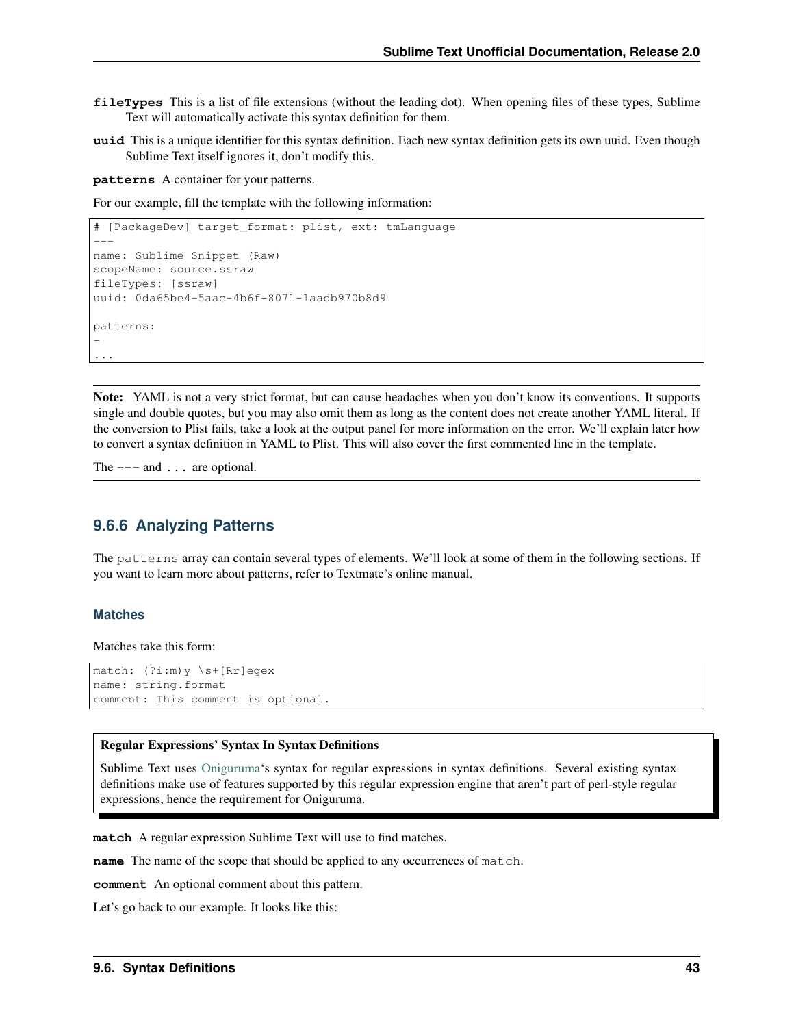**fileTypes** This is a list of file extensions (without the leading dot). When opening files of these types, Sublime Text will automatically activate this syntax definition for them.

**uuid** This is a unique identifier for this syntax definition. Each new syntax definition gets its own uuid. Even though Sublime Text itself ignores it, don't modify this.

**patterns** A container for your patterns.

For our example, fill the template with the following information:

```
# [PackageDev] target_format: plist, ext: tmLanguage
---
name: Sublime Snippet (Raw)
scopeName: source.ssraw
fileTypes: [ssraw]
uuid: 0da65be4-5aac-4b6f-8071-1aadb970b8d9

patterns:
-
...
```

**Note:** YAML is not a very strict format, but can cause headaches when you don't know its conventions. It supports single and double quotes, but you may also omit them as long as the content does not create another YAML literal. If the conversion to Plist fails, take a look at the output panel for more information on the error. We'll explain later how to convert a syntax definition in YAML to Plist. This will also cover the first commented line in the template.

The `---` and `...` are optional.

### 9.6.6 Analyzing Patterns

The `patterns` array can contain several types of elements. We'll look at some of them in the following sections. If you want to learn more about patterns, refer to Textmate's online manual.

#### Matches

Matches take this form:

```
match: (?i:m)y \s+[Rr]egex
name: string.format
comment: This comment is optional.
```

**Regular Expressions' Syntax In Syntax Definitions**

Sublime Text uses Oniguruma's syntax for regular expressions in syntax definitions. Several existing syntax definitions make use of features supported by this regular expression engine that aren't part of perl-style regular expressions, hence the requirement for Oniguruma.

**match** A regular expression Sublime Text will use to find matches.

**name** The name of the scope that should be applied to any occurrences of `match`.

**comment** An optional comment about this pattern.

Let's go back to our example. It looks like this: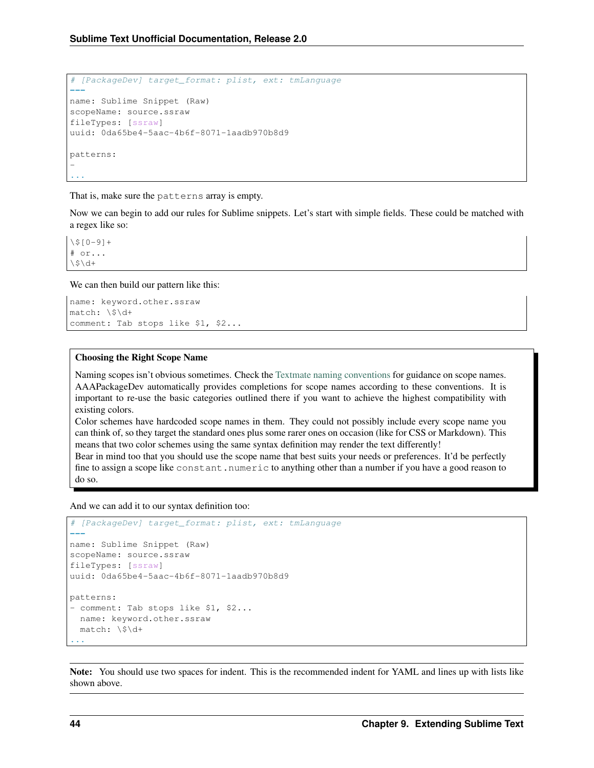```
# [PackageDev] target_format: plist, ext: tmLanguage
---
name: Sublime Snippet (Raw)
scopeName: source.ssraw
fileTypes: [ssraw]
uuid: 0da65be4-5aac-4b6f-8071-1aadb970b8d9

patterns:
-
...
```

That is, make sure the `patterns` array is empty.

Now we can begin to add our rules for Sublime snippets. Let's start with simple fields. These could be matched with a regex like so:

```
\$[0-9]+
# or...
\$\d+
```

We can then build our pattern like this:

```
name: keyword.other.ssraw
match: \$\d+
comment: Tab stops like $1, $2...
```

> **Choosing the Right Scope Name**
>
> Naming scopes isn't obvious sometimes. Check the Textmate naming conventions for guidance on scope names. AAAPackageDev automatically provides completions for scope names according to these conventions. It is important to re-use the basic categories outlined there if you want to achieve the highest compatibility with existing colors.
>
> Color schemes have hardcoded scope names in them. They could not possibly include every scope name you can think of, so they target the standard ones plus some rarer ones on occasion (like for CSS or Markdown). This means that two color schemes using the same syntax definition may render the text differently!
>
> Bear in mind too that you should use the scope name that best suits your needs or preferences. It'd be perfectly fine to assign a scope like `constant.numeric` to anything other than a number if you have a good reason to do so.

And we can add it to our syntax definition too:

```
# [PackageDev] target_format: plist, ext: tmLanguage
---
name: Sublime Snippet (Raw)
scopeName: source.ssraw
fileTypes: [ssraw]
uuid: 0da65be4-5aac-4b6f-8071-1aadb970b8d9

patterns:
- comment: Tab stops like $1, $2...
  name: keyword.other.ssraw
  match: \$\d+
...
```

**Note:** You should use two spaces for indent. This is the recommended indent for YAML and lines up with lists like shown above.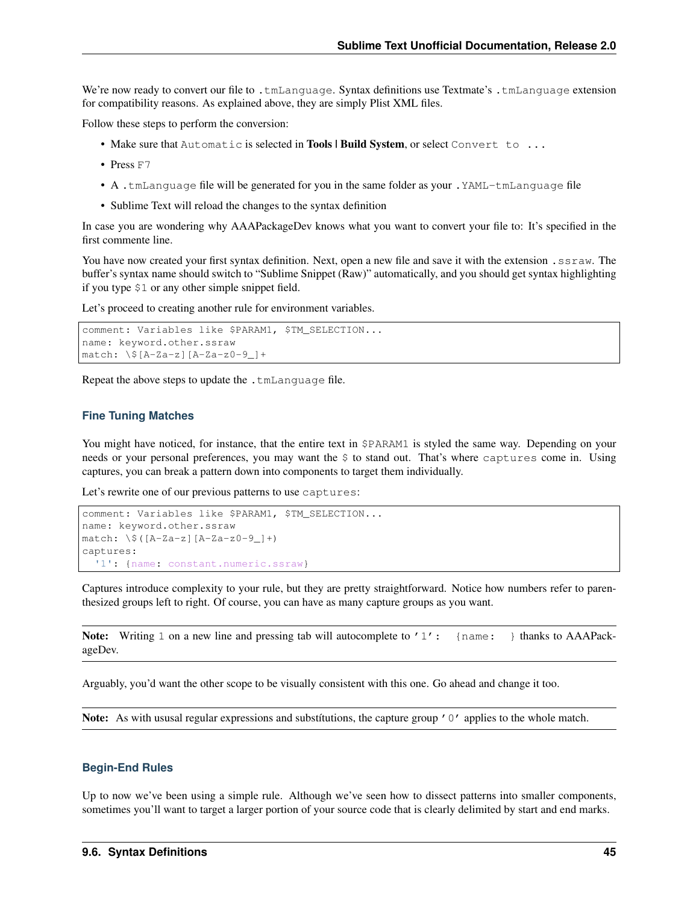We're now ready to convert our file to `.tmLanguage`. Syntax definitions use Textmate's `.tmLanguage` extension for compatibility reasons. As explained above, they are simply Plist XML files.

Follow these steps to perform the conversion:

- Make sure that `Automatic` is selected in **Tools | Build System**, or select `Convert to ...`
- Press `F7`
- A `.tmLanguage` file will be generated for you in the same folder as your `.YAML-tmLanguage` file
- Sublime Text will reload the changes to the syntax definition

In case you are wondering why AAAPackageDev knows what you want to convert your file to: It's specified in the first commente line.

You have now created your first syntax definition. Next, open a new file and save it with the extension `.ssraw`. The buffer's syntax name should switch to "Sublime Snippet (Raw)" automatically, and you should get syntax highlighting if you type `$1` or any other simple snippet field.

Let's proceed to creating another rule for environment variables.

```
comment: Variables like $PARAM1, $TM_SELECTION...
name: keyword.other.ssraw
match: \$[A-Za-z][A-Za-z0-9_]+
```

Repeat the above steps to update the `.tmLanguage` file.

### Fine Tuning Matches

You might have noticed, for instance, that the entire text in `$PARAM1` is styled the same way. Depending on your needs or your personal preferences, you may want the `$` to stand out. That's where `captures` come in. Using captures, you can break a pattern down into components to target them individually.

Let's rewrite one of our previous patterns to use `captures`:

```
comment: Variables like $PARAM1, $TM_SELECTION...
name: keyword.other.ssraw
match: \$([A-Za-z][A-Za-z0-9_]+)
captures:
  '1': {name: constant.numeric.ssraw}
```

Captures introduce complexity to your rule, but they are pretty straightforward. Notice how numbers refer to parenthesized groups left to right. Of course, you can have as many capture groups as you want.

---

**Note:** Writing `1` on a new line and pressing tab will autocomplete to `'1': {name: }` thanks to AAAPackageDev.

---

Arguably, you'd want the other scope to be visually consistent with this one. Go ahead and change it too.

---

**Note:** As with ususal regular expressions and substítutions, the capture group `'0'` applies to the whole match.

---

### Begin-End Rules

Up to now we've been using a simple rule. Although we've seen how to dissect patterns into smaller components, sometimes you'll want to target a larger portion of your source code that is clearly delimited by start and end marks.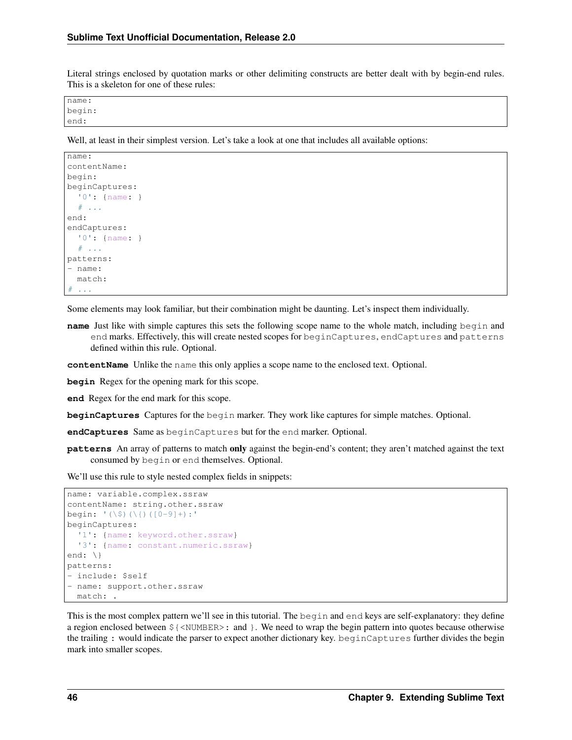Literal strings enclosed by quotation marks or other delimiting constructs are better dealt with by begin-end rules. This is a skeleton for one of these rules:

```
name:
begin:
end:
```

Well, at least in their simplest version. Let's take a look at one that includes all available options:

```
name:
contentName:
begin:
beginCaptures:
  '0': {name: }
  # ...
end:
endCaptures:
  '0': {name: }
  # ...
patterns:
- name:
  match:
# ...
```

Some elements may look familiar, but their combination might be daunting. Let's inspect them individually.

**name** Just like with simple captures this sets the following scope name to the whole match, including `begin` and `end` marks. Effectively, this will create nested scopes for `beginCaptures`, `endCaptures` and `patterns` defined within this rule. Optional.

**contentName** Unlike the `name` this only applies a scope name to the enclosed text. Optional.

**begin** Regex for the opening mark for this scope.

**end** Regex for the end mark for this scope.

**beginCaptures** Captures for the `begin` marker. They work like captures for simple matches. Optional.

**endCaptures** Same as `beginCaptures` but for the `end` marker. Optional.

**patterns** An array of patterns to match **only** against the begin-end's content; they aren't matched against the text consumed by `begin` or `end` themselves. Optional.

We'll use this rule to style nested complex fields in snippets:

```
name: variable.complex.ssraw
contentName: string.other.ssraw
begin: '(\$)(\{)([0-9]+):'
beginCaptures:
  '1': {name: keyword.other.ssraw}
  '3': {name: constant.numeric.ssraw}
end: \}
patterns:
- include: $self
- name: support.other.ssraw
  match: .
```

This is the most complex pattern we'll see in this tutorial. The `begin` and `end` keys are self-explanatory: they define a region enclosed between `${<NUMBER>:` and `}`. We need to wrap the begin pattern into quotes because otherwise the trailing `:` would indicate the parser to expect another dictionary key. `beginCaptures` further divides the begin mark into smaller scopes.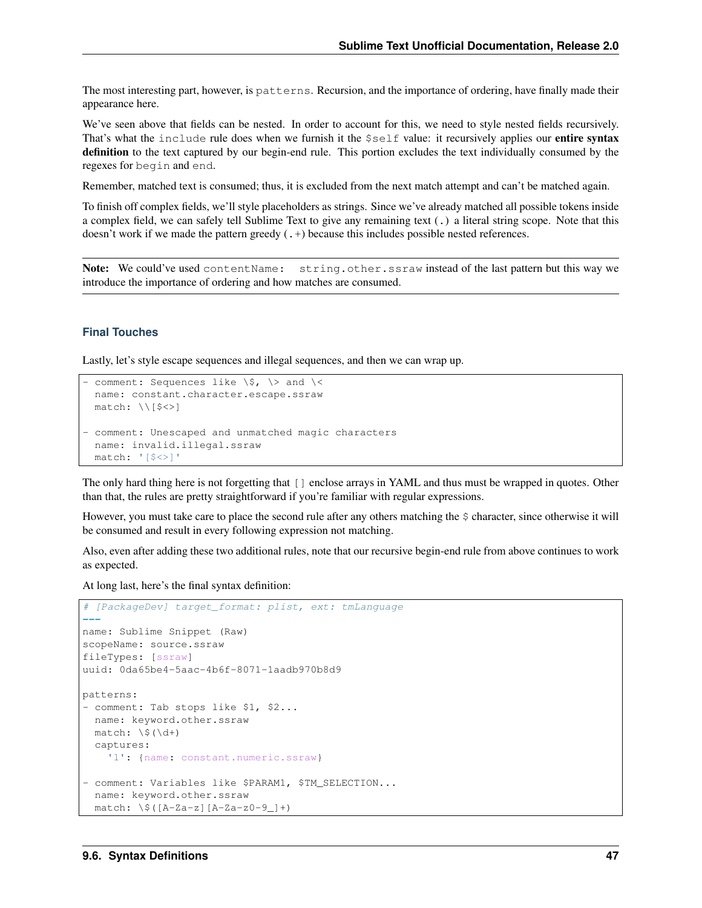The most interesting part, however, is `patterns`. Recursion, and the importance of ordering, have finally made their appearance here.

We've seen above that fields can be nested. In order to account for this, we need to style nested fields recursively. That's what the `include` rule does when we furnish it the `$self` value: it recursively applies our **entire syntax definition** to the text captured by our begin-end rule. This portion excludes the text individually consumed by the regexes for `begin` and `end`.

Remember, matched text is consumed; thus, it is excluded from the next match attempt and can't be matched again.

To finish off complex fields, we'll style placeholders as strings. Since we've already matched all possible tokens inside a complex field, we can safely tell Sublime Text to give any remaining text (`.`) a literal string scope. Note that this doesn't work if we made the pattern greedy (`.+`) because this includes possible nested references.

**Note:** We could've used `contentName: string.other.ssraw` instead of the last pattern but this way we introduce the importance of ordering and how matches are consumed.

### Final Touches

Lastly, let's style escape sequences and illegal sequences, and then we can wrap up.

```
- comment: Sequences like \$, \> and \<
  name: constant.character.escape.ssraw
  match: \\[$<>]

- comment: Unescaped and unmatched magic characters
  name: invalid.illegal.ssraw
  match: '[$<>]'
```

The only hard thing here is not forgetting that `[]` enclose arrays in YAML and thus must be wrapped in quotes. Other than that, the rules are pretty straightforward if you're familiar with regular expressions.

However, you must take care to place the second rule after any others matching the `$` character, since otherwise it will be consumed and result in every following expression not matching.

Also, even after adding these two additional rules, note that our recursive begin-end rule from above continues to work as expected.

At long last, here's the final syntax definition:

```
# [PackageDev] target_format: plist, ext: tmLanguage
---
name: Sublime Snippet (Raw)
scopeName: source.ssraw
fileTypes: [ssraw]
uuid: 0da65be4-5aac-4b6f-8071-1aadb970b8d9

patterns:
- comment: Tab stops like $1, $2...
  name: keyword.other.ssraw
  match: \$(\d+)
  captures:
    '1': {name: constant.numeric.ssraw}

- comment: Variables like $PARAM1, $TM_SELECTION...
  name: keyword.other.ssraw
  match: \$([A-Za-z][A-Za-z0-9_]+)
```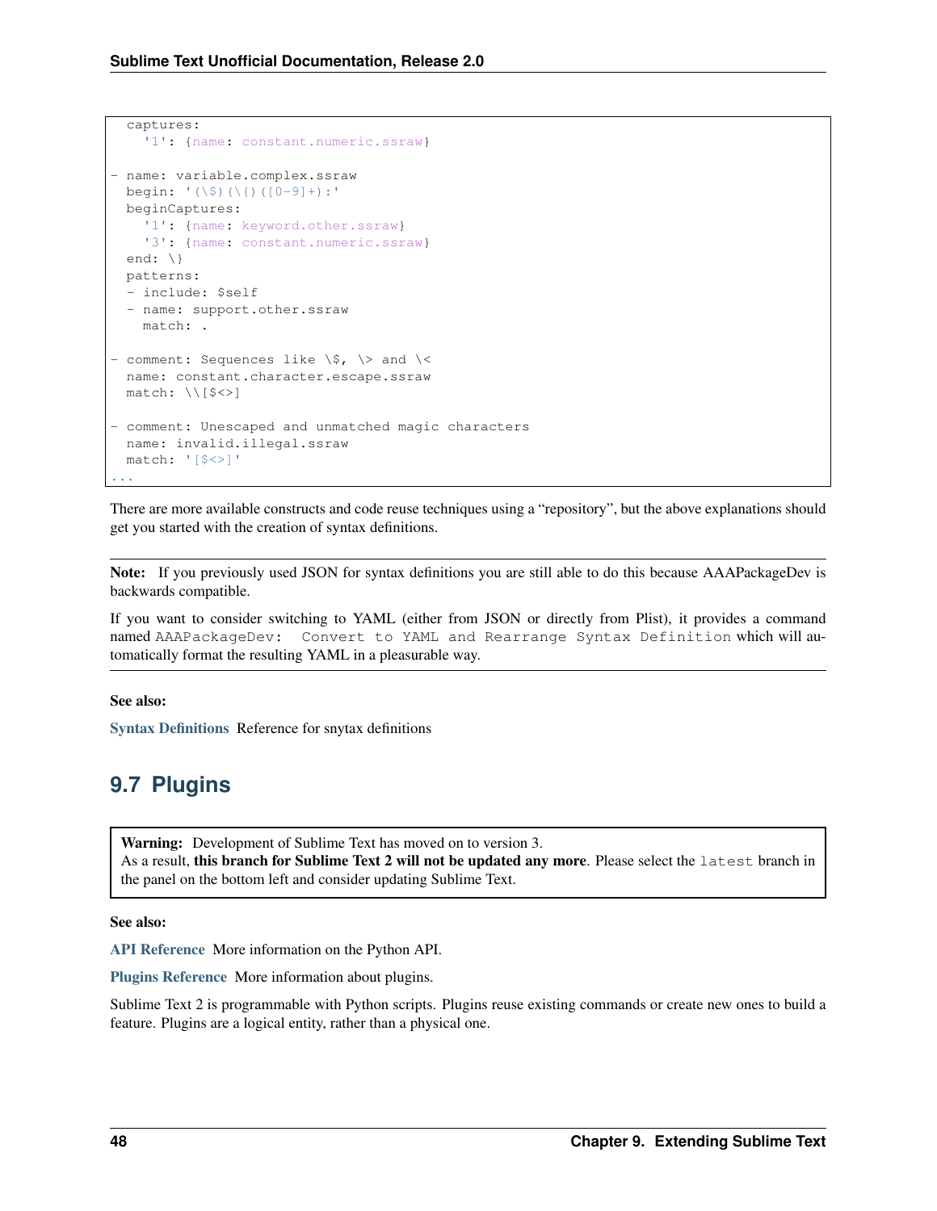```
  captures:
    '1': {name: constant.numeric.ssraw}

- name: variable.complex.ssraw
  begin: '(\$)(\{)([0-9]+):'
  beginCaptures:
    '1': {name: keyword.other.ssraw}
    '3': {name: constant.numeric.ssraw}
  end: \}
  patterns:
  - include: $self
  - name: support.other.ssraw
    match: .

- comment: Sequences like \$, \> and \<
  name: constant.character.escape.ssraw
  match: \\[$<>]

- comment: Unescaped and unmatched magic characters
  name: invalid.illegal.ssraw
  match: '[$<>]'
...
```

There are more available constructs and code reuse techniques using a "repository", but the above explanations should get you started with the creation of syntax definitions.

**Note:** If you previously used JSON for syntax definitions you are still able to do this because AAAPackageDev is backwards compatible.

If you want to consider switching to YAML (either from JSON or directly from Plist), it provides a command named `AAAPackageDev: Convert to YAML and Rearrange Syntax Definition` which will automatically format the resulting YAML in a pleasurable way.

**See also:**

**Syntax Definitions** Reference for snytax definitions

## 9.7 Plugins

**Warning:** Development of Sublime Text has moved on to version 3.
As a result, **this branch for Sublime Text 2 will not be updated any more**. Please select the `latest` branch in the panel on the bottom left and consider updating Sublime Text.

**See also:**

**API Reference** More information on the Python API.

**Plugins Reference** More information about plugins.

Sublime Text 2 is programmable with Python scripts. Plugins reuse existing commands or create new ones to build a feature. Plugins are a logical entity, rather than a physical one.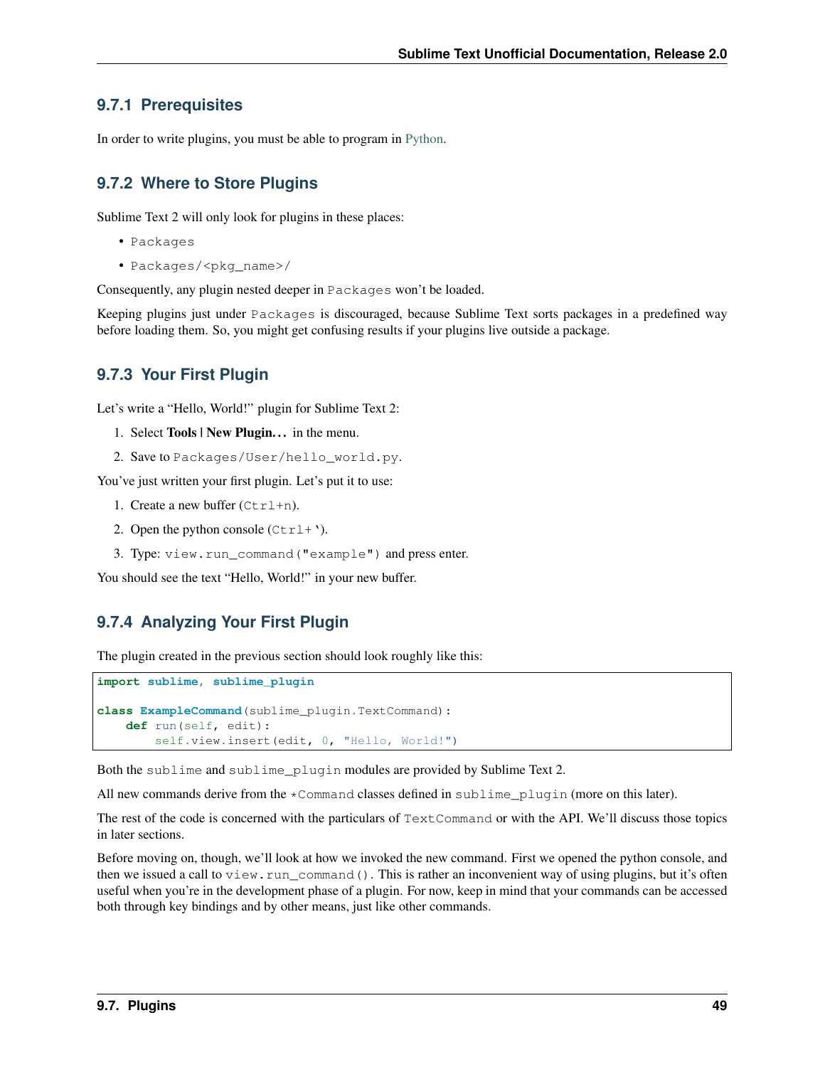### 9.7.1 Prerequisites

In order to write plugins, you must be able to program in Python.

### 9.7.2 Where to Store Plugins

Sublime Text 2 will only look for plugins in these places:

- `Packages`
- `Packages/<pkg_name>/`

Consequently, any plugin nested deeper in `Packages` won't be loaded.

Keeping plugins just under `Packages` is discouraged, because Sublime Text sorts packages in a predefined way before loading them. So, you might get confusing results if your plugins live outside a package.

### 9.7.3 Your First Plugin

Let's write a "Hello, World!" plugin for Sublime Text 2:

1. Select **Tools | New Plugin...** in the menu.
2. Save to `Packages/User/hello_world.py`.

You've just written your first plugin. Let's put it to use:

1. Create a new buffer (`Ctrl+n`).
2. Open the python console (`Ctrl+``).
3. Type: `view.run_command("example")` and press enter.

You should see the text "Hello, World!" in your new buffer.

### 9.7.4 Analyzing Your First Plugin

The plugin created in the previous section should look roughly like this:

```
import sublime, sublime_plugin

class ExampleCommand(sublime_plugin.TextCommand):
    def run(self, edit):
        self.view.insert(edit, 0, "Hello, World!")
```

Both the `sublime` and `sublime_plugin` modules are provided by Sublime Text 2.

All new commands derive from the `*Command` classes defined in `sublime_plugin` (more on this later).

The rest of the code is concerned with the particulars of `TextCommand` or with the API. We'll discuss those topics in later sections.

Before moving on, though, we'll look at how we invoked the new command. First we opened the python console, and then we issued a call to `view.run_command()`. This is rather an inconvenient way of using plugins, but it's often useful when you're in the development phase of a plugin. For now, keep in mind that your commands can be accessed both through key bindings and by other means, just like other commands.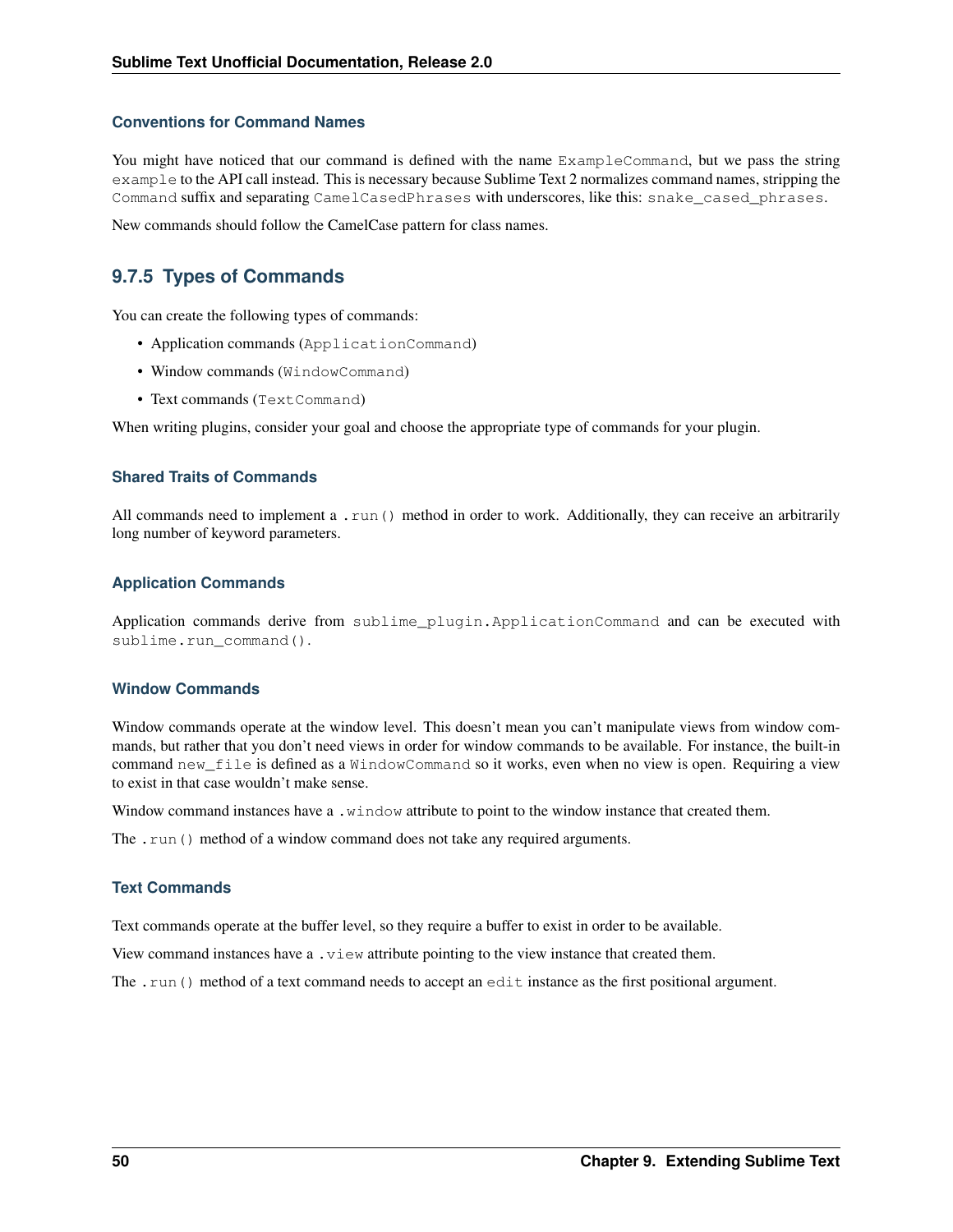### Conventions for Command Names

You might have noticed that our command is defined with the name `ExampleCommand`, but we pass the string `example` to the API call instead. This is necessary because Sublime Text 2 normalizes command names, stripping the `Command` suffix and separating `CamelCasedPhrases` with underscores, like this: `snake_cased_phrases`.

New commands should follow the CamelCase pattern for class names.

## 9.7.5 Types of Commands

You can create the following types of commands:

- Application commands (`ApplicationCommand`)
- Window commands (`WindowCommand`)
- Text commands (`TextCommand`)

When writing plugins, consider your goal and choose the appropriate type of commands for your plugin.

### Shared Traits of Commands

All commands need to implement a `.run()` method in order to work. Additionally, they can receive an arbitrarily long number of keyword parameters.

### Application Commands

Application commands derive from `sublime_plugin.ApplicationCommand` and can be executed with `sublime.run_command()`.

### Window Commands

Window commands operate at the window level. This doesn't mean you can't manipulate views from window commands, but rather that you don't need views in order for window commands to be available. For instance, the built-in command `new_file` is defined as a `WindowCommand` so it works, even when no view is open. Requiring a view to exist in that case wouldn't make sense.

Window command instances have a `.window` attribute to point to the window instance that created them.

The `.run()` method of a window command does not take any required arguments.

### Text Commands

Text commands operate at the buffer level, so they require a buffer to exist in order to be available.

View command instances have a `.view` attribute pointing to the view instance that created them.

The `.run()` method of a text command needs to accept an `edit` instance as the first positional argument.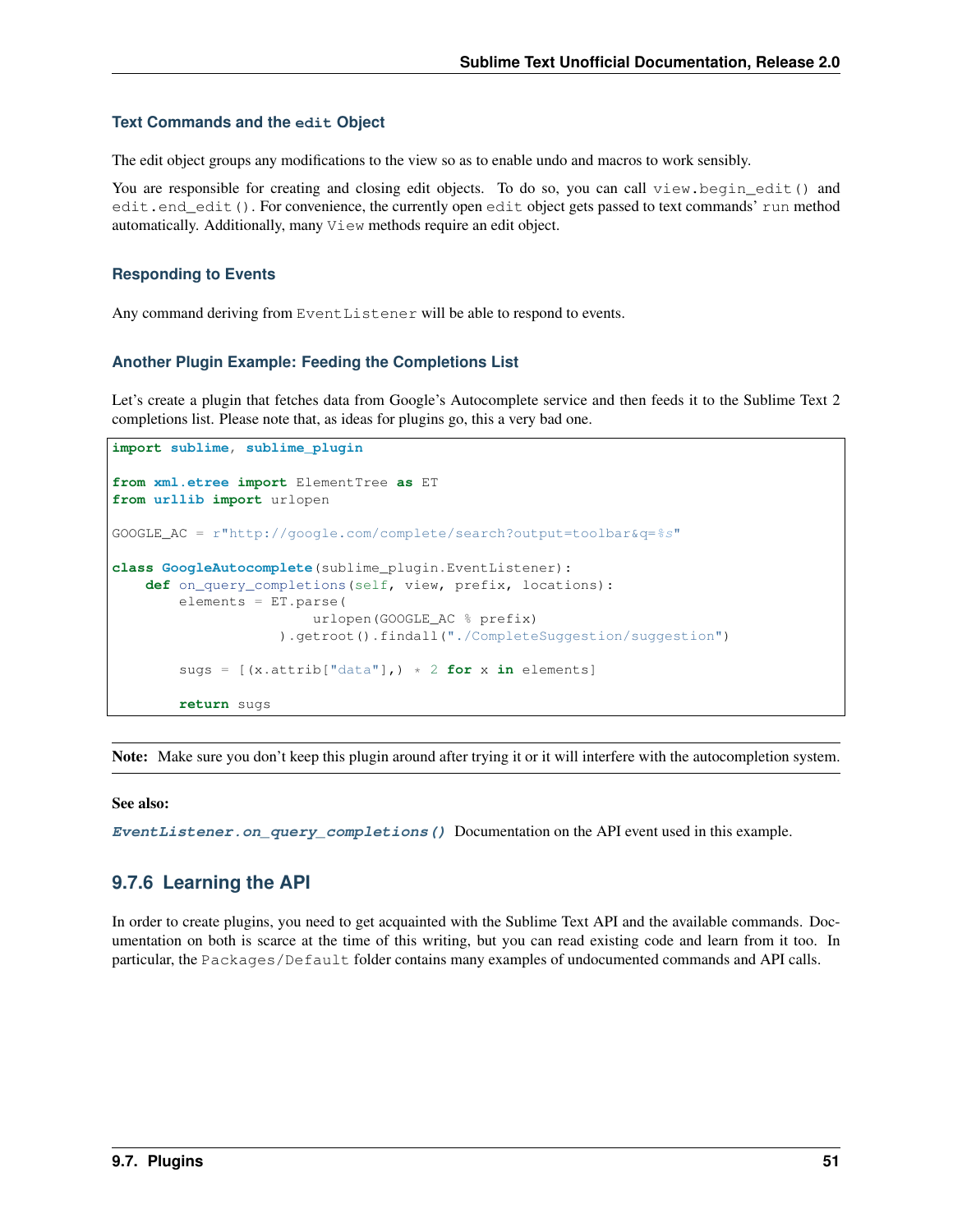#### Text Commands and the `edit` Object

The edit object groups any modifications to the view so as to enable undo and macros to work sensibly.

You are responsible for creating and closing edit objects. To do so, you can call `view.begin_edit()` and `edit.end_edit()`. For convenience, the currently open `edit` object gets passed to text commands' `run` method automatically. Additionally, many `View` methods require an edit object.

#### Responding to Events

Any command deriving from `EventListener` will be able to respond to events.

#### Another Plugin Example: Feeding the Completions List

Let's create a plugin that fetches data from Google's Autocomplete service and then feeds it to the Sublime Text 2 completions list. Please note that, as ideas for plugins go, this a very bad one.

```
import sublime, sublime_plugin

from xml.etree import ElementTree as ET
from urllib import urlopen

GOOGLE_AC = r"http://google.com/complete/search?output=toolbar&q=%s"

class GoogleAutocomplete(sublime_plugin.EventListener):
    def on_query_completions(self, view, prefix, locations):
        elements = ET.parse(
                        urlopen(GOOGLE_AC % prefix)
                    ).getroot().findall("./CompleteSuggestion/suggestion")

        sugs = [(x.attrib["data"],) * 2 for x in elements]

        return sugs
```

**Note:** Make sure you don't keep this plugin around after trying it or it will interfere with the autocompletion system.

**See also:**

***`EventListener.on_query_completions()`*** Documentation on the API event used in this example.

### 9.7.6 Learning the API

In order to create plugins, you need to get acquainted with the Sublime Text API and the available commands. Documentation on both is scarce at the time of this writing, but you can read existing code and learn from it too. In particular, the `Packages/Default` folder contains many examples of undocumented commands and API calls.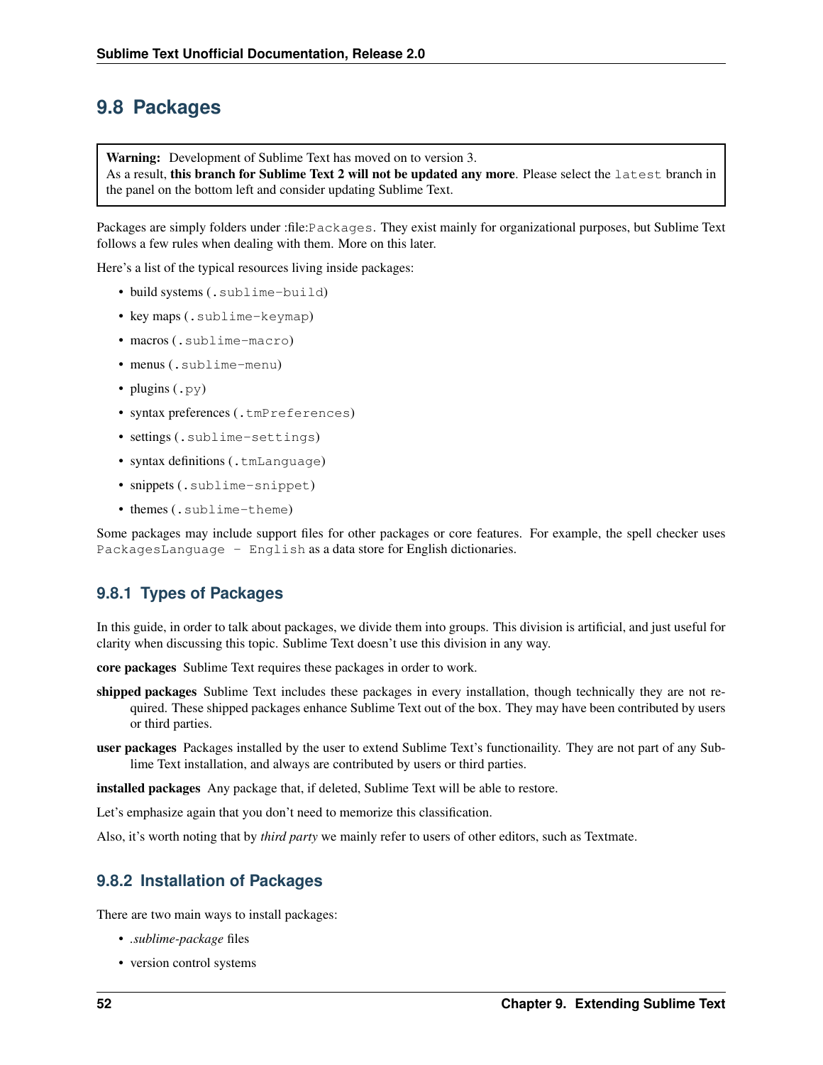## 9.8 Packages

> **Warning:** Development of Sublime Text has moved on to version 3.
> As a result, **this branch for Sublime Text 2 will not be updated any more**. Please select the `latest` branch in the panel on the bottom left and consider updating Sublime Text.

Packages are simply folders under :file:`Packages`. They exist mainly for organizational purposes, but Sublime Text follows a few rules when dealing with them. More on this later.

Here's a list of the typical resources living inside packages:

- build systems (`.sublime-build`)
- key maps (`.sublime-keymap`)
- macros (`.sublime-macro`)
- menus (`.sublime-menu`)
- plugins (`.py`)
- syntax preferences (`.tmPreferences`)
- settings (`.sublime-settings`)
- syntax definitions (`.tmLanguage`)
- snippets (`.sublime-snippet`)
- themes (`.sublime-theme`)

Some packages may include support files for other packages or core features. For example, the spell checker uses `PackagesLanguage - English` as a data store for English dictionaries.

### 9.8.1 Types of Packages

In this guide, in order to talk about packages, we divide them into groups. This division is artificial, and just useful for clarity when discussing this topic. Sublime Text doesn't use this division in any way.

**core packages** Sublime Text requires these packages in order to work.

**shipped packages** Sublime Text includes these packages in every installation, though technically they are not required. These shipped packages enhance Sublime Text out of the box. They may have been contributed by users or third parties.

**user packages** Packages installed by the user to extend Sublime Text's functionaility. They are not part of any Sublime Text installation, and always are contributed by users or third parties.

**installed packages** Any package that, if deleted, Sublime Text will be able to restore.

Let's emphasize again that you don't need to memorize this classification.

Also, it's worth noting that by *third party* we mainly refer to users of other editors, such as Textmate.

### 9.8.2 Installation of Packages

There are two main ways to install packages:

- *.sublime-package* files
- version control systems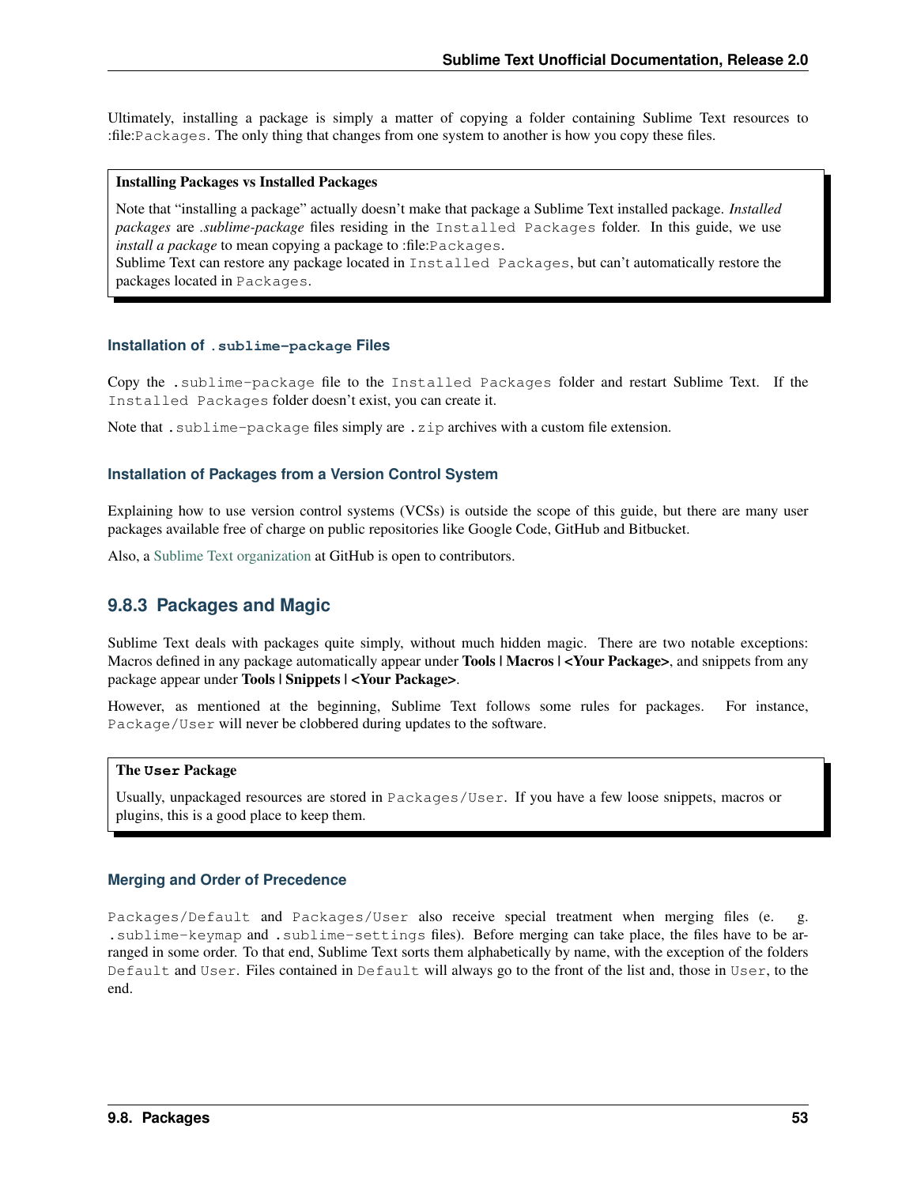Ultimately, installing a package is simply a matter of copying a folder containing Sublime Text resources to :file:`Packages`. The only thing that changes from one system to another is how you copy these files.

> **Installing Packages vs Installed Packages**
>
> Note that "installing a package" actually doesn't make that package a Sublime Text installed package. *Installed packages* are *.sublime-package* files residing in the `Installed Packages` folder. In this guide, we use *install a package* to mean copying a package to :file:`Packages`.
> Sublime Text can restore any package located in `Installed Packages`, but can't automatically restore the packages located in `Packages`.

#### Installation of `.sublime-package` Files

Copy the `.sublime-package` file to the `Installed Packages` folder and restart Sublime Text. If the `Installed Packages` folder doesn't exist, you can create it.

Note that `.sublime-package` files simply are `.zip` archives with a custom file extension.

#### Installation of Packages from a Version Control System

Explaining how to use version control systems (VCSs) is outside the scope of this guide, but there are many user packages available free of charge on public repositories like Google Code, GitHub and Bitbucket.

Also, a Sublime Text organization at GitHub is open to contributors.

### 9.8.3 Packages and Magic

Sublime Text deals with packages quite simply, without much hidden magic. There are two notable exceptions: Macros defined in any package automatically appear under **Tools | Macros | <Your Package>**, and snippets from any package appear under **Tools | Snippets | <Your Package>**.

However, as mentioned at the beginning, Sublime Text follows some rules for packages. For instance, `Package/User` will never be clobbered during updates to the software.

> **The `User` Package**
>
> Usually, unpackaged resources are stored in `Packages/User`. If you have a few loose snippets, macros or plugins, this is a good place to keep them.

#### Merging and Order of Precedence

`Packages/Default` and `Packages/User` also receive special treatment when merging files (e. g. `.sublime-keymap` and `.sublime-settings` files). Before merging can take place, the files have to be arranged in some order. To that end, Sublime Text sorts them alphabetically by name, with the exception of the folders `Default` and `User`. Files contained in `Default` will always go to the front of the list and, those in `User`, to the end.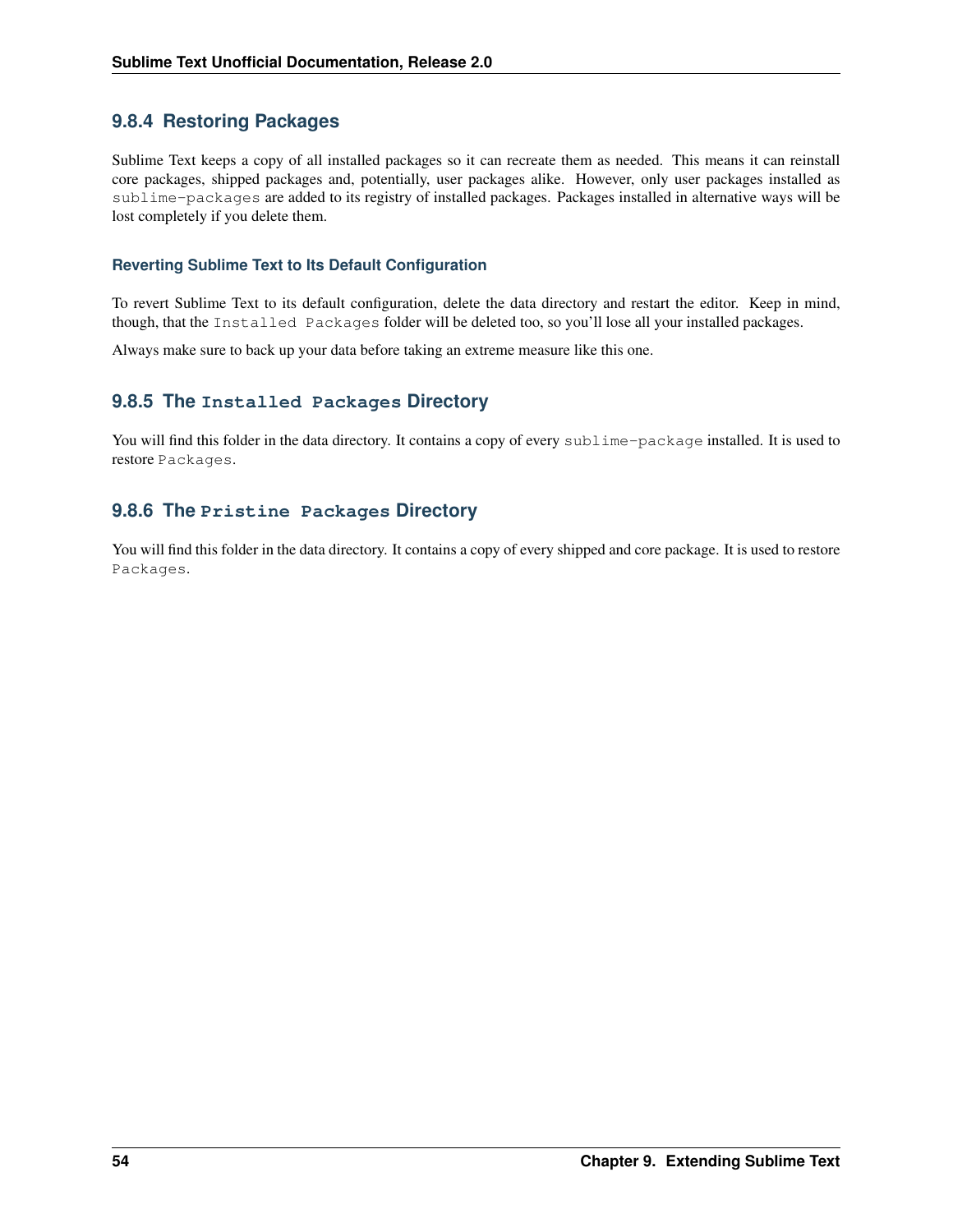### 9.8.4 Restoring Packages

Sublime Text keeps a copy of all installed packages so it can recreate them as needed. This means it can reinstall core packages, shipped packages and, potentially, user packages alike. However, only user packages installed as `sublime-packages` are added to its registry of installed packages. Packages installed in alternative ways will be lost completely if you delete them.

#### Reverting Sublime Text to Its Default Configuration

To revert Sublime Text to its default configuration, delete the data directory and restart the editor. Keep in mind, though, that the `Installed Packages` folder will be deleted too, so you'll lose all your installed packages.

Always make sure to back up your data before taking an extreme measure like this one.

### 9.8.5 The `Installed Packages` Directory

You will find this folder in the data directory. It contains a copy of every `sublime-package` installed. It is used to restore `Packages`.

### 9.8.6 The `Pristine Packages` Directory

You will find this folder in the data directory. It contains a copy of every shipped and core package. It is used to restore `Packages`.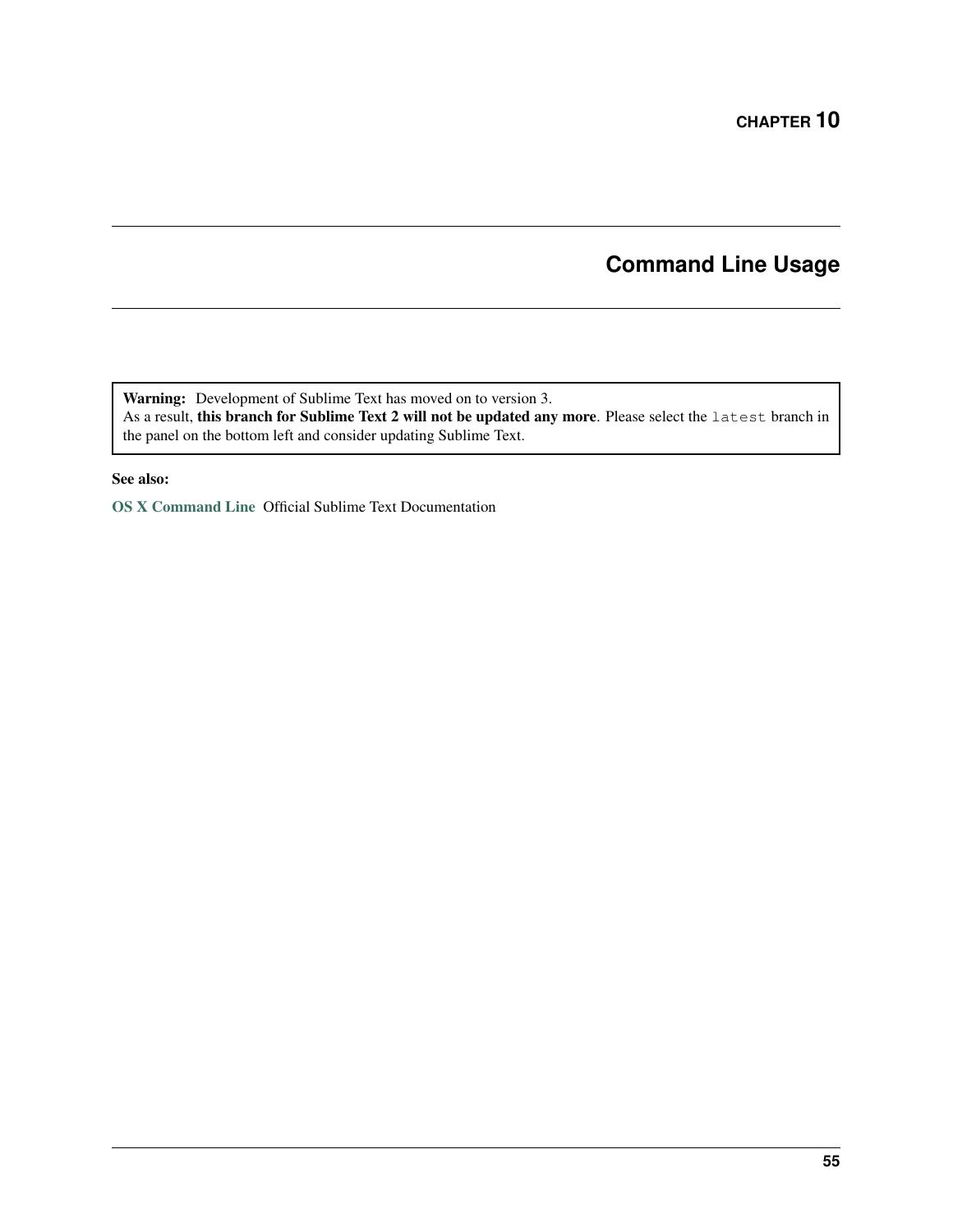# CHAPTER 10

## Command Line Usage

> **Warning:** Development of Sublime Text has moved on to version 3.
> As a result, **this branch for Sublime Text 2 will not be updated any more**. Please select the `latest` branch in the panel on the bottom left and consider updating Sublime Text.

**See also:**

**OS X Command Line** Official Sublime Text Documentation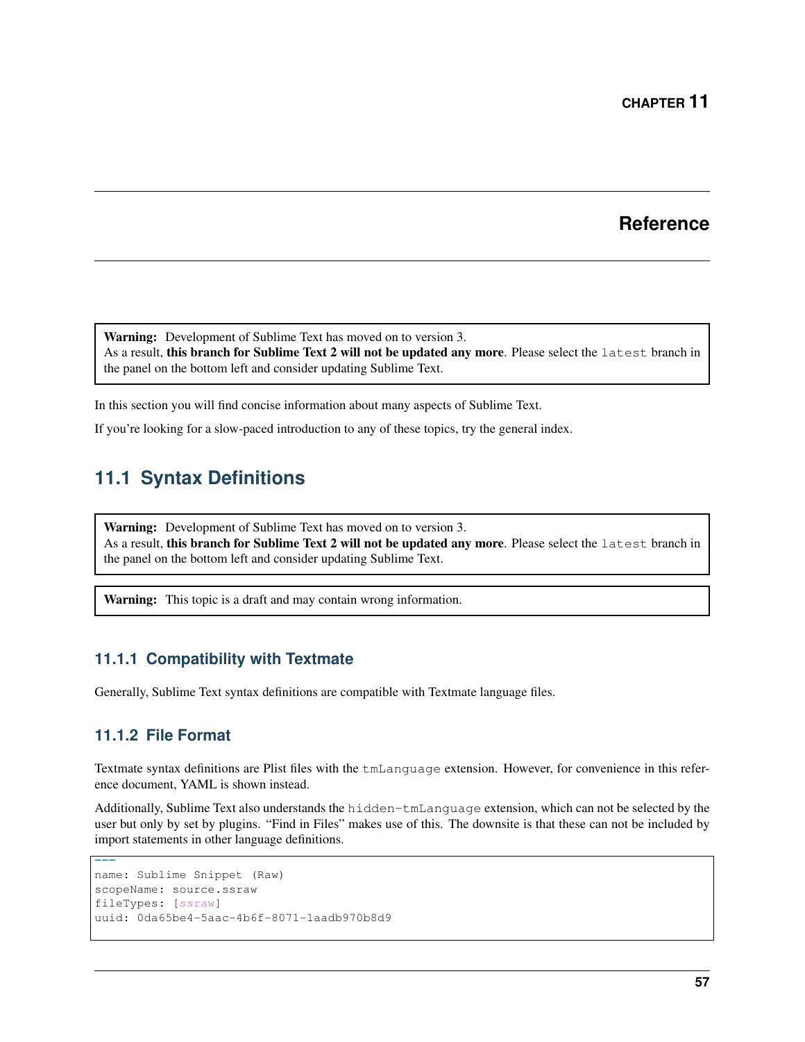# CHAPTER 11

# Reference

**Warning:** Development of Sublime Text has moved on to version 3.
As a result, **this branch for Sublime Text 2 will not be updated any more**. Please select the `latest` branch in the panel on the bottom left and consider updating Sublime Text.

In this section you will find concise information about many aspects of Sublime Text.

If you're looking for a slow-paced introduction to any of these topics, try the general index.

## 11.1 Syntax Definitions

**Warning:** Development of Sublime Text has moved on to version 3.
As a result, **this branch for Sublime Text 2 will not be updated any more**. Please select the `latest` branch in the panel on the bottom left and consider updating Sublime Text.

**Warning:** This topic is a draft and may contain wrong information.

### 11.1.1 Compatibility with Textmate

Generally, Sublime Text syntax definitions are compatible with Textmate language files.

### 11.1.2 File Format

Textmate syntax definitions are Plist files with the `tmLanguage` extension. However, for convenience in this reference document, YAML is shown instead.

Additionally, Sublime Text also understands the `hidden-tmLanguage` extension, which can not be selected by the user but only by set by plugins. "Find in Files" makes use of this. The downsite is that these can not be included by import statements in other language definitions.

```
---
name: Sublime Snippet (Raw)
scopeName: source.ssraw
fileTypes: [ssraw]
uuid: 0da65be4-5aac-4b6f-8071-1aadb970b8d9
```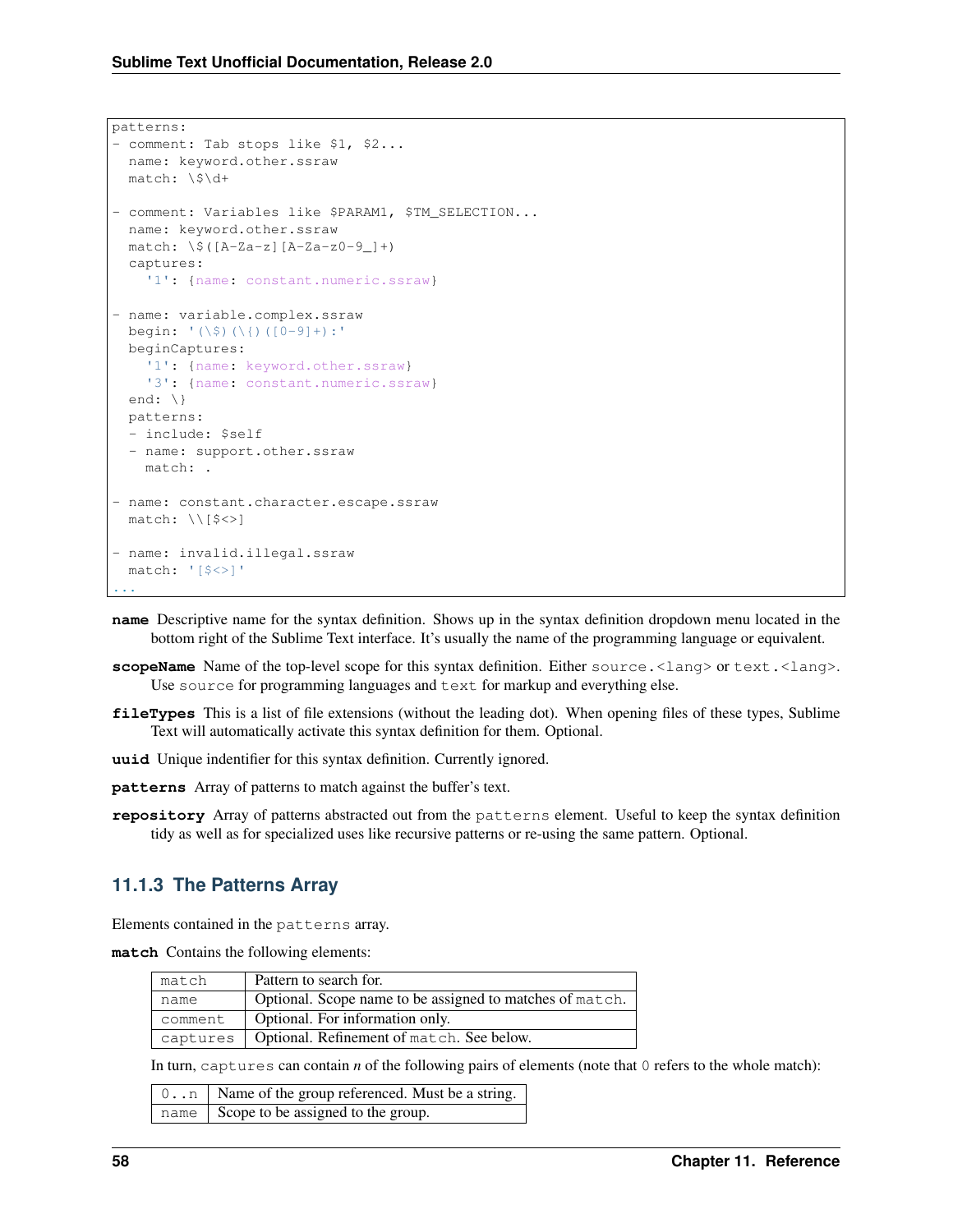```
patterns:
- comment: Tab stops like $1, $2...
  name: keyword.other.ssraw
  match: \$\d+

- comment: Variables like $PARAM1, $TM_SELECTION...
  name: keyword.other.ssraw
  match: \$([A-Za-z][A-Za-z0-9_]+)
  captures:
    '1': {name: constant.numeric.ssraw}

- name: variable.complex.ssraw
  begin: '(\$)(\{)([0-9]+):'
  beginCaptures:
    '1': {name: keyword.other.ssraw}
    '3': {name: constant.numeric.ssraw}
  end: \}
  patterns:
  - include: $self
  - name: support.other.ssraw
    match: .

- name: constant.character.escape.ssraw
  match: \\[$<>]

- name: invalid.illegal.ssraw
  match: '[$<>]'
...
```

**name** Descriptive name for the syntax definition. Shows up in the syntax definition dropdown menu located in the bottom right of the Sublime Text interface. It's usually the name of the programming language or equivalent.

**scopeName** Name of the top-level scope for this syntax definition. Either `source.<lang>` or `text.<lang>`. Use `source` for programming languages and `text` for markup and everything else.

**fileTypes** This is a list of file extensions (without the leading dot). When opening files of these types, Sublime Text will automatically activate this syntax definition for them. Optional.

**uuid** Unique indentifier for this syntax definition. Currently ignored.

**patterns** Array of patterns to match against the buffer's text.

**repository** Array of patterns abstracted out from the `patterns` element. Useful to keep the syntax definition tidy as well as for specialized uses like recursive patterns or re-using the same pattern. Optional.

### 11.1.3 The Patterns Array

Elements contained in the `patterns` array.

**match** Contains the following elements:

| | |
|---|---|
| `match` | Pattern to search for. |
| `name` | Optional. Scope name to be assigned to matches of `match`. |
| `comment` | Optional. For information only. |
| `captures` | Optional. Refinement of `match`. See below. |

In turn, `captures` can contain *n* of the following pairs of elements (note that `0` refers to the whole match):

| | |
|---|---|
| `0..n` | Name of the group referenced. Must be a string. |
| `name` | Scope to be assigned to the group. |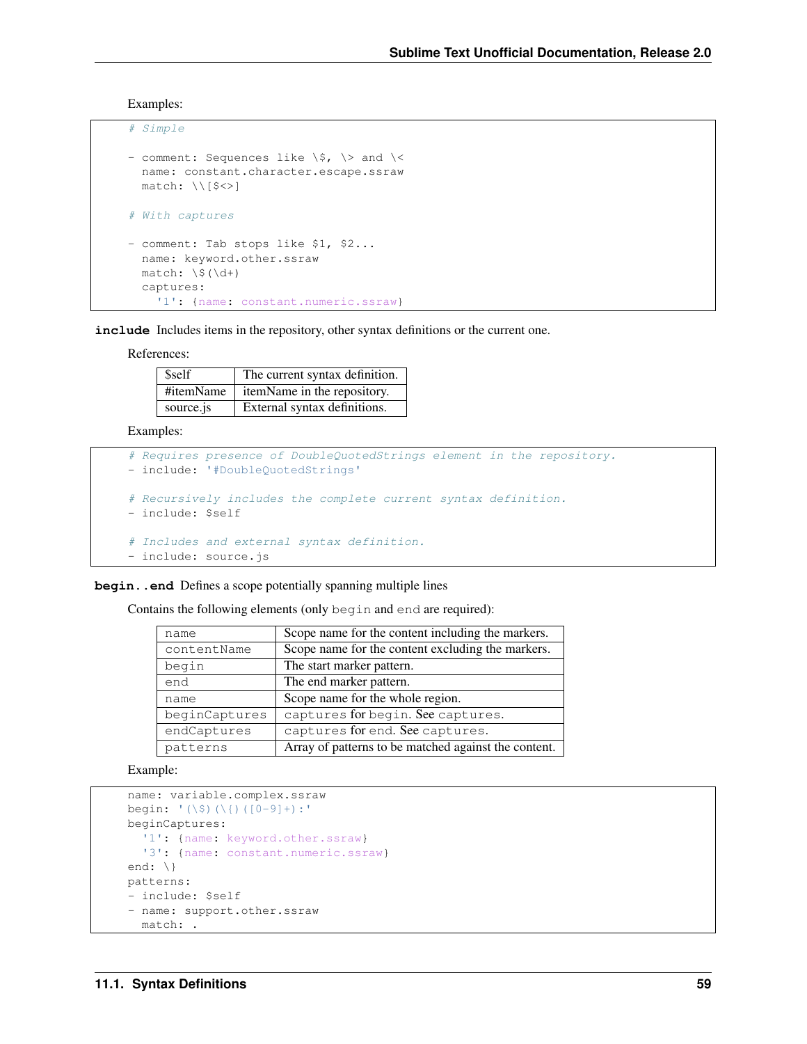Examples:

```
# Simple

- comment: Sequences like \$, \> and \<
  name: constant.character.escape.ssraw
  match: \\[$<>]

# With captures

- comment: Tab stops like $1, $2...
  name: keyword.other.ssraw
  match: \$(\d+)
  captures:
    '1': {name: constant.numeric.ssraw}
```

**include** Includes items in the repository, other syntax definitions or the current one.

References:

| | |
|---|---|
| $self | The current syntax definition. |
| #itemName | itemName in the repository. |
| source.js | External syntax definitions. |

Examples:

```
# Requires presence of DoubleQuotedStrings element in the repository.
- include: '#DoubleQuotedStrings'

# Recursively includes the complete current syntax definition.
- include: $self

# Includes and external syntax definition.
- include: source.js
```

**begin..end** Defines a scope potentially spanning multiple lines

Contains the following elements (only `begin` and `end` are required):

| | |
|---|---|
| `name` | Scope name for the content including the markers. |
| `contentName` | Scope name for the content excluding the markers. |
| `begin` | The start marker pattern. |
| `end` | The end marker pattern. |
| `name` | Scope name for the whole region. |
| `beginCaptures` | `captures` for `begin`. See `captures`. |
| `endCaptures` | `captures` for `end`. See `captures`. |
| `patterns` | Array of patterns to be matched against the content. |

Example:

```
name: variable.complex.ssraw
begin: '(\$)(\{)([0-9]+):'
beginCaptures:
  '1': {name: keyword.other.ssraw}
  '3': {name: constant.numeric.ssraw}
end: \}
patterns:
- include: $self
- name: support.other.ssraw
  match: .
```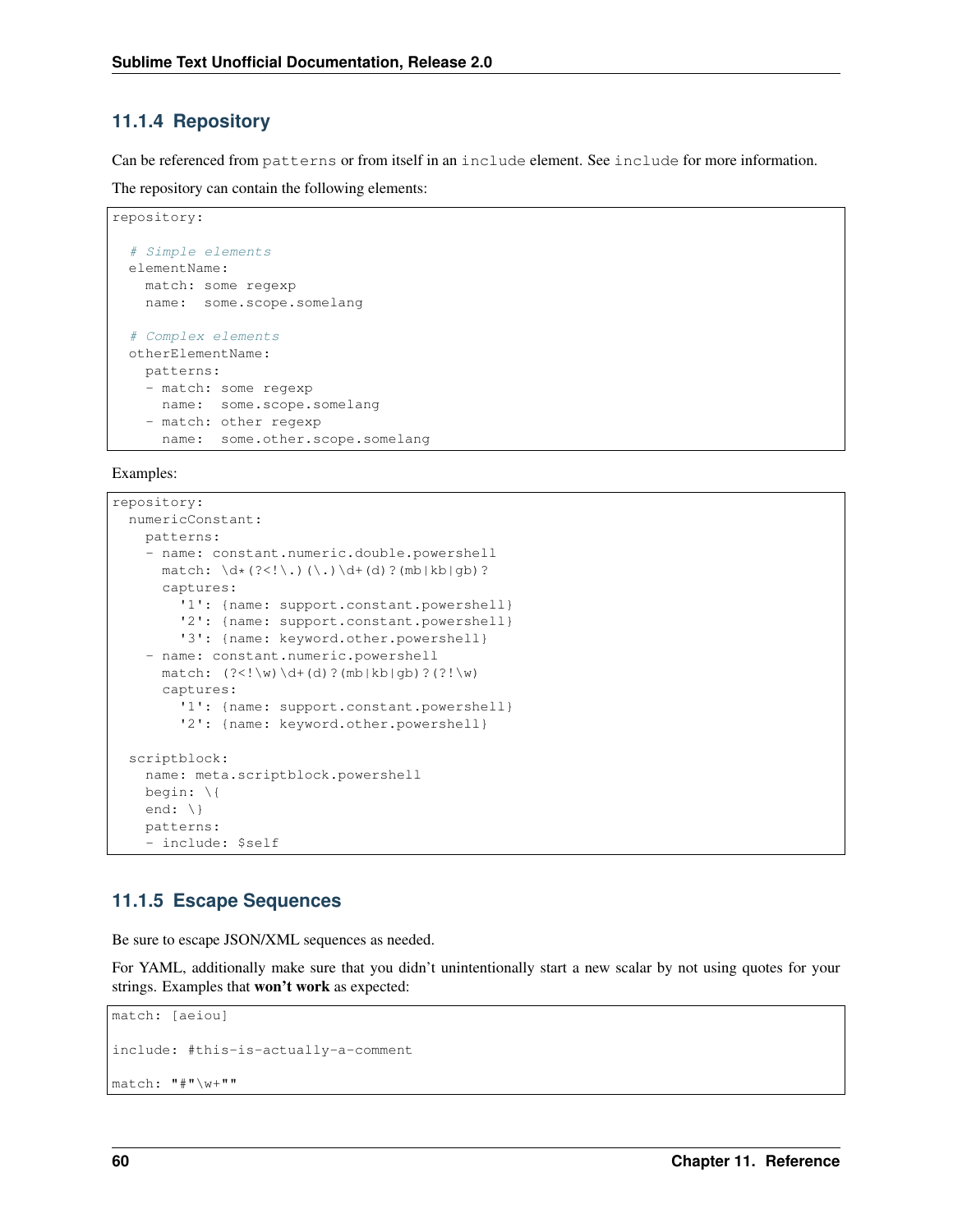### 11.1.4 Repository

Can be referenced from `patterns` or from itself in an `include` element. See `include` for more information.

The repository can contain the following elements:

```
repository:

  # Simple elements
  elementName:
    match: some regexp
    name:  some.scope.somelang

  # Complex elements
  otherElementName:
    patterns:
    - match: some regexp
      name:  some.scope.somelang
    - match: other regexp
      name:  some.other.scope.somelang
```

Examples:

```
repository:
  numericConstant:
    patterns:
    - name: constant.numeric.double.powershell
      match: \d*(?<!\.)(\.)\d+(d)?(mb|kb|gb)?
      captures:
        '1': {name: support.constant.powershell}
        '2': {name: support.constant.powershell}
        '3': {name: keyword.other.powershell}
    - name: constant.numeric.powershell
      match: (?<!\w)\d+(d)?(mb|kb|gb)?(?!\w)
      captures:
        '1': {name: support.constant.powershell}
        '2': {name: keyword.other.powershell}

  scriptblock:
    name: meta.scriptblock.powershell
    begin: \{
    end: \}
    patterns:
    - include: $self
```

### 11.1.5 Escape Sequences

Be sure to escape JSON/XML sequences as needed.

For YAML, additionally make sure that you didn't unintentionally start a new scalar by not using quotes for your strings. Examples that **won't work** as expected:

```
match: [aeiou]

include: #this-is-actually-a-comment

match: "#"\w+""
```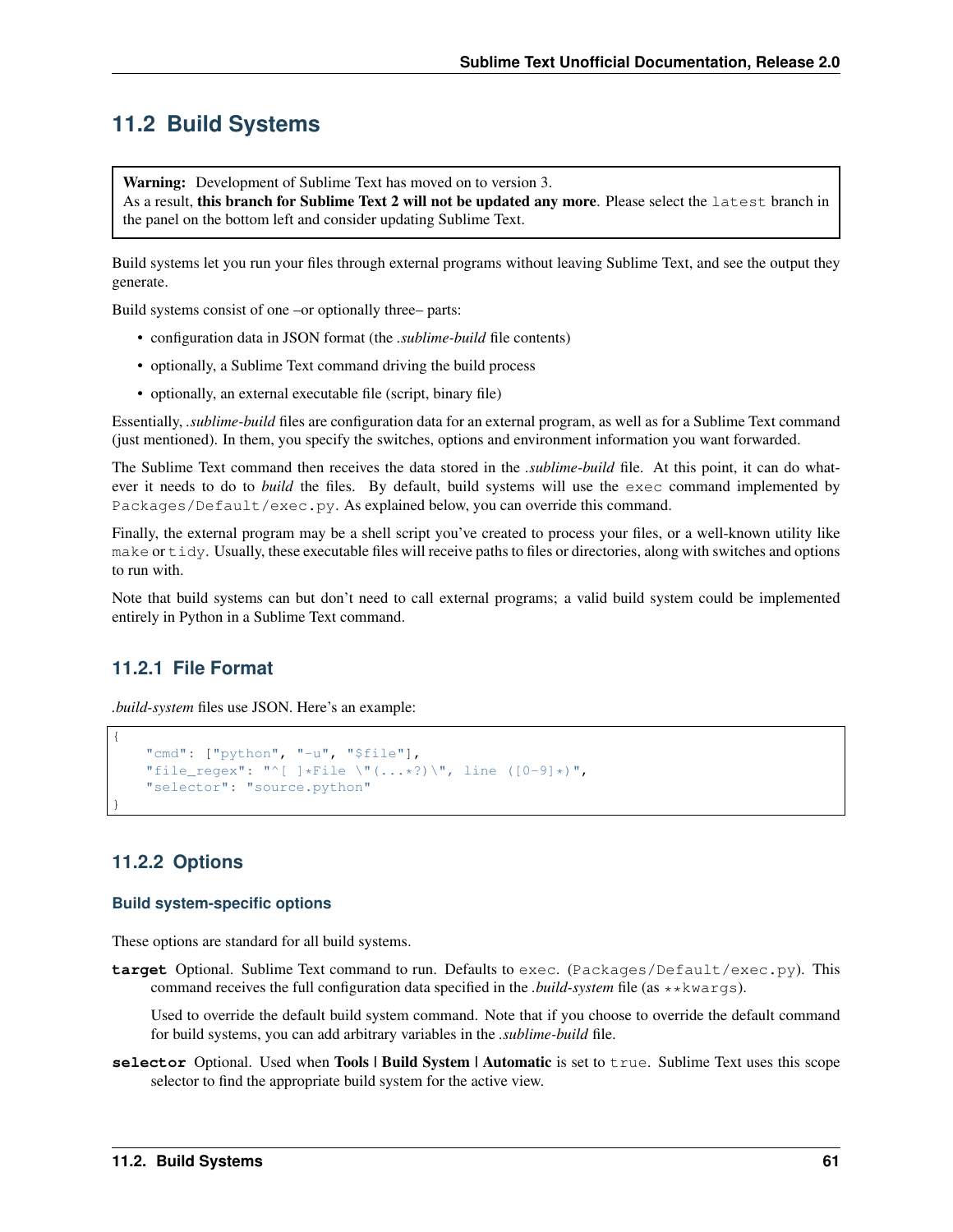## 11.2 Build Systems

> **Warning:** Development of Sublime Text has moved on to version 3.
> As a result, **this branch for Sublime Text 2 will not be updated any more**. Please select the `latest` branch in the panel on the bottom left and consider updating Sublime Text.

Build systems let you run your files through external programs without leaving Sublime Text, and see the output they generate.

Build systems consist of one –or optionally three– parts:

- configuration data in JSON format (the *.sublime-build* file contents)
- optionally, a Sublime Text command driving the build process
- optionally, an external executable file (script, binary file)

Essentially, *.sublime-build* files are configuration data for an external program, as well as for a Sublime Text command (just mentioned). In them, you specify the switches, options and environment information you want forwarded.

The Sublime Text command then receives the data stored in the *.sublime-build* file. At this point, it can do whatever it needs to do to *build* the files. By default, build systems will use the `exec` command implemented by `Packages/Default/exec.py`. As explained below, you can override this command.

Finally, the external program may be a shell script you've created to process your files, or a well-known utility like `make` or `tidy`. Usually, these executable files will receive paths to files or directories, along with switches and options to run with.

Note that build systems can but don't need to call external programs; a valid build system could be implemented entirely in Python in a Sublime Text command.

### 11.2.1 File Format

*.build-system* files use JSON. Here's an example:

```
{
    "cmd": ["python", "-u", "$file"],
    "file_regex": "^[ ]*File \"(...*?)\", line ([0-9]*)",
    "selector": "source.python"
}
```

### 11.2.2 Options

#### Build system-specific options

These options are standard for all build systems.

**`target`** Optional. Sublime Text command to run. Defaults to `exec`. (`Packages/Default/exec.py`). This command receives the full configuration data specified in the *.build-system* file (as `**kwargs`).

Used to override the default build system command. Note that if you choose to override the default command for build systems, you can add arbitrary variables in the *.sublime-build* file.

**`selector`** Optional. Used when **Tools | Build System | Automatic** is set to `true`. Sublime Text uses this scope selector to find the appropriate build system for the active view.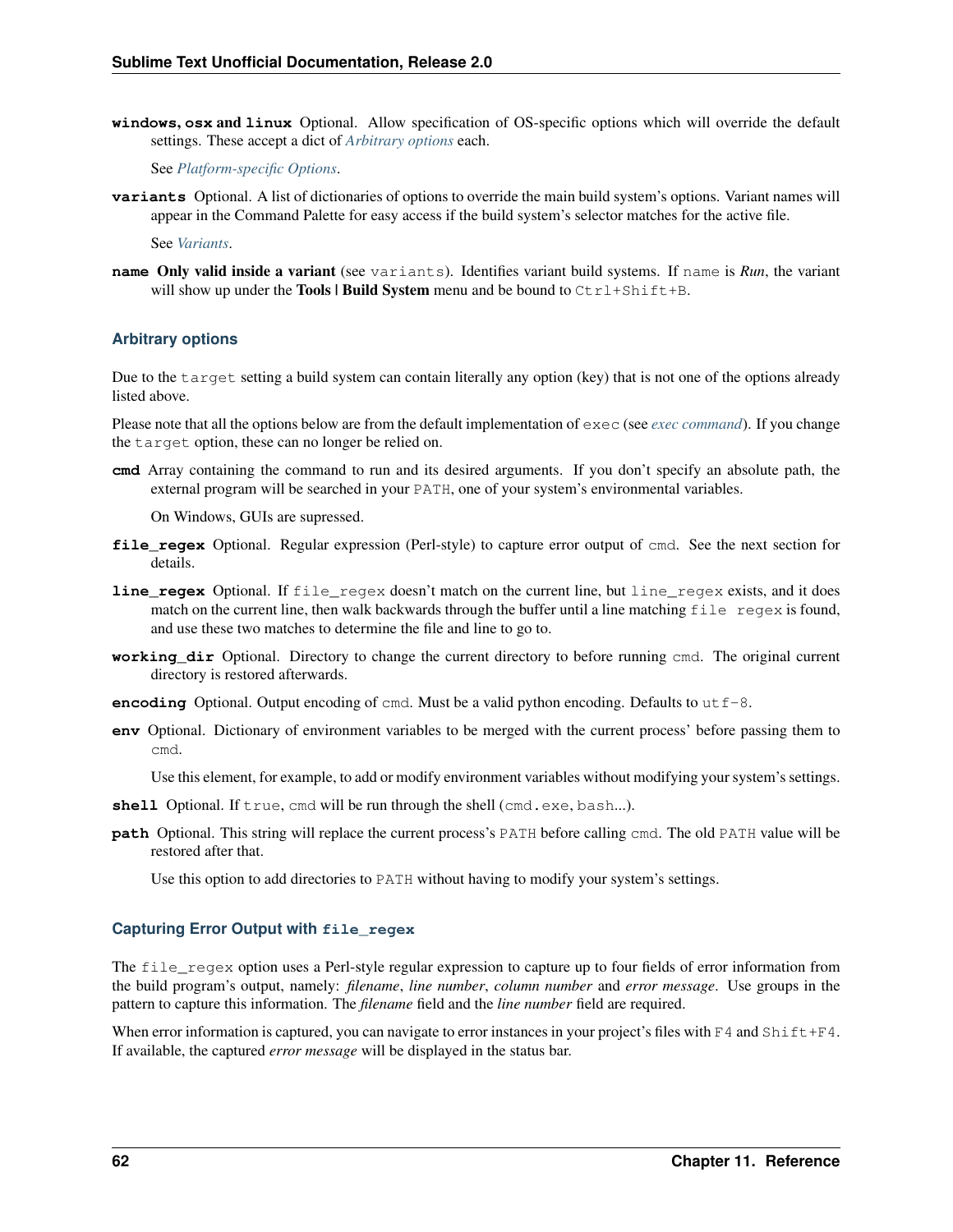**windows, osx and linux** Optional. Allow specification of OS-specific options which will override the default settings. These accept a dict of *Arbitrary options* each.

See *Platform-specific Options*.

**variants** Optional. A list of dictionaries of options to override the main build system's options. Variant names will appear in the Command Palette for easy access if the build system's selector matches for the active file.

See *Variants*.

**name** **Only valid inside a variant** (see `variants`). Identifies variant build systems. If `name` is *Run*, the variant will show up under the **Tools | Build System** menu and be bound to `Ctrl+Shift+B`.

### Arbitrary options

Due to the `target` setting a build system can contain literally any option (key) that is not one of the options already listed above.

Please note that all the options below are from the default implementation of `exec` (see *exec command*). If you change the `target` option, these can no longer be relied on.

**cmd** Array containing the command to run and its desired arguments. If you don't specify an absolute path, the external program will be searched in your `PATH`, one of your system's environmental variables.

On Windows, GUIs are supressed.

**file_regex** Optional. Regular expression (Perl-style) to capture error output of `cmd`. See the next section for details.

**line_regex** Optional. If `file_regex` doesn't match on the current line, but `line_regex` exists, and it does match on the current line, then walk backwards through the buffer until a line matching `file regex` is found, and use these two matches to determine the file and line to go to.

**working_dir** Optional. Directory to change the current directory to before running `cmd`. The original current directory is restored afterwards.

**encoding** Optional. Output encoding of `cmd`. Must be a valid python encoding. Defaults to `utf-8`.

**env** Optional. Dictionary of environment variables to be merged with the current process' before passing them to `cmd`.

Use this element, for example, to add or modify environment variables without modifying your system's settings.

**shell** Optional. If `true`, `cmd` will be run through the shell (`cmd.exe`, `bash`...).

**path** Optional. This string will replace the current process's `PATH` before calling `cmd`. The old `PATH` value will be restored after that.

Use this option to add directories to `PATH` without having to modify your system's settings.

### Capturing Error Output with `file_regex`

The `file_regex` option uses a Perl-style regular expression to capture up to four fields of error information from the build program's output, namely: *filename*, *line number*, *column number* and *error message*. Use groups in the pattern to capture this information. The *filename* field and the *line number* field are required.

When error information is captured, you can navigate to error instances in your project's files with `F4` and `Shift+F4`. If available, the captured *error message* will be displayed in the status bar.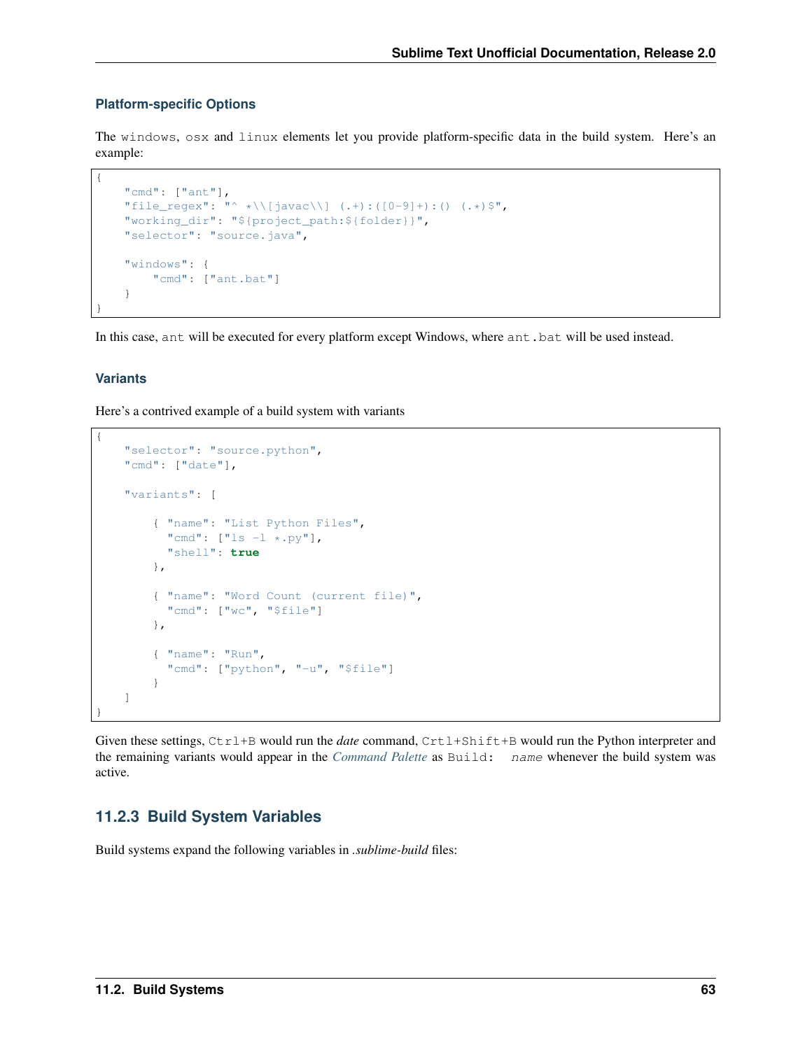#### Platform-specific Options

The `windows`, `osx` and `linux` elements let you provide platform-specific data in the build system. Here's an example:

```
{
    "cmd": ["ant"],
    "file_regex": "^ *\\[javac\\] (.+):([0-9]+):() (.*)$",
    "working_dir": "${project_path:${folder}}",
    "selector": "source.java",

    "windows": {
        "cmd": ["ant.bat"]
    }
}
```

In this case, `ant` will be executed for every platform except Windows, where `ant.bat` will be used instead.

#### Variants

Here's a contrived example of a build system with variants

```
{
    "selector": "source.python",
    "cmd": ["date"],

    "variants": [

        { "name": "List Python Files",
          "cmd": ["ls -l *.py"],
          "shell": true
        },

        { "name": "Word Count (current file)",
          "cmd": ["wc", "$file"]
        },

        { "name": "Run",
          "cmd": ["python", "-u", "$file"]
        }
    ]
}
```

Given these settings, `Ctrl+B` would run the *date* command, `Crtl+Shift+B` would run the Python interpreter and the remaining variants would appear in the *Command Palette* as `Build: name` whenever the build system was active.

### 11.2.3 Build System Variables

Build systems expand the following variables in *.sublime-build* files: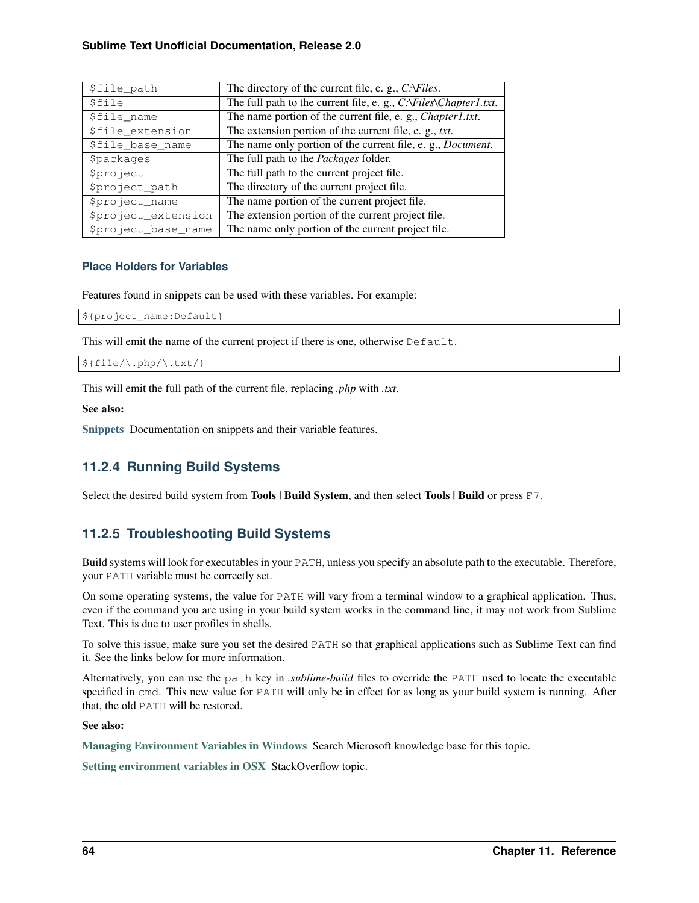| | |
|---|---|
| `$file_path` | The directory of the current file, e. g., *C:\Files*. |
| `$file` | The full path to the current file, e. g., *C:\Files\Chapter1.txt*. |
| `$file_name` | The name portion of the current file, e. g., *Chapter1.txt*. |
| `$file_extension` | The extension portion of the current file, e. g., *txt*. |
| `$file_base_name` | The name only portion of the current file, e. g., *Document*. |
| `$packages` | The full path to the *Packages* folder. |
| `$project` | The full path to the current project file. |
| `$project_path` | The directory of the current project file. |
| `$project_name` | The name portion of the current project file. |
| `$project_extension` | The extension portion of the current project file. |
| `$project_base_name` | The name only portion of the current project file. |

#### Place Holders for Variables

Features found in snippets can be used with these variables. For example:

```
${project_name:Default}
```

This will emit the name of the current project if there is one, otherwise `Default`.

```
${file/\.php/\.txt/}
```

This will emit the full path of the current file, replacing *.php* with *.txt*.

**See also:**

**Snippets** Documentation on snippets and their variable features.

### 11.2.4 Running Build Systems

Select the desired build system from **Tools | Build System**, and then select **Tools | Build** or press `F7`.

### 11.2.5 Troubleshooting Build Systems

Build systems will look for executables in your `PATH`, unless you specify an absolute path to the executable. Therefore, your `PATH` variable must be correctly set.

On some operating systems, the value for `PATH` will vary from a terminal window to a graphical application. Thus, even if the command you are using in your build system works in the command line, it may not work from Sublime Text. This is due to user profiles in shells.

To solve this issue, make sure you set the desired `PATH` so that graphical applications such as Sublime Text can find it. See the links below for more information.

Alternatively, you can use the `path` key in *.sublime-build* files to override the `PATH` used to locate the executable specified in `cmd`. This new value for `PATH` will only be in effect for as long as your build system is running. After that, the old `PATH` will be restored.

**See also:**

**Managing Environment Variables in Windows** Search Microsoft knowledge base for this topic.

**Setting environment variables in OSX** StackOverflow topic.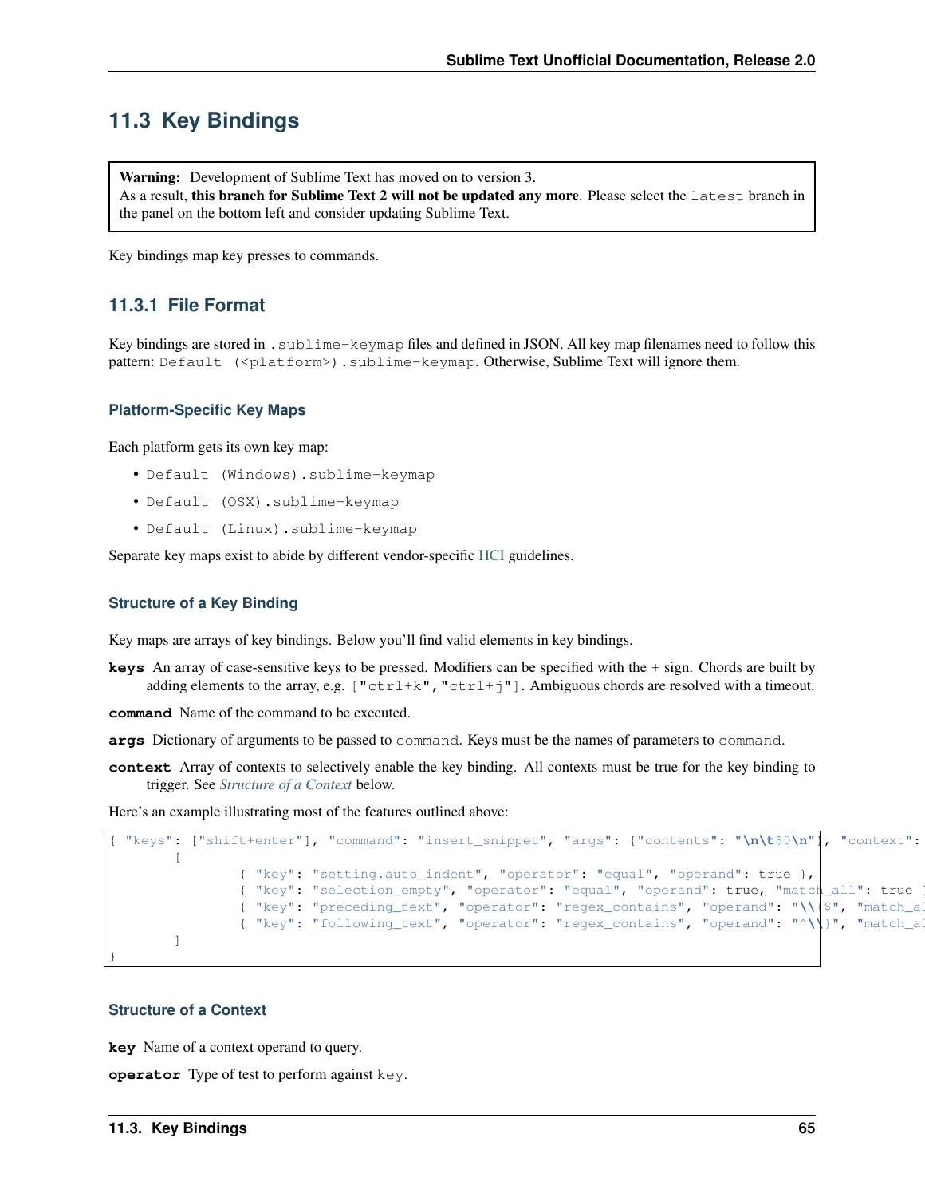## 11.3 Key Bindings

> **Warning:** Development of Sublime Text has moved on to version 3.
> As a result, **this branch for Sublime Text 2 will not be updated any more**. Please select the `latest` branch in the panel on the bottom left and consider updating Sublime Text.

Key bindings map key presses to commands.

### 11.3.1 File Format

Key bindings are stored in `.sublime-keymap` files and defined in JSON. All key map filenames need to follow this pattern: `Default (<platform>).sublime-keymap`. Otherwise, Sublime Text will ignore them.

#### Platform-Specific Key Maps

Each platform gets its own key map:

- `Default (Windows).sublime-keymap`
- `Default (OSX).sublime-keymap`
- `Default (Linux).sublime-keymap`

Separate key maps exist to abide by different vendor-specific HCI guidelines.

#### Structure of a Key Binding

Key maps are arrays of key bindings. Below you'll find valid elements in key bindings.

**keys** An array of case-sensitive keys to be pressed. Modifiers can be specified with the + sign. Chords are built by adding elements to the array, e.g. `["ctrl+k","ctrl+j"]`. Ambiguous chords are resolved with a timeout.

**command** Name of the command to be executed.

**args** Dictionary of arguments to be passed to `command`. Keys must be the names of parameters to `command`.

**context** Array of contexts to selectively enable the key binding. All contexts must be true for the key binding to trigger. See *Structure of a Context* below.

Here's an example illustrating most of the features outlined above:

```
{ "keys": ["shift+enter"], "command": "insert_snippet", "args": {"contents": "\n\t$0\n"}, "context":
        [
                { "key": "setting.auto_indent", "operator": "equal", "operand": true },
                { "key": "selection_empty", "operator": "equal", "operand": true, "match_all": true }
                { "key": "preceding_text", "operator": "regex_contains", "operand": "\\{$", "match_al
                { "key": "following_text", "operator": "regex_contains", "operand": "^\\}", "match_al
        ]
}
```

#### Structure of a Context

**key** Name of a context operand to query.

**operator** Type of test to perform against `key`.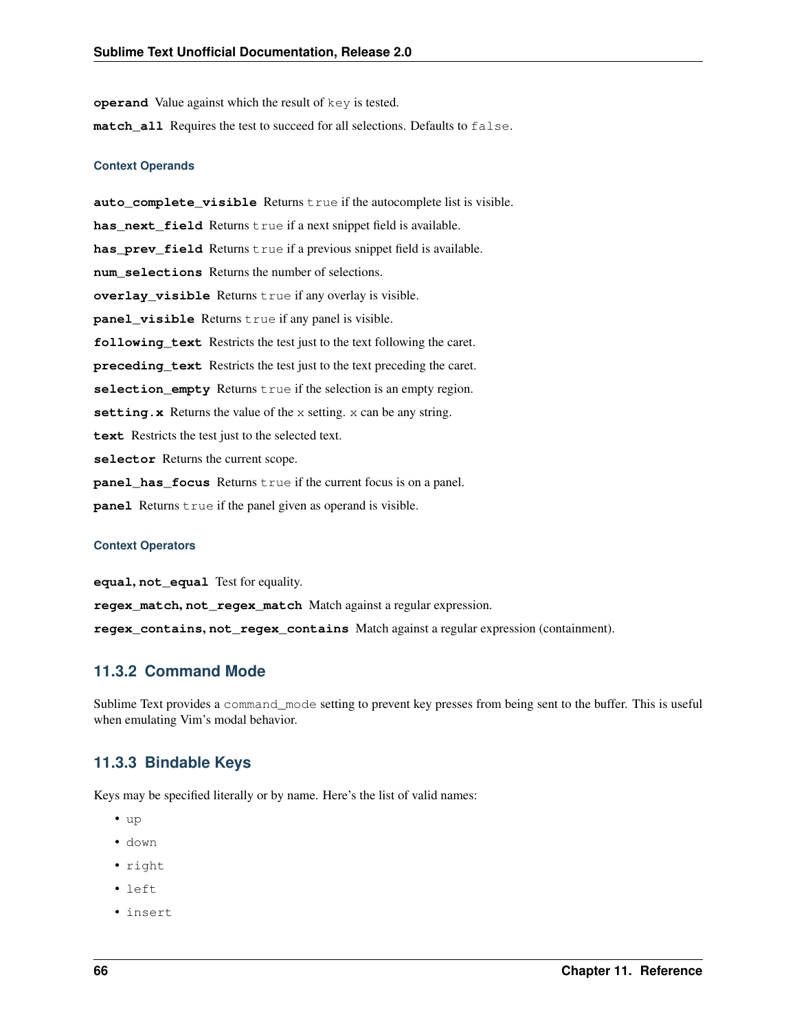**operand** Value against which the result of `key` is tested.

**match_all** Requires the test to succeed for all selections. Defaults to `false`.

#### Context Operands

**auto_complete_visible** Returns `true` if the autocomplete list is visible.

**has_next_field** Returns `true` if a next snippet field is available.

**has_prev_field** Returns `true` if a previous snippet field is available.

**num_selections** Returns the number of selections.

**overlay_visible** Returns `true` if any overlay is visible.

**panel_visible** Returns `true` if any panel is visible.

**following_text** Restricts the test just to the text following the caret.

**preceding_text** Restricts the test just to the text preceding the caret.

**selection_empty** Returns `true` if the selection is an empty region.

**setting.x** Returns the value of the `x` setting. `x` can be any string.

**text** Restricts the test just to the selected text.

**selector** Returns the current scope.

**panel_has_focus** Returns `true` if the current focus is on a panel.

**panel** Returns `true` if the panel given as operand is visible.

#### Context Operators

**equal, not_equal** Test for equality.

**regex_match, not_regex_match** Match against a regular expression.

**regex_contains, not_regex_contains** Match against a regular expression (containment).

### 11.3.2 Command Mode

Sublime Text provides a `command_mode` setting to prevent key presses from being sent to the buffer. This is useful when emulating Vim's modal behavior.

### 11.3.3 Bindable Keys

Keys may be specified literally or by name. Here's the list of valid names:

- `up`
- `down`
- `right`
- `left`
- `insert`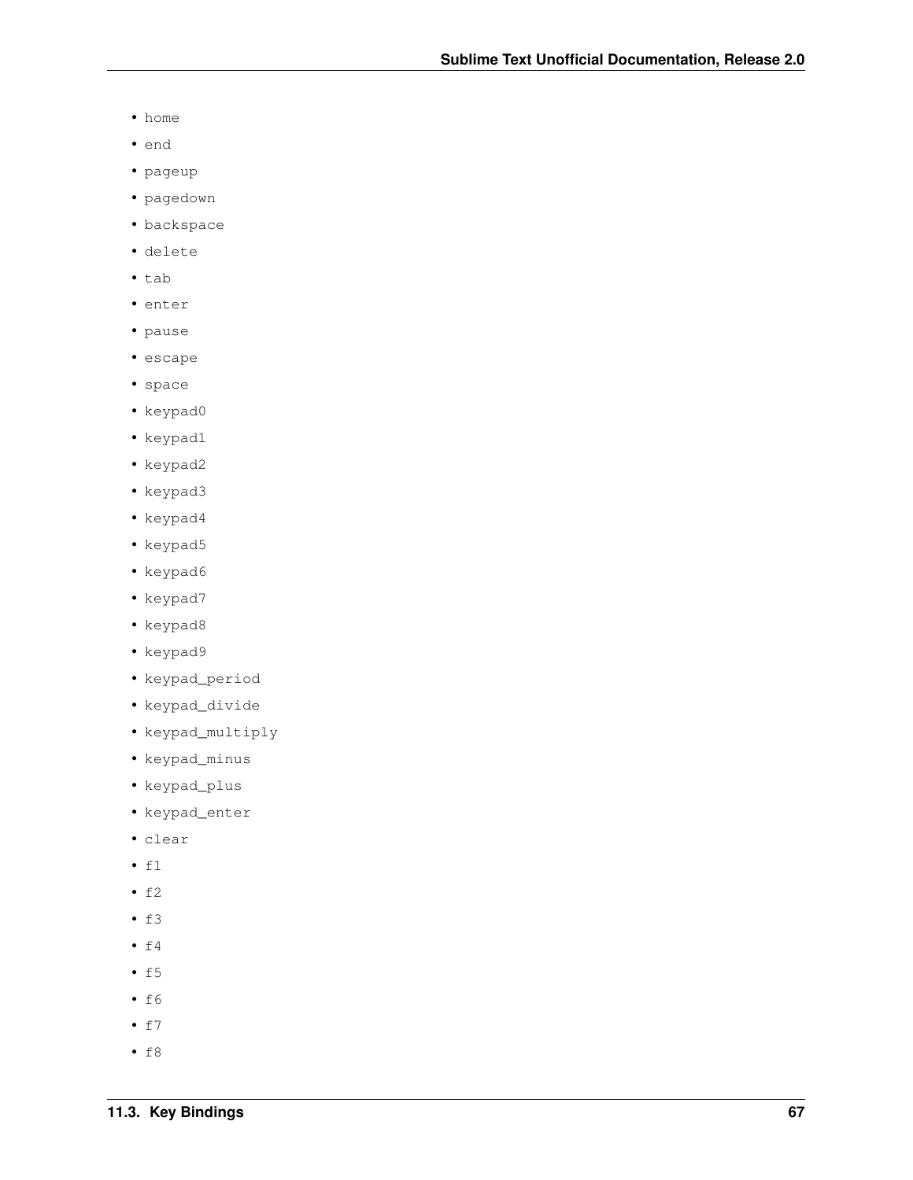- `home`
- `end`
- `pageup`
- `pagedown`
- `backspace`
- `delete`
- `tab`
- `enter`
- `pause`
- `escape`
- `space`
- `keypad0`
- `keypad1`
- `keypad2`
- `keypad3`
- `keypad4`
- `keypad5`
- `keypad6`
- `keypad7`
- `keypad8`
- `keypad9`
- `keypad_period`
- `keypad_divide`
- `keypad_multiply`
- `keypad_minus`
- `keypad_plus`
- `keypad_enter`
- `clear`
- `f1`
- `f2`
- `f3`
- `f4`
- `f5`
- `f6`
- `f7`
- `f8`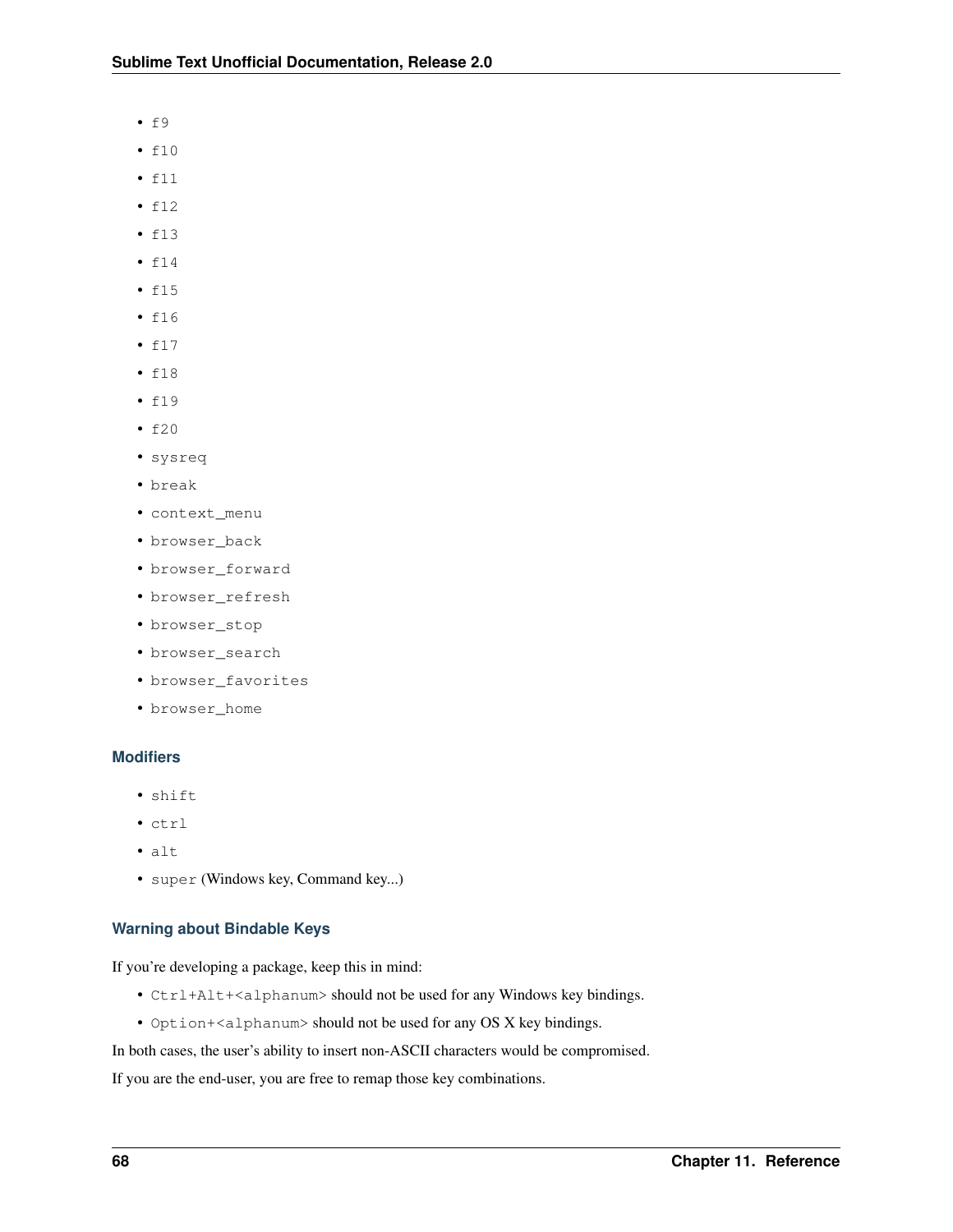- `f9`
- `f10`
- `f11`
- `f12`
- `f13`
- `f14`
- `f15`
- `f16`
- `f17`
- `f18`
- `f19`
- `f20`
- `sysreq`
- `break`
- `context_menu`
- `browser_back`
- `browser_forward`
- `browser_refresh`
- `browser_stop`
- `browser_search`
- `browser_favorites`
- `browser_home`

#### Modifiers

- `shift`
- `ctrl`
- `alt`
- `super` (Windows key, Command key...)

#### Warning about Bindable Keys

If you're developing a package, keep this in mind:

- `Ctrl+Alt+<alphanum>` should not be used for any Windows key bindings.
- `Option+<alphanum>` should not be used for any OS X key bindings.

In both cases, the user's ability to insert non-ASCII characters would be compromised.

If you are the end-user, you are free to remap those key combinations.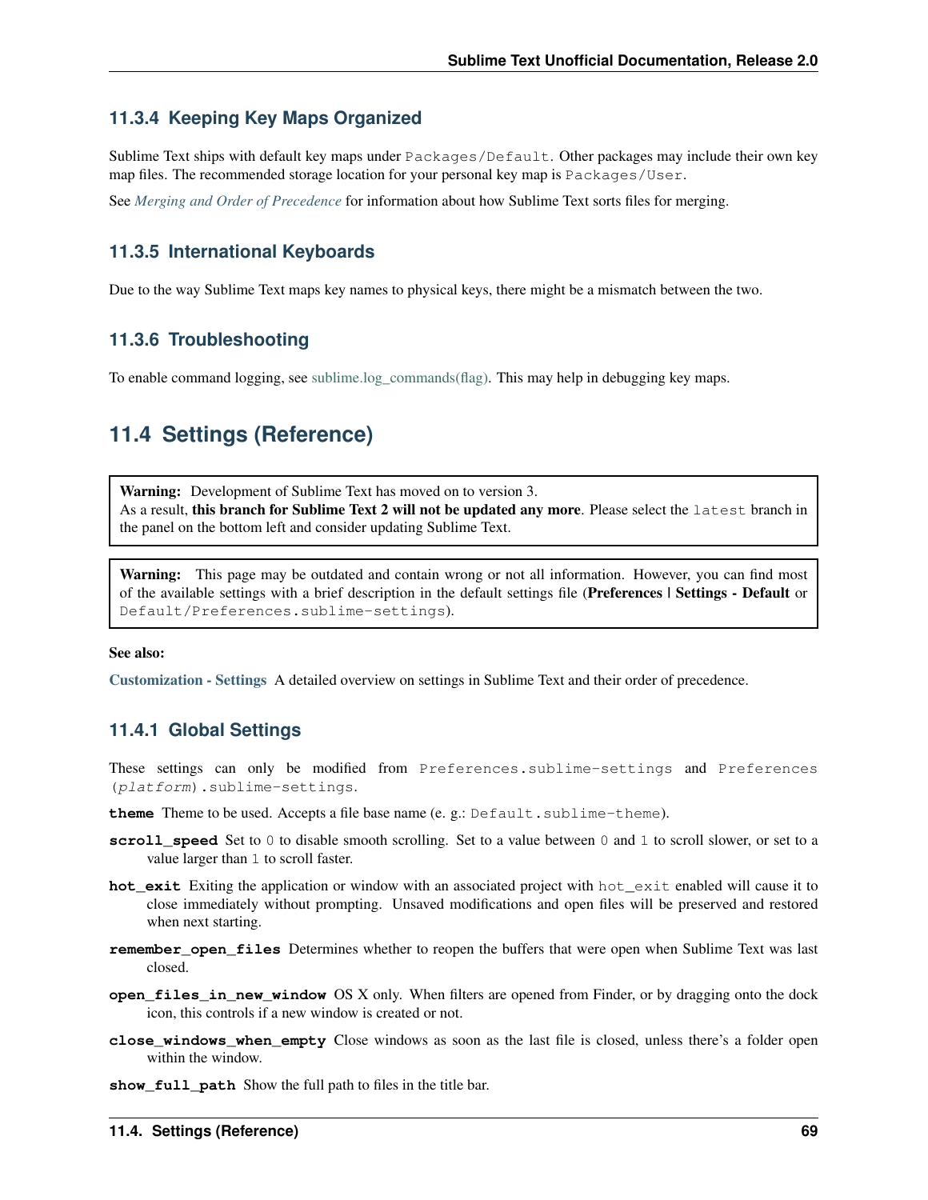### 11.3.4 Keeping Key Maps Organized

Sublime Text ships with default key maps under `Packages/Default`. Other packages may include their own key map files. The recommended storage location for your personal key map is `Packages/User`.

See *Merging and Order of Precedence* for information about how Sublime Text sorts files for merging.

### 11.3.5 International Keyboards

Due to the way Sublime Text maps key names to physical keys, there might be a mismatch between the two.

### 11.3.6 Troubleshooting

To enable command logging, see sublime.log_commands(flag). This may help in debugging key maps.

## 11.4 Settings (Reference)

> **Warning:** Development of Sublime Text has moved on to version 3.
> As a result, **this branch for Sublime Text 2 will not be updated any more**. Please select the `latest` branch in the panel on the bottom left and consider updating Sublime Text.

> **Warning:** This page may be outdated and contain wrong or not all information. However, you can find most of the available settings with a brief description in the default settings file (**Preferences | Settings - Default** or `Default/Preferences.sublime-settings`).

**See also:**

**Customization - Settings** A detailed overview on settings in Sublime Text and their order of precedence.

### 11.4.1 Global Settings

These settings can only be modified from `Preferences.sublime-settings` and `Preferences (`*`platform`*`).sublime-settings`.

**`theme`** Theme to be used. Accepts a file base name (e. g.: `Default.sublime-theme`).

**`scroll_speed`** Set to `0` to disable smooth scrolling. Set to a value between `0` and `1` to scroll slower, or set to a value larger than `1` to scroll faster.

**`hot_exit`** Exiting the application or window with an associated project with `hot_exit` enabled will cause it to close immediately without prompting. Unsaved modifications and open files will be preserved and restored when next starting.

**`remember_open_files`** Determines whether to reopen the buffers that were open when Sublime Text was last closed.

**`open_files_in_new_window`** OS X only. When filters are opened from Finder, or by dragging onto the dock icon, this controls if a new window is created or not.

**`close_windows_when_empty`** Close windows as soon as the last file is closed, unless there's a folder open within the window.

**`show_full_path`** Show the full path to files in the title bar.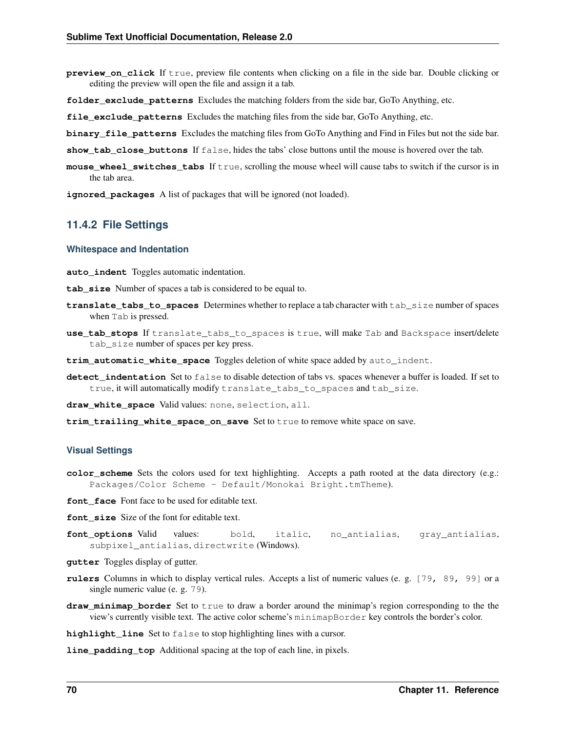**preview_on_click** If `true`, preview file contents when clicking on a file in the side bar. Double clicking or editing the preview will open the file and assign it a tab.

**folder_exclude_patterns** Excludes the matching folders from the side bar, GoTo Anything, etc.

**file_exclude_patterns** Excludes the matching files from the side bar, GoTo Anything, etc.

**binary_file_patterns** Excludes the matching files from GoTo Anything and Find in Files but not the side bar.

**show_tab_close_buttons** If `false`, hides the tabs' close buttons until the mouse is hovered over the tab.

**mouse_wheel_switches_tabs** If `true`, scrolling the mouse wheel will cause tabs to switch if the cursor is in the tab area.

**ignored_packages** A list of packages that will be ignored (not loaded).

### 11.4.2 File Settings

#### Whitespace and Indentation

**auto_indent** Toggles automatic indentation.

**tab_size** Number of spaces a tab is considered to be equal to.

**translate_tabs_to_spaces** Determines whether to replace a tab character with `tab_size` number of spaces when `Tab` is pressed.

**use_tab_stops** If `translate_tabs_to_spaces` is `true`, will make `Tab` and `Backspace` insert/delete `tab_size` number of spaces per key press.

**trim_automatic_white_space** Toggles deletion of white space added by `auto_indent`.

**detect_indentation** Set to `false` to disable detection of tabs vs. spaces whenever a buffer is loaded. If set to `true`, it will automatically modify `translate_tabs_to_spaces` and `tab_size`.

**draw_white_space** Valid values: `none`, `selection`, `all`.

**trim_trailing_white_space_on_save** Set to `true` to remove white space on save.

#### Visual Settings

**color_scheme** Sets the colors used for text highlighting. Accepts a path rooted at the data directory (e.g.: `Packages/Color Scheme - Default/Monokai Bright.tmTheme`).

**font_face** Font face to be used for editable text.

**font_size** Size of the font for editable text.

**font_options** Valid values: `bold`, `italic`, `no_antialias`, `gray_antialias`, `subpixel_antialias`, `directwrite` (Windows).

**gutter** Toggles display of gutter.

**rulers** Columns in which to display vertical rules. Accepts a list of numeric values (e. g. `[79, 89, 99]` or a single numeric value (e. g. `79`).

**draw_minimap_border** Set to `true` to draw a border around the minimap's region corresponding to the the view's currently visible text. The active color scheme's `minimapBorder` key controls the border's color.

**highlight_line** Set to `false` to stop highlighting lines with a cursor.

**line_padding_top** Additional spacing at the top of each line, in pixels.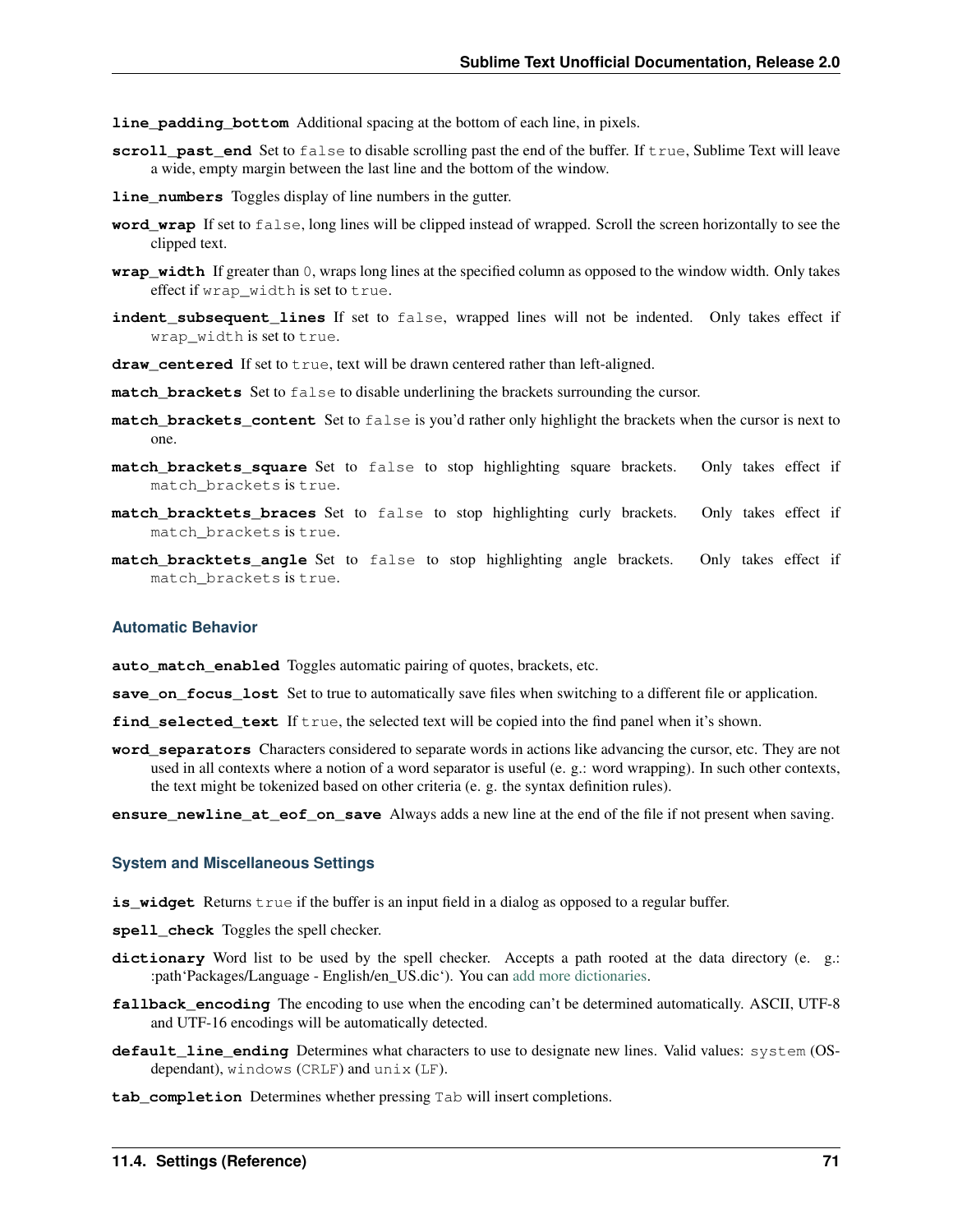**line_padding_bottom** Additional spacing at the bottom of each line, in pixels.

**scroll_past_end** Set to `false` to disable scrolling past the end of the buffer. If `true`, Sublime Text will leave a wide, empty margin between the last line and the bottom of the window.

**line_numbers** Toggles display of line numbers in the gutter.

**word_wrap** If set to `false`, long lines will be clipped instead of wrapped. Scroll the screen horizontally to see the clipped text.

**wrap_width** If greater than `0`, wraps long lines at the specified column as opposed to the window width. Only takes effect if `wrap_width` is set to `true`.

**indent_subsequent_lines** If set to `false`, wrapped lines will not be indented. Only takes effect if `wrap_width` is set to `true`.

**draw_centered** If set to `true`, text will be drawn centered rather than left-aligned.

**match_brackets** Set to `false` to disable underlining the brackets surrounding the cursor.

**match_brackets_content** Set to `false` is you'd rather only highlight the brackets when the cursor is next to one.

**match_brackets_square** Set to `false` to stop highlighting square brackets. Only takes effect if `match_brackets` is `true`.

**match_bracktets_braces** Set to `false` to stop highlighting curly brackets. Only takes effect if `match_brackets` is `true`.

**match_bracktets_angle** Set to `false` to stop highlighting angle brackets. Only takes effect if `match_brackets` is `true`.

### Automatic Behavior

**auto_match_enabled** Toggles automatic pairing of quotes, brackets, etc.

**save_on_focus_lost** Set to true to automatically save files when switching to a different file or application.

**find_selected_text** If `true`, the selected text will be copied into the find panel when it's shown.

**word_separators** Characters considered to separate words in actions like advancing the cursor, etc. They are not used in all contexts where a notion of a word separator is useful (e. g.: word wrapping). In such other contexts, the text might be tokenized based on other criteria (e. g. the syntax definition rules).

**ensure_newline_at_eof_on_save** Always adds a new line at the end of the file if not present when saving.

### System and Miscellaneous Settings

**is_widget** Returns `true` if the buffer is an input field in a dialog as opposed to a regular buffer.

**spell_check** Toggles the spell checker.

**dictionary** Word list to be used by the spell checker. Accepts a path rooted at the data directory (e. g.: :path`Packages/Language - English/en_US.dic`). You can add more dictionaries.

**fallback_encoding** The encoding to use when the encoding can't be determined automatically. ASCII, UTF-8 and UTF-16 encodings will be automatically detected.

**default_line_ending** Determines what characters to use to designate new lines. Valid values: `system` (OS-dependant), `windows` (`CRLF`) and `unix` (`LF`).

**tab_completion** Determines whether pressing `Tab` will insert completions.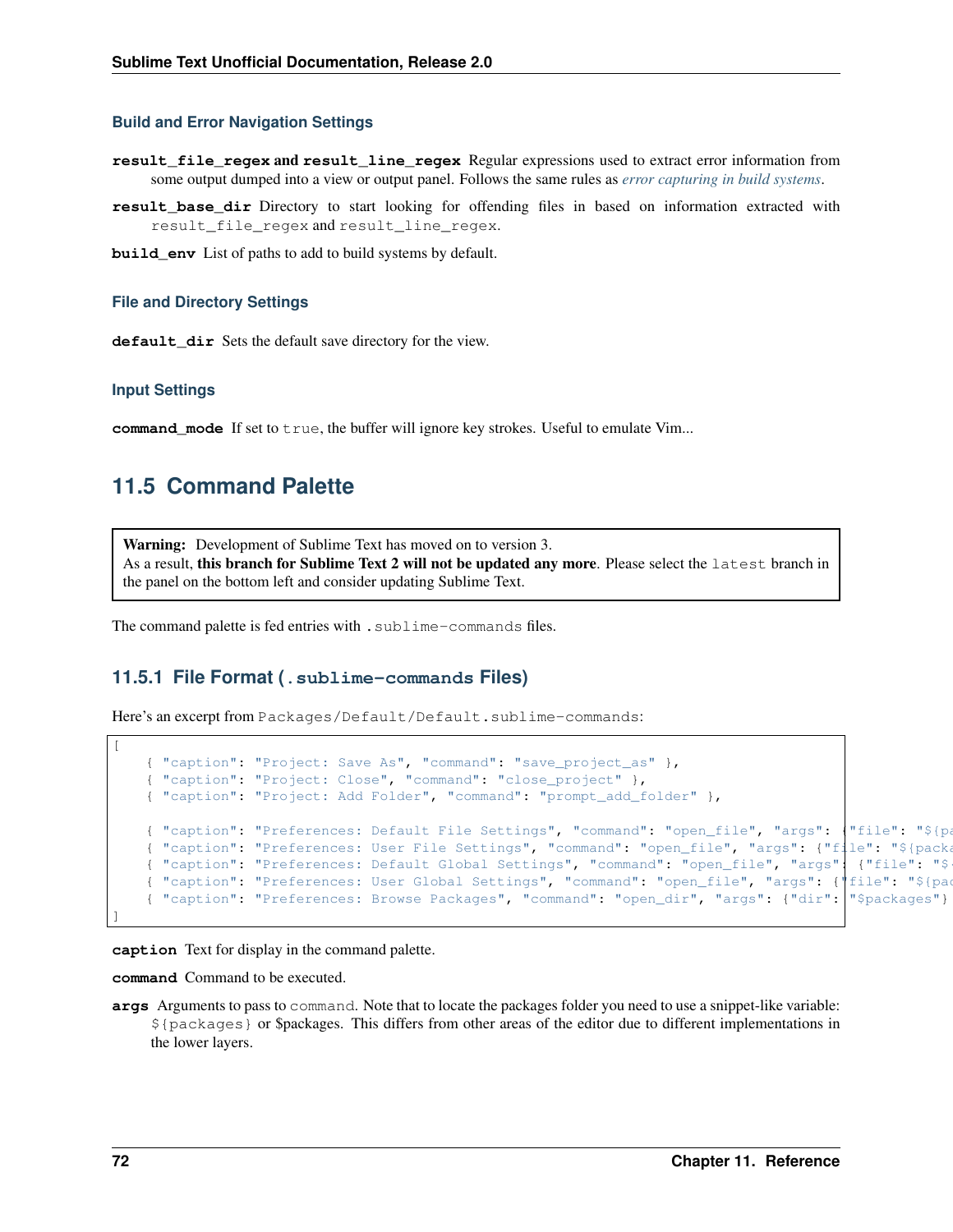#### Build and Error Navigation Settings

**result_file_regex and result_line_regex** Regular expressions used to extract error information from some output dumped into a view or output panel. Follows the same rules as *error capturing in build systems*.

**result_base_dir** Directory to start looking for offending files in based on information extracted with `result_file_regex` and `result_line_regex`.

**build_env** List of paths to add to build systems by default.

#### File and Directory Settings

**default_dir** Sets the default save directory for the view.

#### Input Settings

**command_mode** If set to `true`, the buffer will ignore key strokes. Useful to emulate Vim...

## 11.5 Command Palette

> **Warning:** Development of Sublime Text has moved on to version 3.
> As a result, **this branch for Sublime Text 2 will not be updated any more**. Please select the `latest` branch in the panel on the bottom left and consider updating Sublime Text.

The command palette is fed entries with `.sublime-commands` files.

### 11.5.1 File Format (.sublime-commands Files)

Here's an excerpt from `Packages/Default/Default.sublime-commands`:

```
[
    { "caption": "Project: Save As", "command": "save_project_as" },
    { "caption": "Project: Close", "command": "close_project" },
    { "caption": "Project: Add Folder", "command": "prompt_add_folder" },

    { "caption": "Preferences: Default File Settings", "command": "open_file", "args": {"file": "${pa
    { "caption": "Preferences: User File Settings", "command": "open_file", "args": {"file": "${packa
    { "caption": "Preferences: Default Global Settings", "command": "open_file", "args": {"file": "$
    { "caption": "Preferences: User Global Settings", "command": "open_file", "args": {"file": "${pac
    { "caption": "Preferences: Browse Packages", "command": "open_dir", "args": {"dir": "$packages"}
]
```

**caption** Text for display in the command palette.

**command** Command to be executed.

**args** Arguments to pass to `command`. Note that to locate the packages folder you need to use a snippet-like variable: `${packages}` or $packages. This differs from other areas of the editor due to different implementations in the lower layers.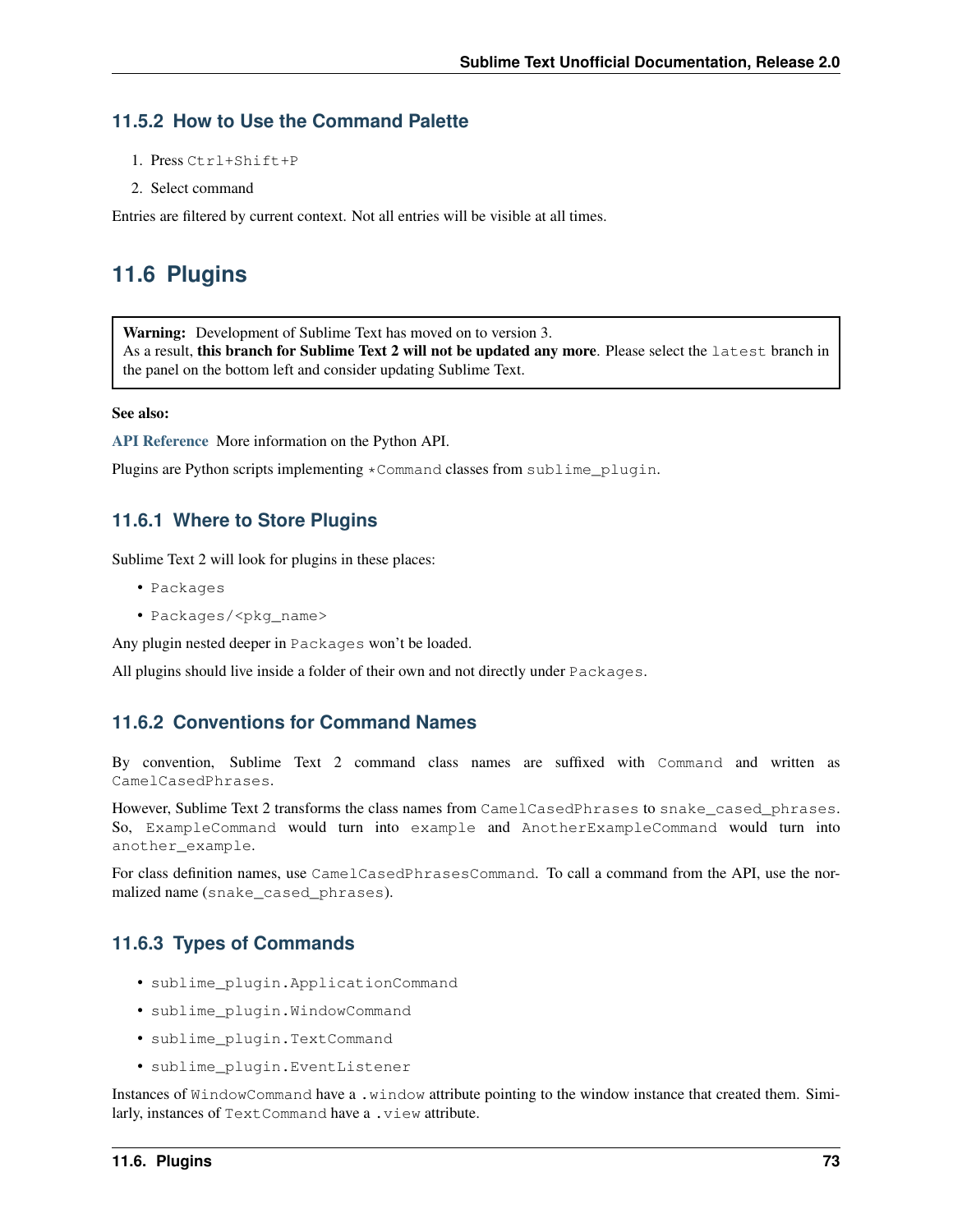### 11.5.2 How to Use the Command Palette

1. Press `Ctrl+Shift+P`
2. Select command

Entries are filtered by current context. Not all entries will be visible at all times.

## 11.6 Plugins

> **Warning:** Development of Sublime Text has moved on to version 3.
> As a result, **this branch for Sublime Text 2 will not be updated any more**. Please select the `latest` branch in the panel on the bottom left and consider updating Sublime Text.

**See also:**

**API Reference** More information on the Python API.

Plugins are Python scripts implementing `*Command` classes from `sublime_plugin`.

### 11.6.1 Where to Store Plugins

Sublime Text 2 will look for plugins in these places:

- `Packages`
- `Packages/<pkg_name>`

Any plugin nested deeper in `Packages` won't be loaded.

All plugins should live inside a folder of their own and not directly under `Packages`.

### 11.6.2 Conventions for Command Names

By convention, Sublime Text 2 command class names are suffixed with `Command` and written as `CamelCasedPhrases`.

However, Sublime Text 2 transforms the class names from `CamelCasedPhrases` to `snake_cased_phrases`. So, `ExampleCommand` would turn into `example` and `AnotherExampleCommand` would turn into `another_example`.

For class definition names, use `CamelCasedPhrasesCommand`. To call a command from the API, use the normalized name (`snake_cased_phrases`).

### 11.6.3 Types of Commands

- `sublime_plugin.ApplicationCommand`
- `sublime_plugin.WindowCommand`
- `sublime_plugin.TextCommand`
- `sublime_plugin.EventListener`

Instances of `WindowCommand` have a `.window` attribute pointing to the window instance that created them. Similarly, instances of `TextCommand` have a `.view` attribute.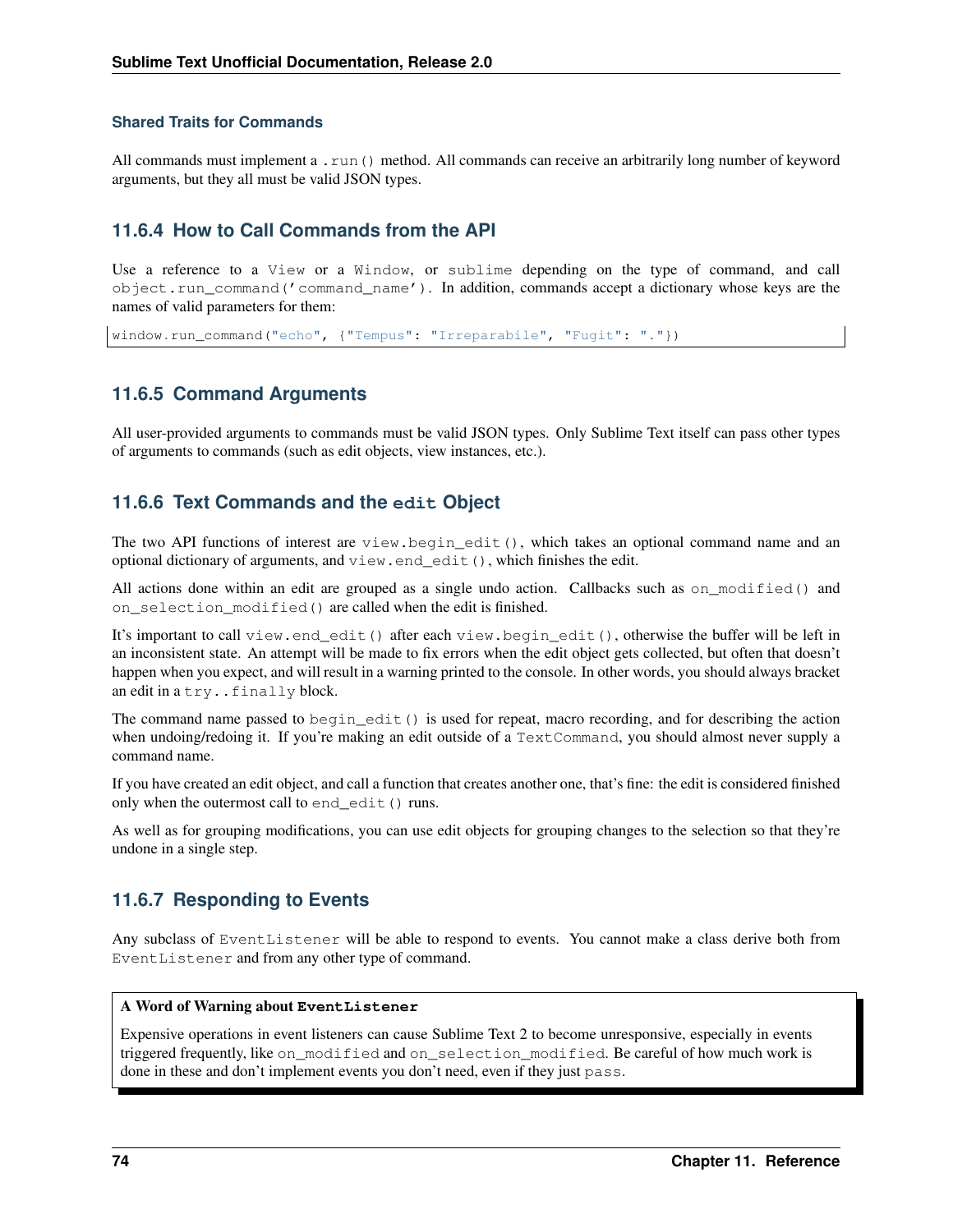#### Shared Traits for Commands

All commands must implement a `.run()` method. All commands can receive an arbitrarily long number of keyword arguments, but they all must be valid JSON types.

### 11.6.4 How to Call Commands from the API

Use a reference to a `View` or a `Window`, or `sublime` depending on the type of command, and call `object.run_command('command_name')`. In addition, commands accept a dictionary whose keys are the names of valid parameters for them:

```
window.run_command("echo", {"Tempus": "Irreparabile", "Fugit": "."})
```

### 11.6.5 Command Arguments

All user-provided arguments to commands must be valid JSON types. Only Sublime Text itself can pass other types of arguments to commands (such as edit objects, view instances, etc.).

### 11.6.6 Text Commands and the `edit` Object

The two API functions of interest are `view.begin_edit()`, which takes an optional command name and an optional dictionary of arguments, and `view.end_edit()`, which finishes the edit.

All actions done within an edit are grouped as a single undo action. Callbacks such as `on_modified()` and `on_selection_modified()` are called when the edit is finished.

It's important to call `view.end_edit()` after each `view.begin_edit()`, otherwise the buffer will be left in an inconsistent state. An attempt will be made to fix errors when the edit object gets collected, but often that doesn't happen when you expect, and will result in a warning printed to the console. In other words, you should always bracket an edit in a `try..finally` block.

The command name passed to `begin_edit()` is used for repeat, macro recording, and for describing the action when undoing/redoing it. If you're making an edit outside of a `TextCommand`, you should almost never supply a command name.

If you have created an edit object, and call a function that creates another one, that's fine: the edit is considered finished only when the outermost call to `end_edit()` runs.

As well as for grouping modifications, you can use edit objects for grouping changes to the selection so that they're undone in a single step.

### 11.6.7 Responding to Events

Any subclass of `EventListener` will be able to respond to events. You cannot make a class derive both from `EventListener` and from any other type of command.

> **A Word of Warning about `EventListener`**
>
> Expensive operations in event listeners can cause Sublime Text 2 to become unresponsive, especially in events triggered frequently, like `on_modified` and `on_selection_modified`. Be careful of how much work is done in these and don't implement events you don't need, even if they just `pass`.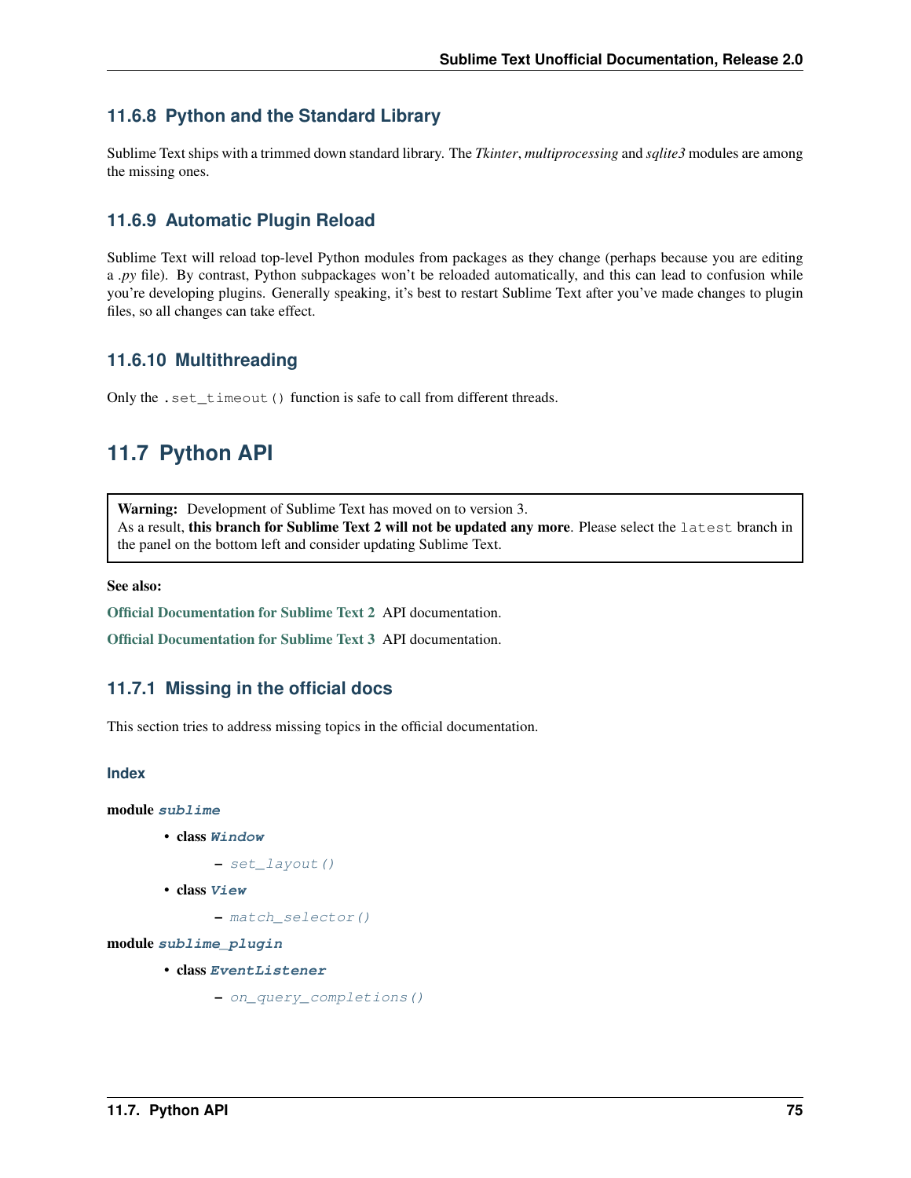### 11.6.8 Python and the Standard Library

Sublime Text ships with a trimmed down standard library. The *Tkinter*, *multiprocessing* and *sqlite3* modules are among the missing ones.

### 11.6.9 Automatic Plugin Reload

Sublime Text will reload top-level Python modules from packages as they change (perhaps because you are editing a *.py* file). By contrast, Python subpackages won't be reloaded automatically, and this can lead to confusion while you're developing plugins. Generally speaking, it's best to restart Sublime Text after you've made changes to plugin files, so all changes can take effect.

### 11.6.10 Multithreading

Only the `.set_timeout()` function is safe to call from different threads.

## 11.7 Python API

> **Warning:** Development of Sublime Text has moved on to version 3.
> As a result, **this branch for Sublime Text 2 will not be updated any more**. Please select the `latest` branch in the panel on the bottom left and consider updating Sublime Text.

**See also:**

**Official Documentation for Sublime Text 2** API documentation.

**Official Documentation for Sublime Text 3** API documentation.

### 11.7.1 Missing in the official docs

This section tries to address missing topics in the official documentation.

#### Index

**module** `sublime`

- **class** `Window`
  - `set_layout()`
- **class** `View`
  - `match_selector()`

**module** `sublime_plugin`

- **class** `EventListener`
  - `on_query_completions()`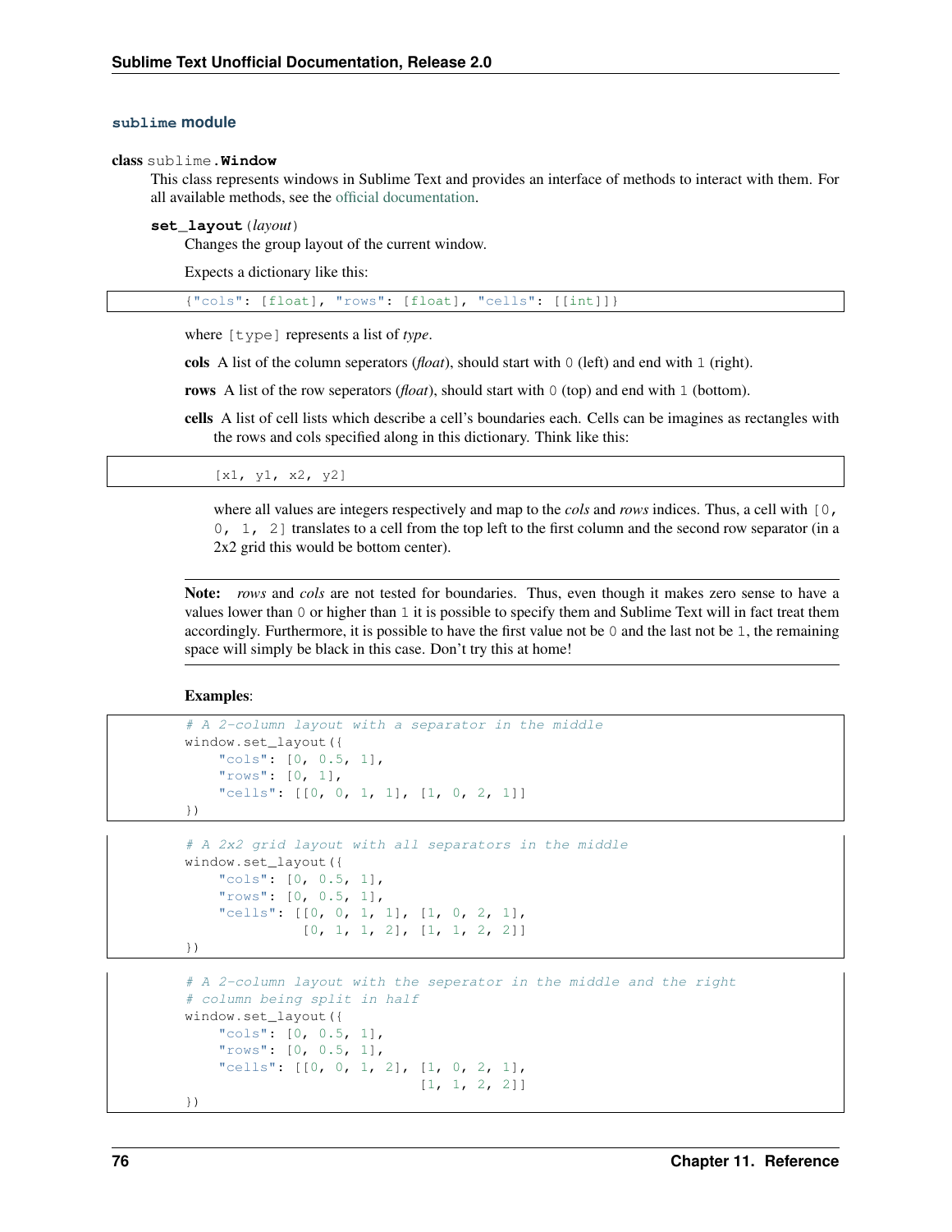### `sublime` module

class sublime.**Window**

This class represents windows in Sublime Text and provides an interface of methods to interact with them. For all available methods, see the official documentation.

**set_layout**(*layout*)

Changes the group layout of the current window.

Expects a dictionary like this:

```
{"cols": [float], "rows": [float], "cells": [[int]]}
```

where `[type]` represents a list of *type*.

**cols** A list of the column seperators (*float*), should start with `0` (left) and end with `1` (right).

**rows** A list of the row seperators (*float*), should start with `0` (top) and end with `1` (bottom).

**cells** A list of cell lists which describe a cell's boundaries each. Cells can be imagines as rectangles with the rows and cols specified along in this dictionary. Think like this:

```
[x1, y1, x2, y2]
```

where all values are integers respectively and map to the *cols* and *rows* indices. Thus, a cell with `[0, 0, 1, 2]` translates to a cell from the top left to the first column and the second row separator (in a 2x2 grid this would be bottom center).

---

**Note:** *rows* and *cols* are not tested for boundaries. Thus, even though it makes zero sense to have a values lower than `0` or higher than `1` it is possible to specify them and Sublime Text will in fact treat them accordingly. Furthermore, it is possible to have the first value not be `0` and the last not be `1`, the remaining space will simply be black in this case. Don't try this at home!

---

**Examples**:

```
# A 2-column layout with a separator in the middle
window.set_layout({
    "cols": [0, 0.5, 1],
    "rows": [0, 1],
    "cells": [[0, 0, 1, 1], [1, 0, 2, 1]]
})
```

```
# A 2x2 grid layout with all separators in the middle
window.set_layout({
    "cols": [0, 0.5, 1],
    "rows": [0, 0.5, 1],
    "cells": [[0, 0, 1, 1], [1, 0, 2, 1],
              [0, 1, 1, 2], [1, 1, 2, 2]]
})
```

```
# A 2-column layout with the seperator in the middle and the right
# column being split in half
window.set_layout({
    "cols": [0, 0.5, 1],
    "rows": [0, 0.5, 1],
    "cells": [[0, 0, 1, 2], [1, 0, 2, 1],
                            [1, 1, 2, 2]]
})
```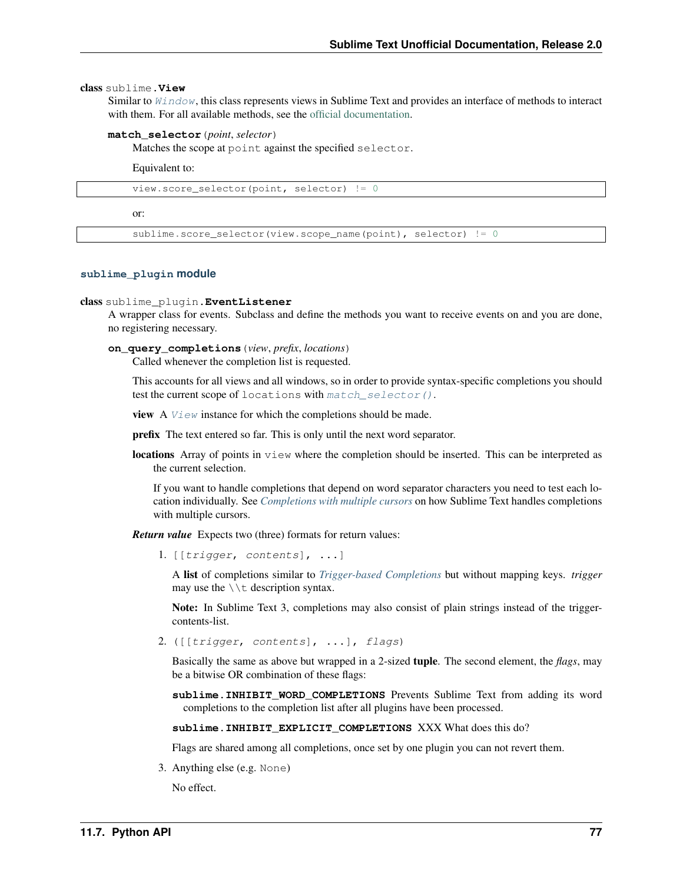**class** sublime.**View**

Similar to *Window*, this class represents views in Sublime Text and provides an interface of methods to interact with them. For all available methods, see the official documentation.

**match_selector**(*point*, *selector*)

Matches the scope at `point` against the specified `selector`.

Equivalent to:

```
view.score_selector(point, selector) != 0
```

or:

```
sublime.score_selector(view.scope_name(point), selector) != 0
```

## `sublime_plugin` module

**class** sublime_plugin.**EventListener**

A wrapper class for events. Subclass and define the methods you want to receive events on and you are done, no registering necessary.

**on_query_completions**(*view*, *prefix*, *locations*)

Called whenever the completion list is requested.

This accounts for all views and all windows, so in order to provide syntax-specific completions you should test the current scope of `locations` with *match_selector()*.

**view** A *View* instance for which the completions should be made.

**prefix** The text entered so far. This is only until the next word separator.

**locations** Array of points in `view` where the completion should be inserted. This can be interpreted as the current selection.

If you want to handle completions that depend on word separator characters you need to test each location individually. See *Completions with multiple cursors* on how Sublime Text handles completions with multiple cursors.

***Return value*** Expects two (three) formats for return values:

1. `[[trigger, contents], ...]`

   A **list** of completions similar to *Trigger-based Completions* but without mapping keys. *trigger* may use the `\\t` description syntax.

   **Note:** In Sublime Text 3, completions may also consist of plain strings instead of the trigger-contents-list.

2. `([[trigger, contents], ...], flags)`

   Basically the same as above but wrapped in a 2-sized **tuple**. The second element, the *flags*, may be a bitwise OR combination of these flags:

   **sublime.INHIBIT_WORD_COMPLETIONS** Prevents Sublime Text from adding its word completions to the completion list after all plugins have been processed.

   **sublime.INHIBIT_EXPLICIT_COMPLETIONS** XXX What does this do?

   Flags are shared among all completions, once set by one plugin you can not revert them.

3. Anything else (e.g. `None`)

   No effect.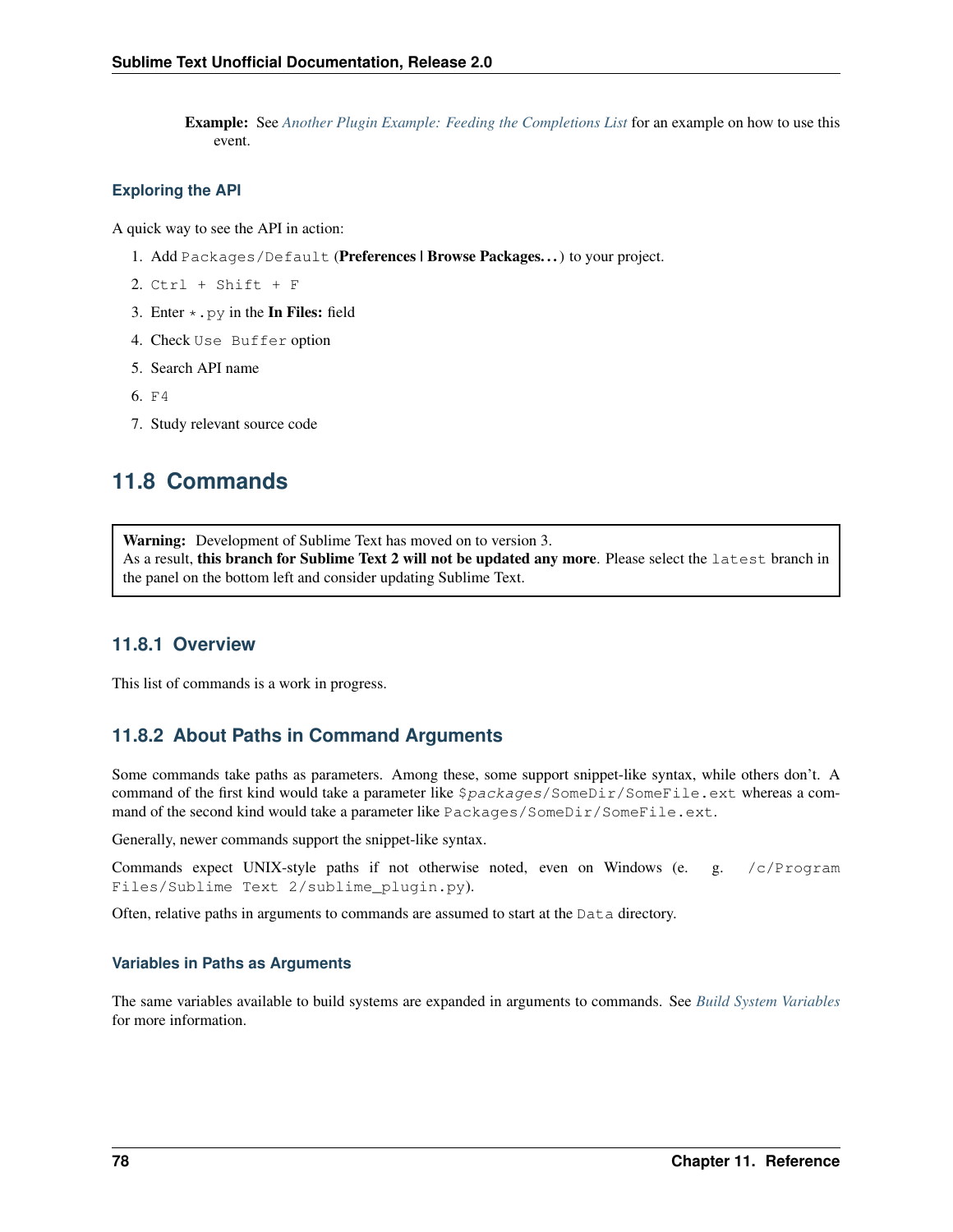**Example:** See *Another Plugin Example: Feeding the Completions List* for an example on how to use this event.

### Exploring the API

A quick way to see the API in action:

1. Add `Packages/Default` (**Preferences | Browse Packages…**) to your project.
2. `Ctrl + Shift + F`
3. Enter `*.py` in the **In Files:** field
4. Check `Use Buffer` option
5. Search API name
6. `F4`
7. Study relevant source code

## 11.8 Commands

> **Warning:** Development of Sublime Text has moved on to version 3.
> As a result, **this branch for Sublime Text 2 will not be updated any more**. Please select the `latest` branch in the panel on the bottom left and consider updating Sublime Text.

### 11.8.1 Overview

This list of commands is a work in progress.

### 11.8.2 About Paths in Command Arguments

Some commands take paths as parameters. Among these, some support snippet-like syntax, while others don't. A command of the first kind would take a parameter like `$packages/SomeDir/SomeFile.ext` whereas a command of the second kind would take a parameter like `Packages/SomeDir/SomeFile.ext`.

Generally, newer commands support the snippet-like syntax.

Commands expect UNIX-style paths if not otherwise noted, even on Windows (e. g. `/c/Program Files/Sublime Text 2/sublime_plugin.py`).

Often, relative paths in arguments to commands are assumed to start at the `Data` directory.

#### Variables in Paths as Arguments

The same variables available to build systems are expanded in arguments to commands. See *Build System Variables* for more information.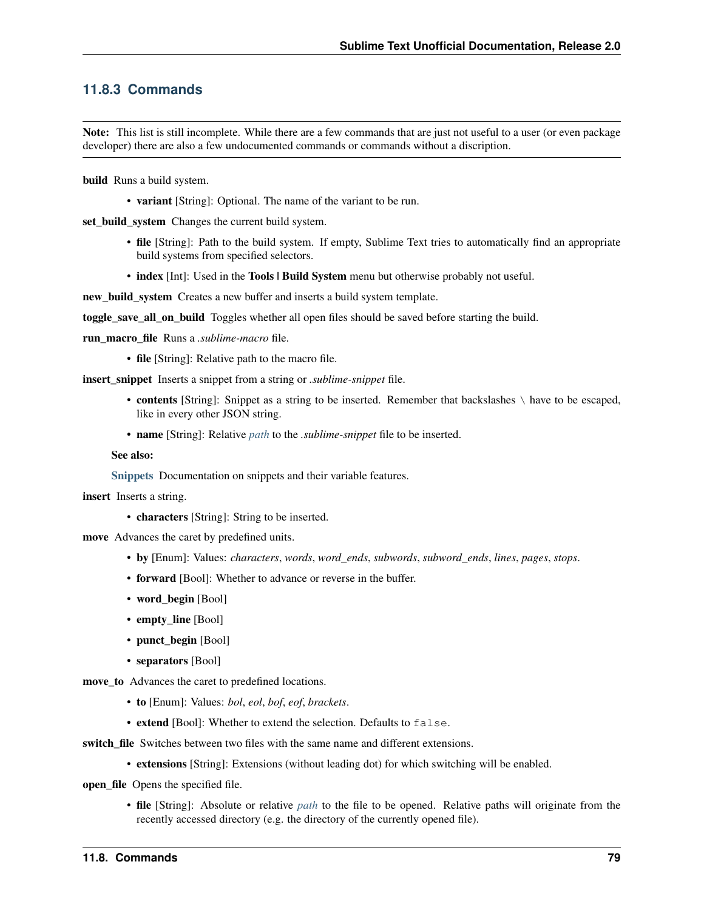### 11.8.3 Commands

**Note:** This list is still incomplete. While there are a few commands that are just not useful to a user (or even package developer) there are also a few undocumented commands or commands without a discription.

**build** Runs a build system.

- **variant** [String]: Optional. The name of the variant to be run.

**set_build_system** Changes the current build system.

- **file** [String]: Path to the build system. If empty, Sublime Text tries to automatically find an appropriate build systems from specified selectors.
- **index** [Int]: Used in the **Tools | Build System** menu but otherwise probably not useful.

**new_build_system** Creates a new buffer and inserts a build system template.

**toggle_save_all_on_build** Toggles whether all open files should be saved before starting the build.

**run_macro_file** Runs a *.sublime-macro* file.

- **file** [String]: Relative path to the macro file.

**insert_snippet** Inserts a snippet from a string or *.sublime-snippet* file.

- **contents** [String]: Snippet as a string to be inserted. Remember that backslashes \ have to be escaped, like in every other JSON string.
- **name** [String]: Relative *path* to the *.sublime-snippet* file to be inserted.

**See also:**

**Snippets** Documentation on snippets and their variable features.

**insert** Inserts a string.

- **characters** [String]: String to be inserted.

**move** Advances the caret by predefined units.

- **by** [Enum]: Values: *characters*, *words*, *word_ends*, *subwords*, *subword_ends*, *lines*, *pages*, *stops*.
- **forward** [Bool]: Whether to advance or reverse in the buffer.
- **word_begin** [Bool]
- **empty_line** [Bool]
- **punct_begin** [Bool]
- **separators** [Bool]

**move_to** Advances the caret to predefined locations.

- **to** [Enum]: Values: *bol*, *eol*, *bof*, *eof*, *brackets*.
- **extend** [Bool]: Whether to extend the selection. Defaults to `false`.

**switch_file** Switches between two files with the same name and different extensions.

- **extensions** [String]: Extensions (without leading dot) for which switching will be enabled.

**open_file** Opens the specified file.

- **file** [String]: Absolute or relative *path* to the file to be opened. Relative paths will originate from the recently accessed directory (e.g. the directory of the currently opened file).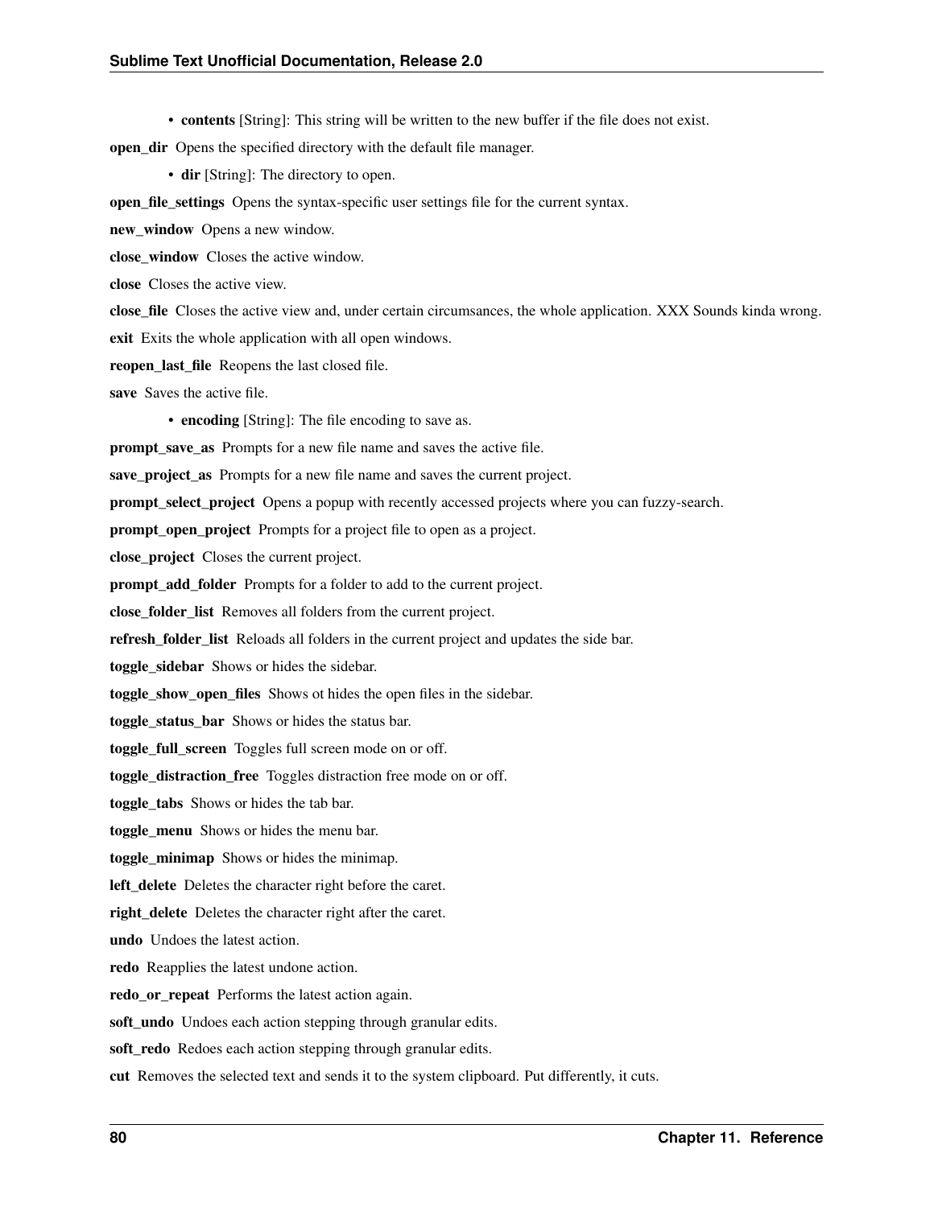- **contents** [String]: This string will be written to the new buffer if the file does not exist.

**open_dir** Opens the specified directory with the default file manager.

- **dir** [String]: The directory to open.

**open_file_settings** Opens the syntax-specific user settings file for the current syntax.

**new_window** Opens a new window.

**close_window** Closes the active window.

**close** Closes the active view.

**close_file** Closes the active view and, under certain circumsances, the whole application. XXX Sounds kinda wrong.

**exit** Exits the whole application with all open windows.

**reopen_last_file** Reopens the last closed file.

**save** Saves the active file.

- **encoding** [String]: The file encoding to save as.

**prompt_save_as** Prompts for a new file name and saves the active file.

**save_project_as** Prompts for a new file name and saves the current project.

**prompt_select_project** Opens a popup with recently accessed projects where you can fuzzy-search.

**prompt_open_project** Prompts for a project file to open as a project.

**close_project** Closes the current project.

**prompt_add_folder** Prompts for a folder to add to the current project.

**close_folder_list** Removes all folders from the current project.

**refresh_folder_list** Reloads all folders in the current project and updates the side bar.

**toggle_sidebar** Shows or hides the sidebar.

**toggle_show_open_files** Shows ot hides the open files in the sidebar.

**toggle_status_bar** Shows or hides the status bar.

**toggle_full_screen** Toggles full screen mode on or off.

**toggle_distraction_free** Toggles distraction free mode on or off.

**toggle_tabs** Shows or hides the tab bar.

**toggle_menu** Shows or hides the menu bar.

**toggle_minimap** Shows or hides the minimap.

**left_delete** Deletes the character right before the caret.

**right_delete** Deletes the character right after the caret.

**undo** Undoes the latest action.

**redo** Reapplies the latest undone action.

**redo_or_repeat** Performs the latest action again.

**soft_undo** Undoes each action stepping through granular edits.

**soft_redo** Redoes each action stepping through granular edits.

**cut** Removes the selected text and sends it to the system clipboard. Put differently, it cuts.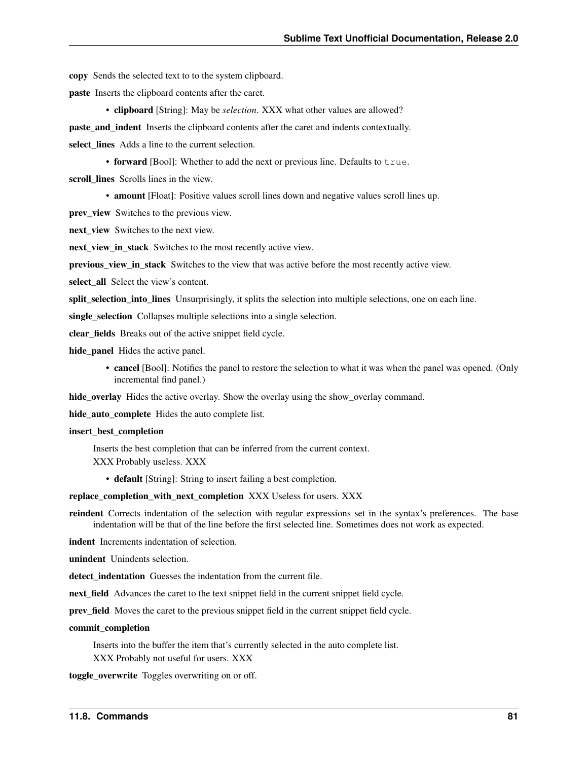**copy** Sends the selected text to to the system clipboard.

**paste** Inserts the clipboard contents after the caret.

- **clipboard** [String]: May be *selection*. XXX what other values are allowed?

**paste_and_indent** Inserts the clipboard contents after the caret and indents contextually.

**select_lines** Adds a line to the current selection.

- **forward** [Bool]: Whether to add the next or previous line. Defaults to `true`.

**scroll_lines** Scrolls lines in the view.

- **amount** [Float]: Positive values scroll lines down and negative values scroll lines up.

**prev_view** Switches to the previous view.

**next_view** Switches to the next view.

**next_view_in_stack** Switches to the most recently active view.

**previous_view_in_stack** Switches to the view that was active before the most recently active view.

**select_all** Select the view's content.

**split_selection_into_lines** Unsurprisingly, it splits the selection into multiple selections, one on each line.

**single_selection** Collapses multiple selections into a single selection.

**clear_fields** Breaks out of the active snippet field cycle.

**hide_panel** Hides the active panel.

- **cancel** [Bool]: Notifies the panel to restore the selection to what it was when the panel was opened. (Only incremental find panel.)

**hide_overlay** Hides the active overlay. Show the overlay using the show_overlay command.

**hide_auto_complete** Hides the auto complete list.

**insert_best_completion**

Inserts the best completion that can be inferred from the current context.
XXX Probably useless. XXX

- **default** [String]: String to insert failing a best completion.

**replace_completion_with_next_completion** XXX Useless for users. XXX

**reindent** Corrects indentation of the selection with regular expressions set in the syntax's preferences. The base indentation will be that of the line before the first selected line. Sometimes does not work as expected.

**indent** Increments indentation of selection.

**unindent** Unindents selection.

**detect_indentation** Guesses the indentation from the current file.

**next_field** Advances the caret to the text snippet field in the current snippet field cycle.

**prev_field** Moves the caret to the previous snippet field in the current snippet field cycle.

**commit_completion**

Inserts into the buffer the item that's currently selected in the auto complete list.
XXX Probably not useful for users. XXX

**toggle_overwrite** Toggles overwriting on or off.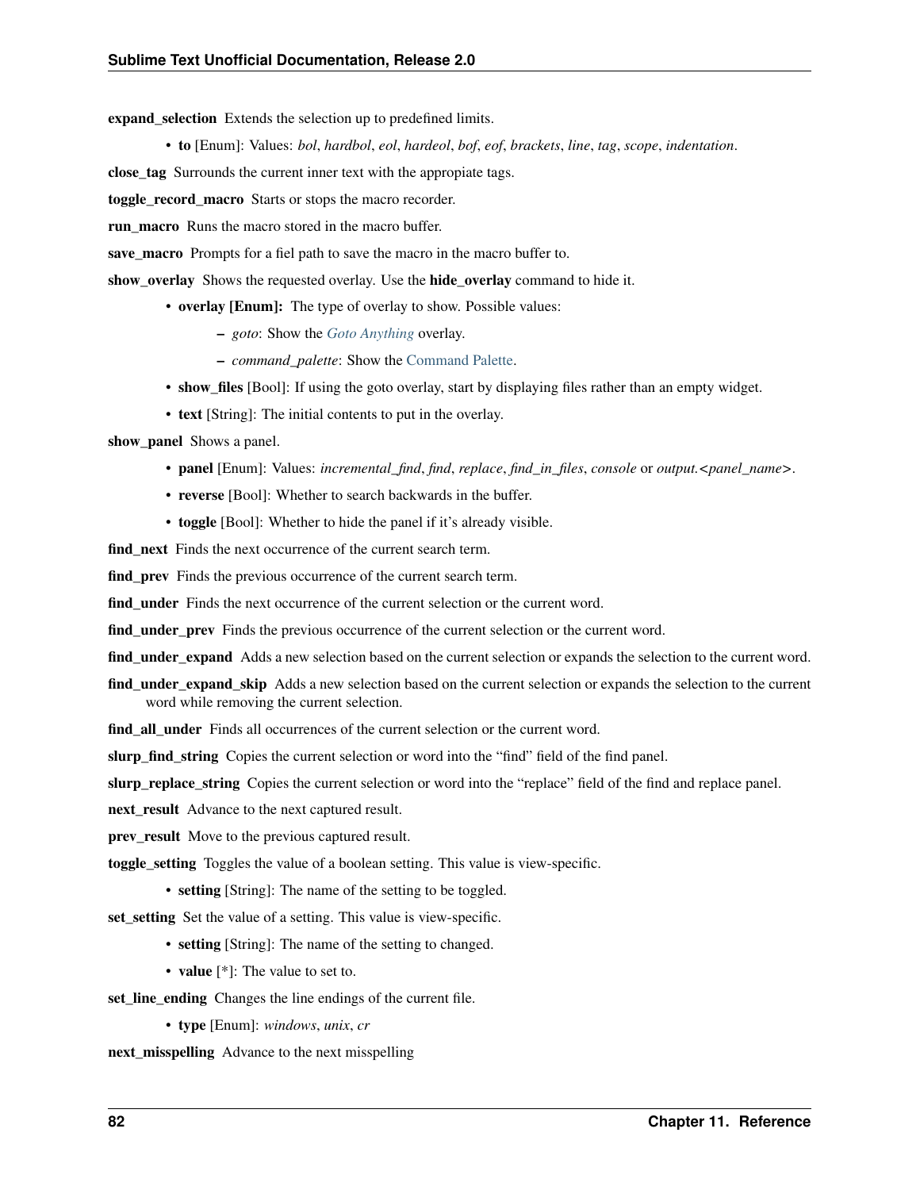**expand_selection** Extends the selection up to predefined limits.

- **to** [Enum]: Values: *bol*, *hardbol*, *eol*, *hardeol*, *bof*, *eof*, *brackets*, *line*, *tag*, *scope*, *indentation*.

**close_tag** Surrounds the current inner text with the appropiate tags.

**toggle_record_macro** Starts or stops the macro recorder.

**run_macro** Runs the macro stored in the macro buffer.

**save_macro** Prompts for a fiel path to save the macro in the macro buffer to.

**show_overlay** Shows the requested overlay. Use the **hide_overlay** command to hide it.

- **overlay [Enum]:** The type of overlay to show. Possible values:
  - *goto*: Show the *Goto Anything* overlay.
  - *command_palette*: Show the Command Palette.
- **show_files** [Bool]: If using the goto overlay, start by displaying files rather than an empty widget.
- **text** [String]: The initial contents to put in the overlay.

**show_panel** Shows a panel.

- **panel** [Enum]: Values: *incremental_find*, *find*, *replace*, *find_in_files*, *console* or *output.<panel_name>*.
- **reverse** [Bool]: Whether to search backwards in the buffer.
- **toggle** [Bool]: Whether to hide the panel if it's already visible.

**find_next** Finds the next occurrence of the current search term.

**find_prev** Finds the previous occurrence of the current search term.

**find_under** Finds the next occurrence of the current selection or the current word.

**find_under_prev** Finds the previous occurrence of the current selection or the current word.

**find_under_expand** Adds a new selection based on the current selection or expands the selection to the current word.

**find_under_expand_skip** Adds a new selection based on the current selection or expands the selection to the current word while removing the current selection.

**find_all_under** Finds all occurrences of the current selection or the current word.

**slurp_find_string** Copies the current selection or word into the "find" field of the find panel.

**slurp_replace_string** Copies the current selection or word into the "replace" field of the find and replace panel.

**next_result** Advance to the next captured result.

**prev_result** Move to the previous captured result.

**toggle_setting** Toggles the value of a boolean setting. This value is view-specific.

- **setting** [String]: The name of the setting to be toggled.

**set_setting** Set the value of a setting. This value is view-specific.

- **setting** [String]: The name of the setting to changed.
- **value** [*]: The value to set to.

**set_line_ending** Changes the line endings of the current file.

- **type** [Enum]: *windows*, *unix*, *cr*

**next_misspelling** Advance to the next misspelling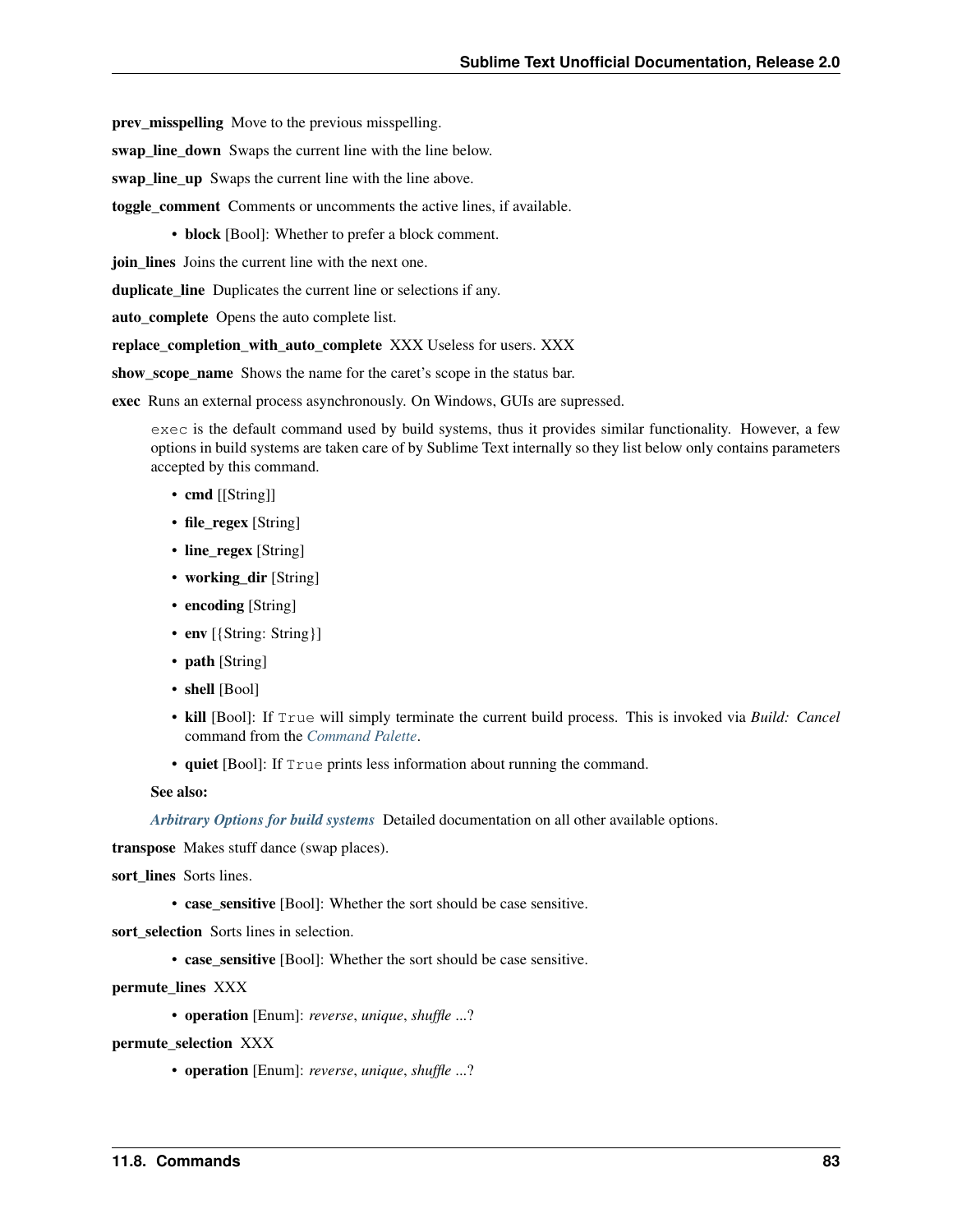**prev_misspelling** Move to the previous misspelling.

**swap_line_down** Swaps the current line with the line below.

**swap_line_up** Swaps the current line with the line above.

**toggle_comment** Comments or uncomments the active lines, if available.

- **block** [Bool]: Whether to prefer a block comment.

**join_lines** Joins the current line with the next one.

**duplicate_line** Duplicates the current line or selections if any.

**auto_complete** Opens the auto complete list.

**replace_completion_with_auto_complete** XXX Useless for users. XXX

**show_scope_name** Shows the name for the caret's scope in the status bar.

**exec** Runs an external process asynchronously. On Windows, GUIs are supressed.

`exec` is the default command used by build systems, thus it provides similar functionality. However, a few options in build systems are taken care of by Sublime Text internally so they list below only contains parameters accepted by this command.

- **cmd** [[String]]
- **file_regex** [String]
- **line_regex** [String]
- **working_dir** [String]
- **encoding** [String]
- **env** [{String: String}]
- **path** [String]
- **shell** [Bool]
- **kill** [Bool]: If `True` will simply terminate the current build process. This is invoked via *Build: Cancel* command from the *Command Palette*.
- **quiet** [Bool]: If `True` prints less information about running the command.

**See also:**

***Arbitrary Options for build systems*** Detailed documentation on all other available options.

**transpose** Makes stuff dance (swap places).

**sort_lines** Sorts lines.

- **case_sensitive** [Bool]: Whether the sort should be case sensitive.

**sort_selection** Sorts lines in selection.

- **case_sensitive** [Bool]: Whether the sort should be case sensitive.

**permute_lines** XXX

- **operation** [Enum]: *reverse*, *unique*, *shuffle* ...?

**permute_selection** XXX

- **operation** [Enum]: *reverse*, *unique*, *shuffle* ...?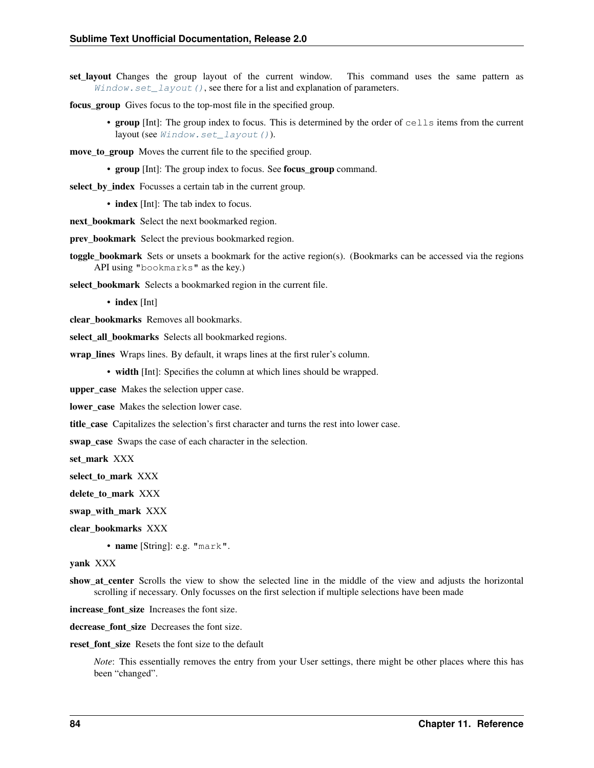**set_layout** Changes the group layout of the current window. This command uses the same pattern as `Window.set_layout()`, see there for a list and explanation of parameters.

**focus_group** Gives focus to the top-most file in the specified group.

- **group** [Int]: The group index to focus. This is determined by the order of `cells` items from the current layout (see `Window.set_layout()`).

**move_to_group** Moves the current file to the specified group.

- **group** [Int]: The group index to focus. See **focus_group** command.

**select_by_index** Focusses a certain tab in the current group.

- **index** [Int]: The tab index to focus.

**next_bookmark** Select the next bookmarked region.

**prev_bookmark** Select the previous bookmarked region.

**toggle_bookmark** Sets or unsets a bookmark for the active region(s). (Bookmarks can be accessed via the regions API using `"bookmarks"` as the key.)

**select_bookmark** Selects a bookmarked region in the current file.

- **index** [Int]

**clear_bookmarks** Removes all bookmarks.

**select_all_bookmarks** Selects all bookmarked regions.

**wrap_lines** Wraps lines. By default, it wraps lines at the first ruler's column.

- **width** [Int]: Specifies the column at which lines should be wrapped.

**upper_case** Makes the selection upper case.

**lower_case** Makes the selection lower case.

**title_case** Capitalizes the selection's first character and turns the rest into lower case.

**swap_case** Swaps the case of each character in the selection.

**set_mark** XXX

**select_to_mark** XXX

**delete_to_mark** XXX

**swap_with_mark** XXX

**clear_bookmarks** XXX

- **name** [String]: e.g. `"mark"`.

**yank** XXX

**show_at_center** Scrolls the view to show the selected line in the middle of the view and adjusts the horizontal scrolling if necessary. Only focusses on the first selection if multiple selections have been made

**increase_font_size** Increases the font size.

**decrease_font_size** Decreases the font size.

**reset_font_size** Resets the font size to the default

*Note*: This essentially removes the entry from your User settings, there might be other places where this has been "changed".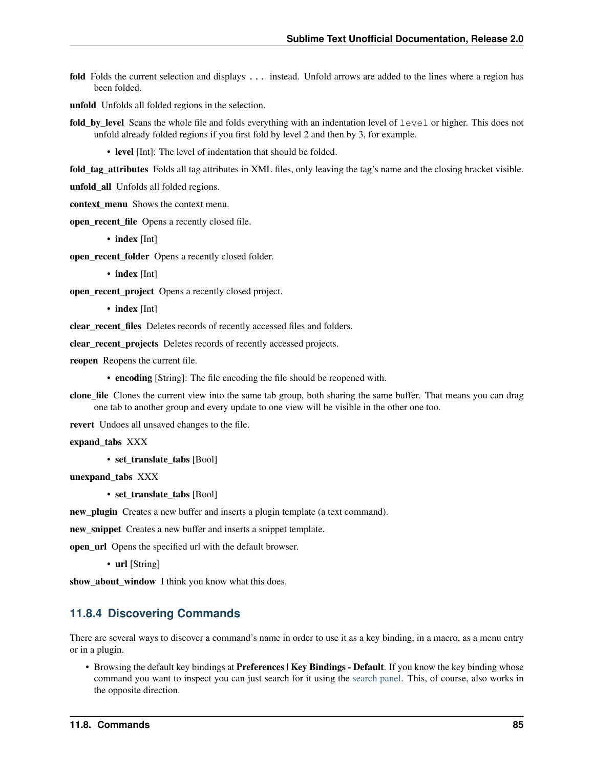**fold** Folds the current selection and displays `...` instead. Unfold arrows are added to the lines where a region has been folded.

**unfold** Unfolds all folded regions in the selection.

**fold_by_level** Scans the whole file and folds everything with an indentation level of `level` or higher. This does not unfold already folded regions if you first fold by level 2 and then by 3, for example.

- **level** [Int]: The level of indentation that should be folded.

**fold_tag_attributes** Folds all tag attributes in XML files, only leaving the tag's name and the closing bracket visible.

**unfold_all** Unfolds all folded regions.

**context_menu** Shows the context menu.

**open_recent_file** Opens a recently closed file.

- **index** [Int]

**open_recent_folder** Opens a recently closed folder.

- **index** [Int]

**open_recent_project** Opens a recently closed project.

- **index** [Int]

**clear_recent_files** Deletes records of recently accessed files and folders.

**clear_recent_projects** Deletes records of recently accessed projects.

**reopen** Reopens the current file.

- **encoding** [String]: The file encoding the file should be reopened with.

**clone_file** Clones the current view into the same tab group, both sharing the same buffer. That means you can drag one tab to another group and every update to one view will be visible in the other one too.

**revert** Undoes all unsaved changes to the file.

**expand_tabs** XXX

- **set_translate_tabs** [Bool]

**unexpand_tabs** XXX

- **set_translate_tabs** [Bool]

**new_plugin** Creates a new buffer and inserts a plugin template (a text command).

**new_snippet** Creates a new buffer and inserts a snippet template.

**open_url** Opens the specified url with the default browser.

- **url** [String]

**show_about_window** I think you know what this does.

### 11.8.4 Discovering Commands

There are several ways to discover a command's name in order to use it as a key binding, in a macro, as a menu entry or in a plugin.

- Browsing the default key bindings at **Preferences | Key Bindings - Default**. If you know the key binding whose command you want to inspect you can just search for it using the search panel. This, of course, also works in the opposite direction.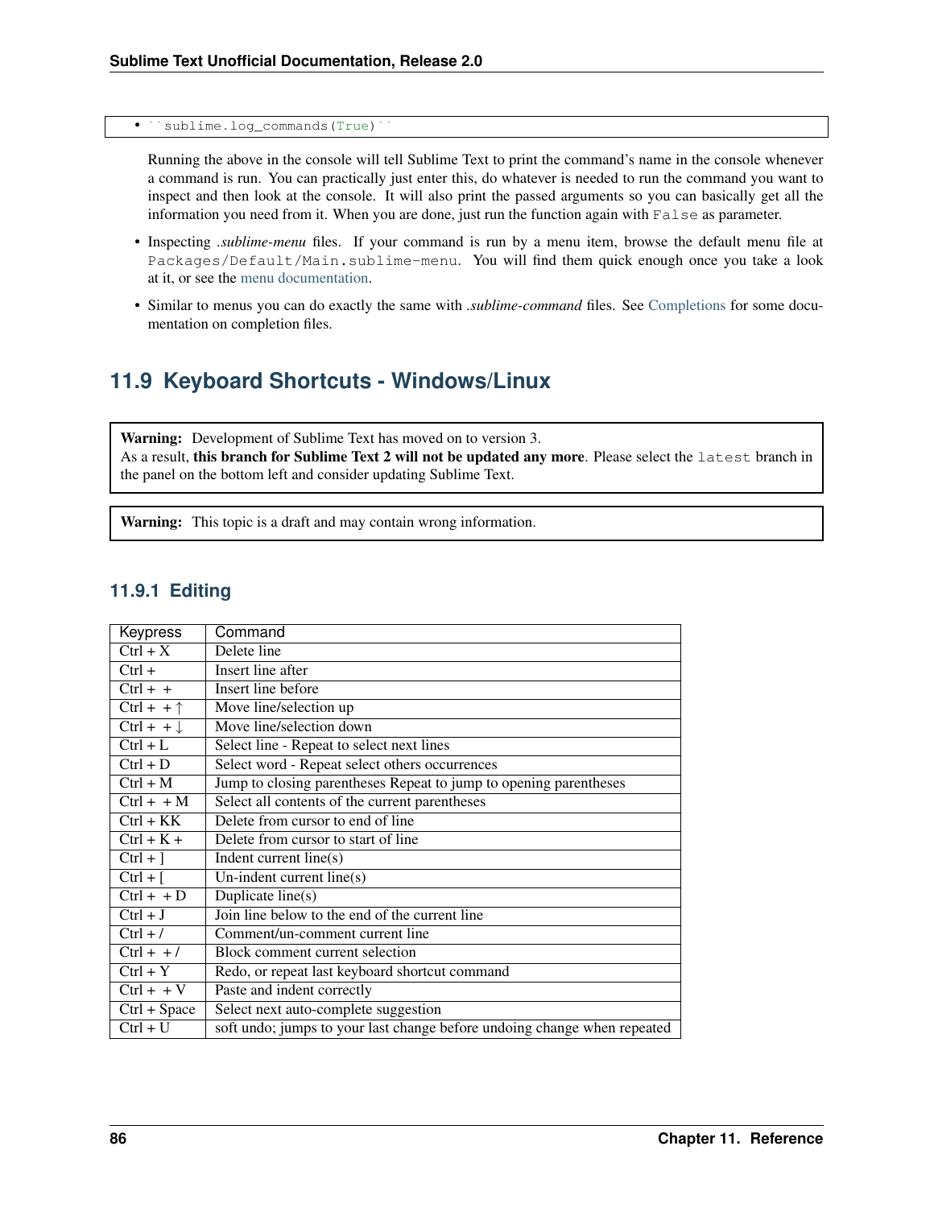- ``sublime.log_commands(True)``

  Running the above in the console will tell Sublime Text to print the command's name in the console whenever a command is run. You can practically just enter this, do whatever is needed to run the command you want to inspect and then look at the console. It will also print the passed arguments so you can basically get all the information you need from it. When you are done, just run the function again with `False` as parameter.

- Inspecting *.sublime-menu* files. If your command is run by a menu item, browse the default menu file at `Packages/Default/Main.sublime-menu`. You will find them quick enough once you take a look at it, or see the menu documentation.

- Similar to menus you can do exactly the same with *.sublime-command* files. See Completions for some documentation on completion files.

## 11.9 Keyboard Shortcuts - Windows/Linux

> **Warning:** Development of Sublime Text has moved on to version 3.
> As a result, **this branch for Sublime Text 2 will not be updated any more**. Please select the `latest` branch in the panel on the bottom left and consider updating Sublime Text.

> **Warning:** This topic is a draft and may contain wrong information.

### 11.9.1 Editing

| Keypress | Command |
|---|---|
| Ctrl + X | Delete line |
| Ctrl + | Insert line after |
| Ctrl + + | Insert line before |
| Ctrl + + ↑ | Move line/selection up |
| Ctrl + + ↓ | Move line/selection down |
| Ctrl + L | Select line - Repeat to select next lines |
| Ctrl + D | Select word - Repeat select others occurrences |
| Ctrl + M | Jump to closing parentheses Repeat to jump to opening parentheses |
| Ctrl + + M | Select all contents of the current parentheses |
| Ctrl + KK | Delete from cursor to end of line |
| Ctrl + K + | Delete from cursor to start of line |
| Ctrl + ] | Indent current line(s) |
| Ctrl + [ | Un-indent current line(s) |
| Ctrl + + D | Duplicate line(s) |
| Ctrl + J | Join line below to the end of the current line |
| Ctrl + / | Comment/un-comment current line |
| Ctrl + + / | Block comment current selection |
| Ctrl + Y | Redo, or repeat last keyboard shortcut command |
| Ctrl + + V | Paste and indent correctly |
| Ctrl + Space | Select next auto-complete suggestion |
| Ctrl + U | soft undo; jumps to your last change before undoing change when repeated |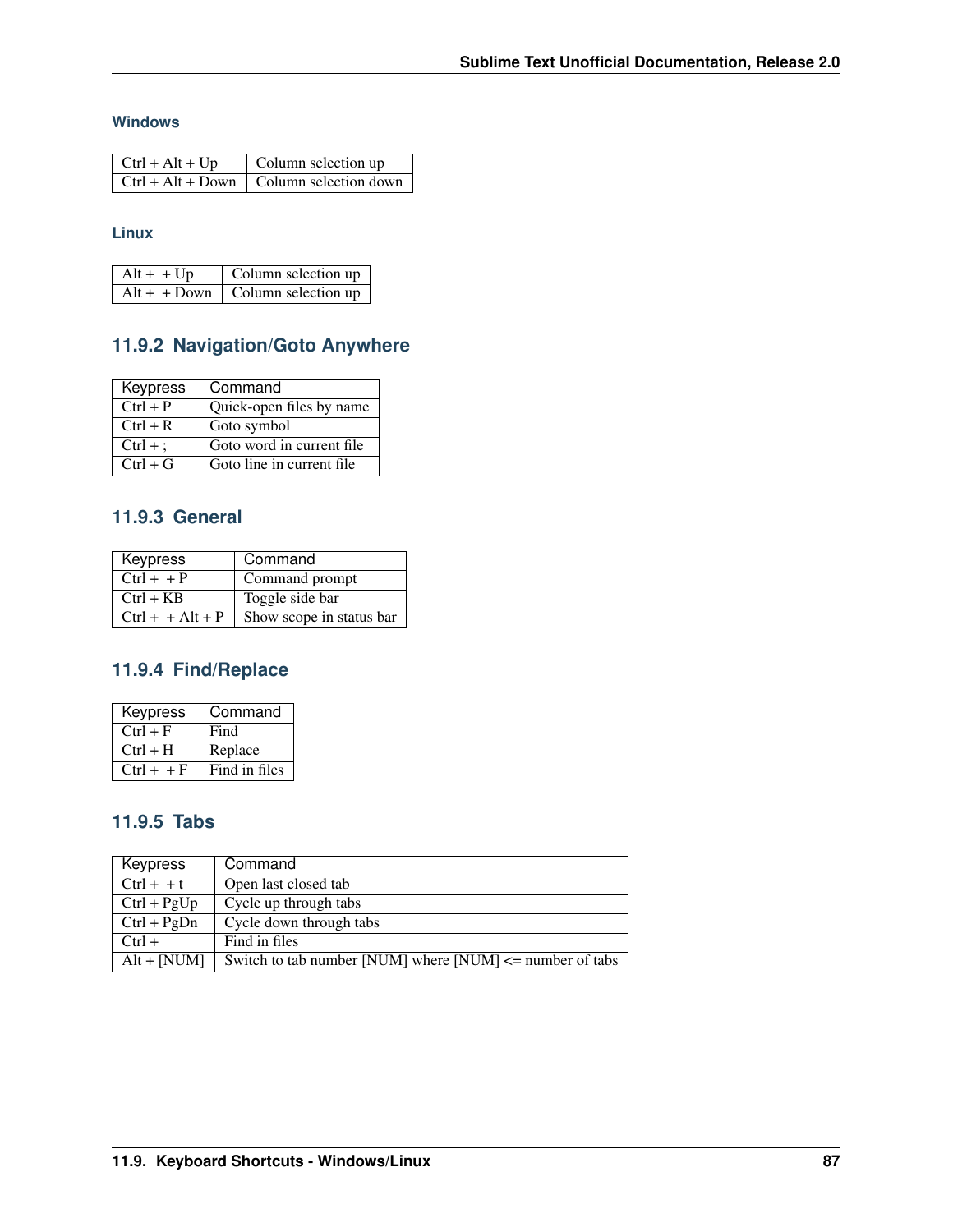#### Windows

| | |
|---|---|
| Ctrl + Alt + Up | Column selection up |
| Ctrl + Alt + Down | Column selection down |

#### Linux

| | |
|---|---|
| Alt +  + Up | Column selection up |
| Alt +  + Down | Column selection up |

### 11.9.2 Navigation/Goto Anywhere

| Keypress | Command |
|---|---|
| Ctrl + P | Quick-open files by name |
| Ctrl + R | Goto symbol |
| Ctrl + ; | Goto word in current file |
| Ctrl + G | Goto line in current file |

### 11.9.3 General

| Keypress | Command |
|---|---|
| Ctrl +  + P | Command prompt |
| Ctrl + KB | Toggle side bar |
| Ctrl +  + Alt + P | Show scope in status bar |

### 11.9.4 Find/Replace

| Keypress | Command |
|---|---|
| Ctrl + F | Find |
| Ctrl + H | Replace |
| Ctrl +  + F | Find in files |

### 11.9.5 Tabs

| Keypress | Command |
|---|---|
| Ctrl +  + t | Open last closed tab |
| Ctrl + PgUp | Cycle up through tabs |
| Ctrl + PgDn | Cycle down through tabs |
| Ctrl + | Find in files |
| Alt + [NUM] | Switch to tab number [NUM] where [NUM] <= number of tabs |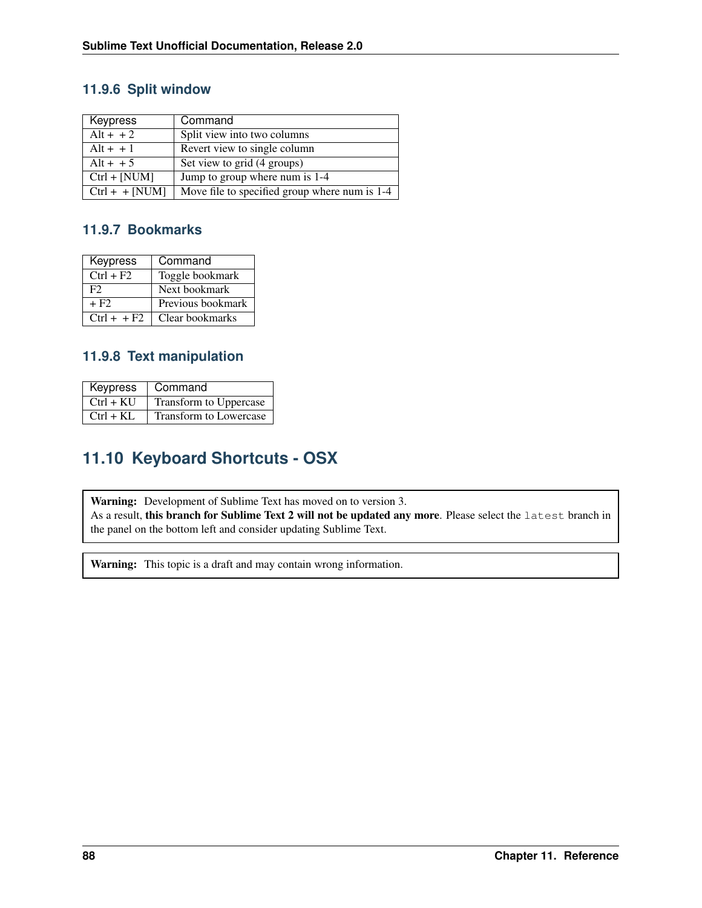### 11.9.6 Split window

| Keypress | Command |
|---|---|
| Alt + + 2 | Split view into two columns |
| Alt + + 1 | Revert view to single column |
| Alt + + 5 | Set view to grid (4 groups) |
| Ctrl + [NUM] | Jump to group where num is 1-4 |
| Ctrl + + [NUM] | Move file to specified group where num is 1-4 |

### 11.9.7 Bookmarks

| Keypress | Command |
|---|---|
| Ctrl + F2 | Toggle bookmark |
| F2 | Next bookmark |
| + F2 | Previous bookmark |
| Ctrl + + F2 | Clear bookmarks |

### 11.9.8 Text manipulation

| Keypress | Command |
|---|---|
| Ctrl + KU | Transform to Uppercase |
| Ctrl + KL | Transform to Lowercase |

## 11.10 Keyboard Shortcuts - OSX

> **Warning:** Development of Sublime Text has moved on to version 3.
> As a result, **this branch for Sublime Text 2 will not be updated any more**. Please select the `latest` branch in the panel on the bottom left and consider updating Sublime Text.

> **Warning:** This topic is a draft and may contain wrong information.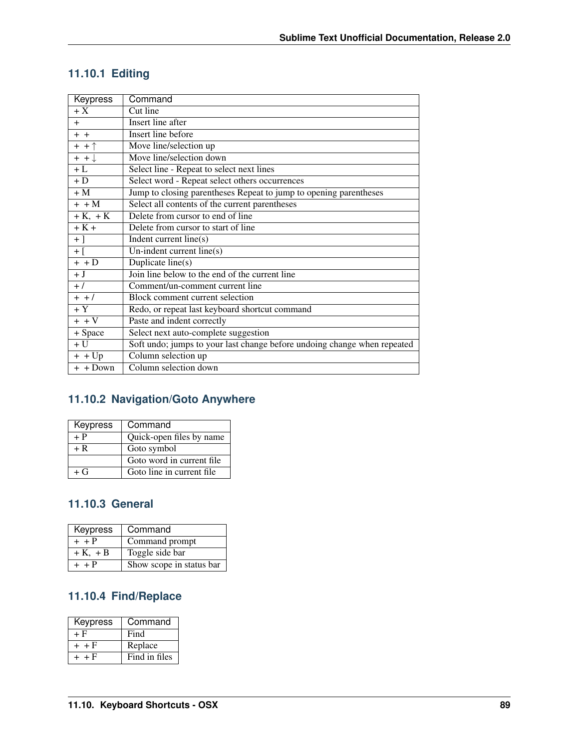### 11.10.1 Editing

| Keypress | Command |
|---|---|
| + X | Cut line |
| + | Insert line after |
| + + | Insert line before |
| + + ↑ | Move line/selection up |
| + + ↓ | Move line/selection down |
| + L | Select line - Repeat to select next lines |
| + D | Select word - Repeat select others occurrences |
| + M | Jump to closing parentheses Repeat to jump to opening parentheses |
| + + M | Select all contents of the current parentheses |
| + K, + K | Delete from cursor to end of line |
| + K + | Delete from cursor to start of line |
| + ] | Indent current line(s) |
| + [ | Un-indent current line(s) |
| + + D | Duplicate line(s) |
| + J | Join line below to the end of the current line |
| + / | Comment/un-comment current line |
| + + / | Block comment current selection |
| + Y | Redo, or repeat last keyboard shortcut command |
| + + V | Paste and indent correctly |
| + Space | Select next auto-complete suggestion |
| + U | Soft undo; jumps to your last change before undoing change when repeated |
| + + Up | Column selection up |
| + + Down | Column selection down |

### 11.10.2 Navigation/Goto Anywhere

| Keypress | Command |
|---|---|
| + P | Quick-open files by name |
| + R | Goto symbol |
| | Goto word in current file |
| + G | Goto line in current file |

### 11.10.3 General

| Keypress | Command |
|---|---|
| + + P | Command prompt |
| + K, + B | Toggle side bar |
| + + P | Show scope in status bar |

### 11.10.4 Find/Replace

| Keypress | Command |
|---|---|
| + F | Find |
| + + F | Replace |
| + + F | Find in files |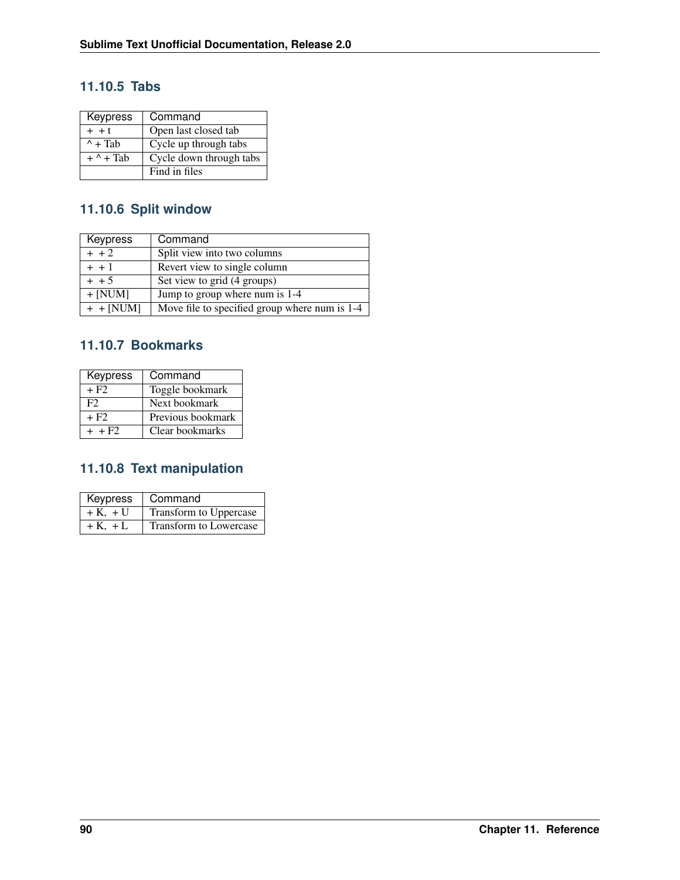### 11.10.5 Tabs

| Keypress | Command |
|---|---|
| + + t | Open last closed tab |
| ^ + Tab | Cycle up through tabs |
| + ^ + Tab | Cycle down through tabs |
| | Find in files |

### 11.10.6 Split window

| Keypress | Command |
|---|---|
| + + 2 | Split view into two columns |
| + + 1 | Revert view to single column |
| + + 5 | Set view to grid (4 groups) |
| + [NUM] | Jump to group where num is 1-4 |
| + + [NUM] | Move file to specified group where num is 1-4 |

### 11.10.7 Bookmarks

| Keypress | Command |
|---|---|
| + F2 | Toggle bookmark |
| F2 | Next bookmark |
| + F2 | Previous bookmark |
| + + F2 | Clear bookmarks |

### 11.10.8 Text manipulation

| Keypress | Command |
|---|---|
| + K, + U | Transform to Uppercase |
| + K, + L | Transform to Lowercase |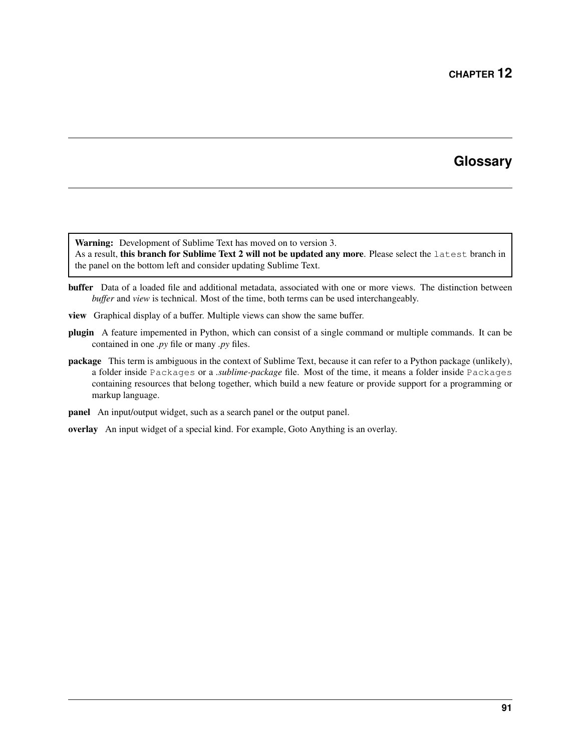# CHAPTER 12

# Glossary

> **Warning:** Development of Sublime Text has moved on to version 3.
> As a result, **this branch for Sublime Text 2 will not be updated any more**. Please select the `latest` branch in the panel on the bottom left and consider updating Sublime Text.

**buffer** Data of a loaded file and additional metadata, associated with one or more views. The distinction between *buffer* and *view* is technical. Most of the time, both terms can be used interchangeably.

**view** Graphical display of a buffer. Multiple views can show the same buffer.

**plugin** A feature impemented in Python, which can consist of a single command or multiple commands. It can be contained in one *.py* file or many *.py* files.

**package** This term is ambiguous in the context of Sublime Text, because it can refer to a Python package (unlikely), a folder inside `Packages` or a *.sublime-package* file. Most of the time, it means a folder inside `Packages` containing resources that belong together, which build a new feature or provide support for a programming or markup language.

**panel** An input/output widget, such as a search panel or the output panel.

**overlay** An input widget of a special kind. For example, Goto Anything is an overlay.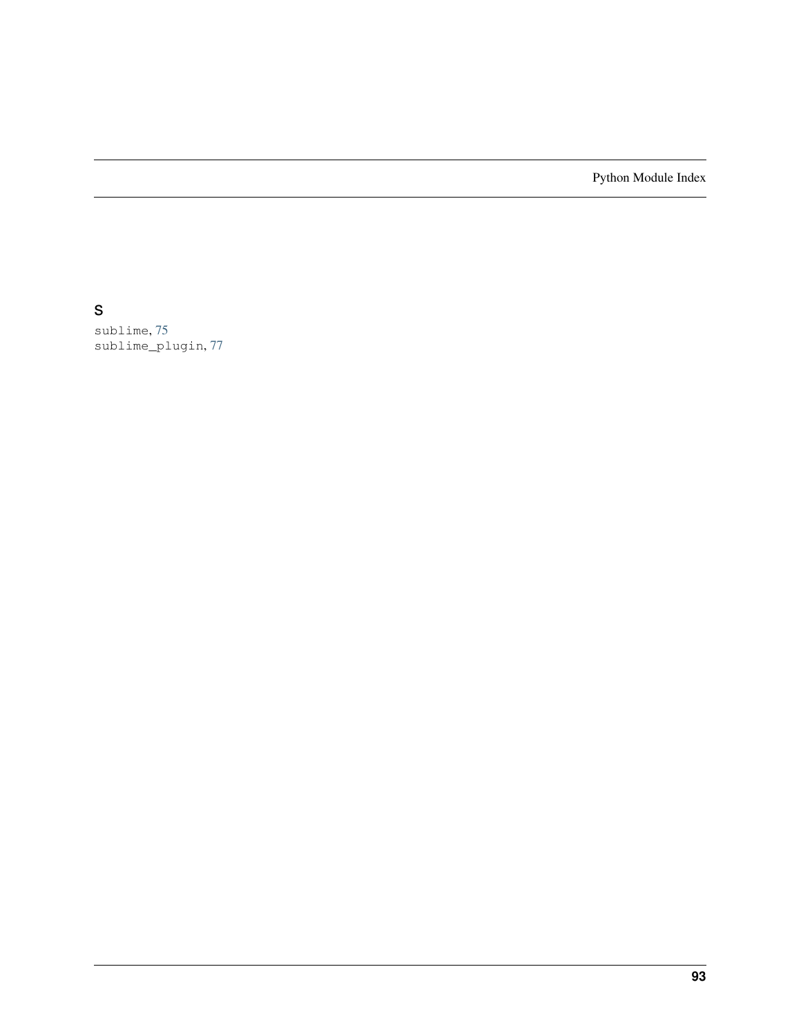# Python Module Index

## S

sublime, 75
sublime_plugin, 77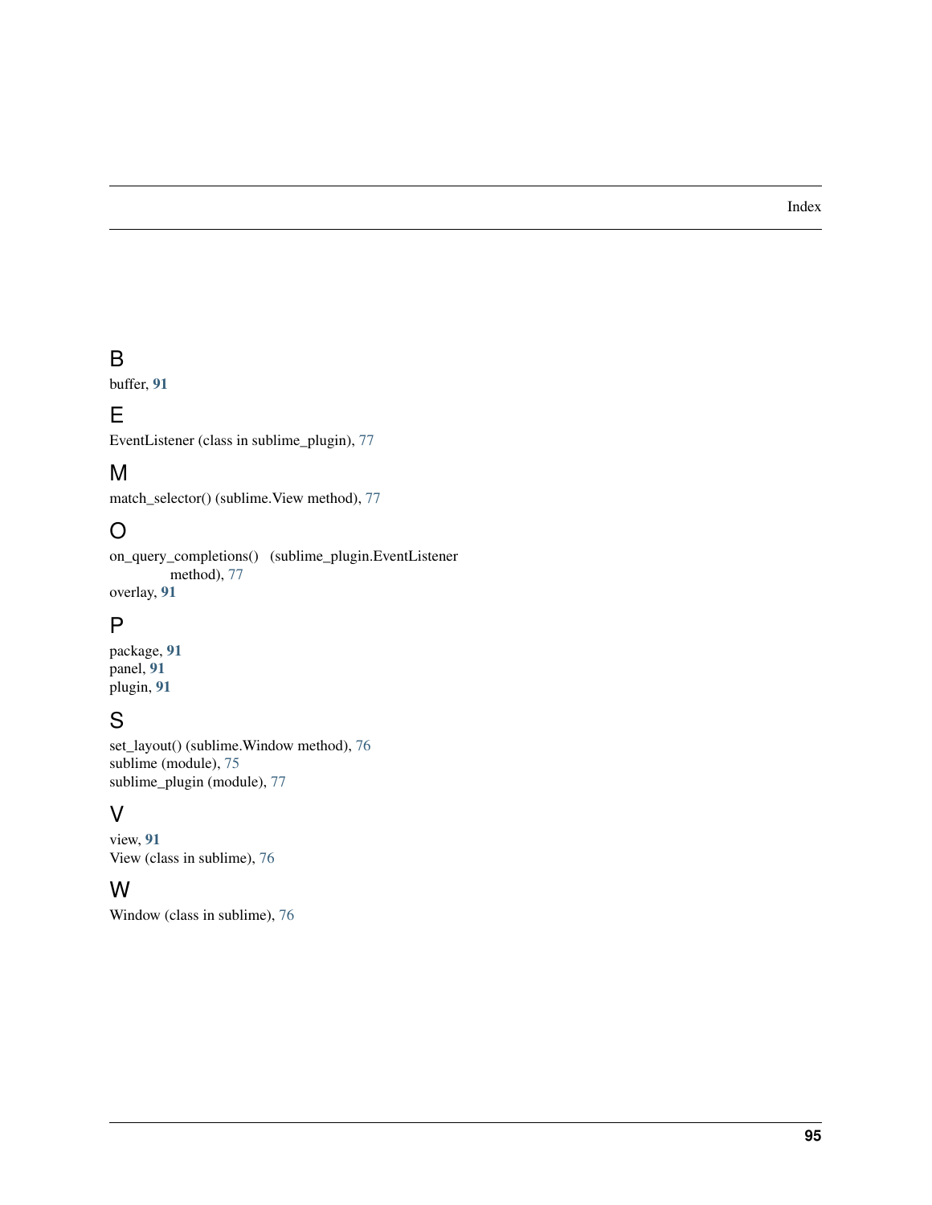# Index

## B

buffer, **91**

## E

EventListener (class in sublime_plugin), 77

## M

match_selector() (sublime.View method), 77

## O

on_query_completions() (sublime_plugin.EventListener method), 77

overlay, **91**

## P

package, **91**

panel, **91**

plugin, **91**

## S

set_layout() (sublime.Window method), 76

sublime (module), 75

sublime_plugin (module), 77

## V

view, **91**

View (class in sublime), 76

## W

Window (class in sublime), 76